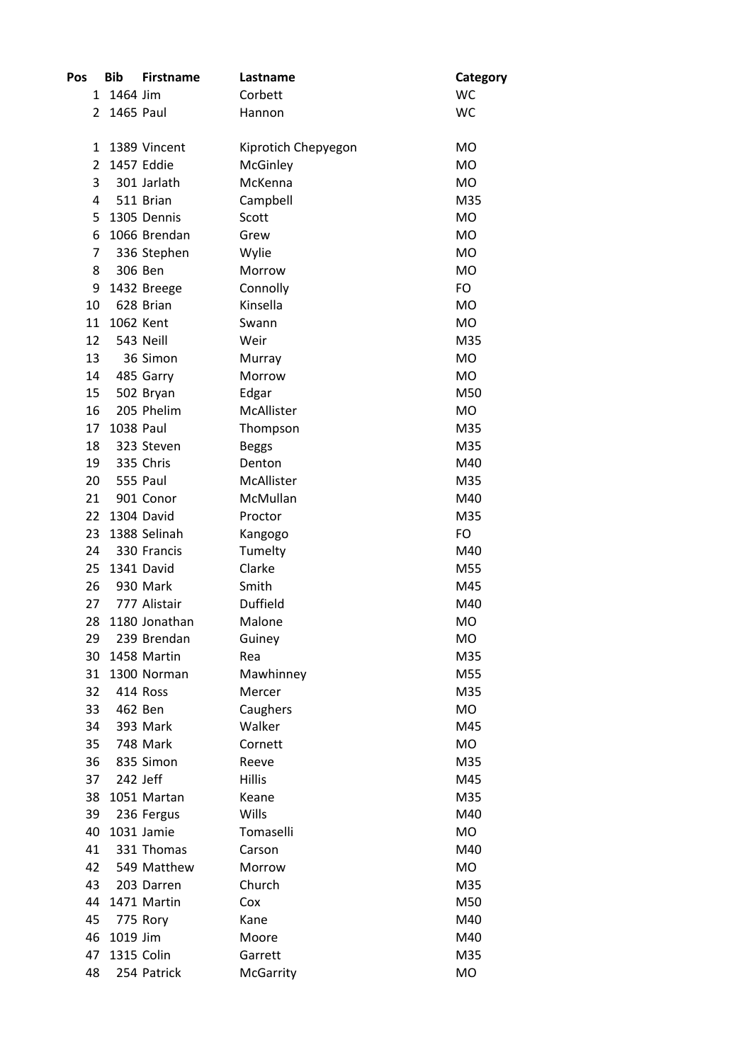| Pos | Bib | Firstname | Lastname | Category |
|---|---|---|---|---|
| 1 | 1464 | Jim | Corbett | WC |
| 2 | 1465 | Paul | Hannon | WC |
| | | | | |
| 1 | 1389 | Vincent | Kiprotich Chepyegon | MO |
| 2 | 1457 | Eddie | McGinley | MO |
| 3 | 301 | Jarlath | McKenna | MO |
| 4 | 511 | Brian | Campbell | M35 |
| 5 | 1305 | Dennis | Scott | MO |
| 6 | 1066 | Brendan | Grew | MO |
| 7 | 336 | Stephen | Wylie | MO |
| 8 | 306 | Ben | Morrow | MO |
| 9 | 1432 | Breege | Connolly | FO |
| 10 | 628 | Brian | Kinsella | MO |
| 11 | 1062 | Kent | Swann | MO |
| 12 | 543 | Neill | Weir | M35 |
| 13 | 36 | Simon | Murray | MO |
| 14 | 485 | Garry | Morrow | MO |
| 15 | 502 | Bryan | Edgar | M50 |
| 16 | 205 | Phelim | McAllister | MO |
| 17 | 1038 | Paul | Thompson | M35 |
| 18 | 323 | Steven | Beggs | M35 |
| 19 | 335 | Chris | Denton | M40 |
| 20 | 555 | Paul | McAllister | M35 |
| 21 | 901 | Conor | McMullan | M40 |
| 22 | 1304 | David | Proctor | M35 |
| 23 | 1388 | Selinah | Kangogo | FO |
| 24 | 330 | Francis | Tumelty | M40 |
| 25 | 1341 | David | Clarke | M55 |
| 26 | 930 | Mark | Smith | M45 |
| 27 | 777 | Alistair | Duffield | M40 |
| 28 | 1180 | Jonathan | Malone | MO |
| 29 | 239 | Brendan | Guiney | MO |
| 30 | 1458 | Martin | Rea | M35 |
| 31 | 1300 | Norman | Mawhinney | M55 |
| 32 | 414 | Ross | Mercer | M35 |
| 33 | 462 | Ben | Caughers | MO |
| 34 | 393 | Mark | Walker | M45 |
| 35 | 748 | Mark | Cornett | MO |
| 36 | 835 | Simon | Reeve | M35 |
| 37 | 242 | Jeff | Hillis | M45 |
| 38 | 1051 | Martan | Keane | M35 |
| 39 | 236 | Fergus | Wills | M40 |
| 40 | 1031 | Jamie | Tomaselli | MO |
| 41 | 331 | Thomas | Carson | M40 |
| 42 | 549 | Matthew | Morrow | MO |
| 43 | 203 | Darren | Church | M35 |
| 44 | 1471 | Martin | Cox | M50 |
| 45 | 775 | Rory | Kane | M40 |
| 46 | 1019 | Jim | Moore | M40 |
| 47 | 1315 | Colin | Garrett | M35 |
| 48 | 254 | Patrick | McGarrity | MO |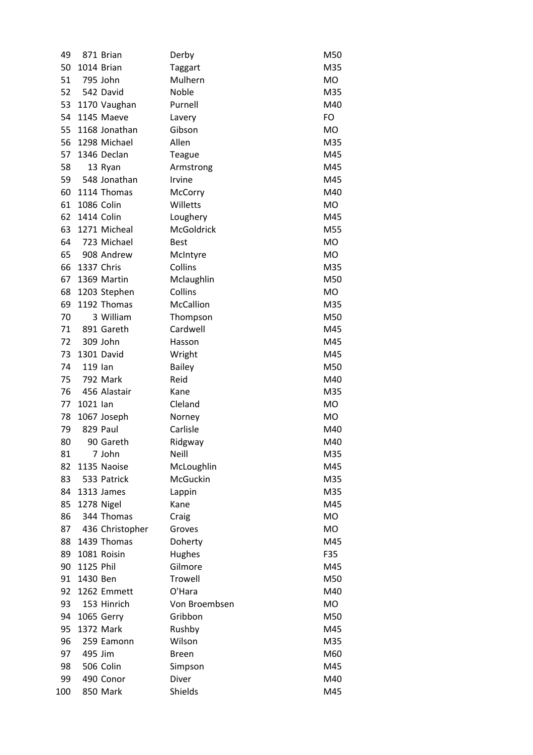| | | | | |
|---|---|---|---|---|
| 49 | 871 | Brian | Derby | M50 |
| 50 | 1014 | Brian | Taggart | M35 |
| 51 | 795 | John | Mulhern | MO |
| 52 | 542 | David | Noble | M35 |
| 53 | 1170 | Vaughan | Purnell | M40 |
| 54 | 1145 | Maeve | Lavery | FO |
| 55 | 1168 | Jonathan | Gibson | MO |
| 56 | 1298 | Michael | Allen | M35 |
| 57 | 1346 | Declan | Teague | M45 |
| 58 | 13 | Ryan | Armstrong | M45 |
| 59 | 548 | Jonathan | Irvine | M45 |
| 60 | 1114 | Thomas | McCorry | M40 |
| 61 | 1086 | Colin | Willetts | MO |
| 62 | 1414 | Colin | Loughery | M45 |
| 63 | 1271 | Micheal | McGoldrick | M55 |
| 64 | 723 | Michael | Best | MO |
| 65 | 908 | Andrew | McIntyre | MO |
| 66 | 1337 | Chris | Collins | M35 |
| 67 | 1369 | Martin | Mclaughlin | M50 |
| 68 | 1203 | Stephen | Collins | MO |
| 69 | 1192 | Thomas | McCallion | M35 |
| 70 | 3 | William | Thompson | M50 |
| 71 | 891 | Gareth | Cardwell | M45 |
| 72 | 309 | John | Hasson | M45 |
| 73 | 1301 | David | Wright | M45 |
| 74 | 119 | Ian | Bailey | M50 |
| 75 | 792 | Mark | Reid | M40 |
| 76 | 456 | Alastair | Kane | M35 |
| 77 | 1021 | Ian | Cleland | MO |
| 78 | 1067 | Joseph | Norney | MO |
| 79 | 829 | Paul | Carlisle | M40 |
| 80 | 90 | Gareth | Ridgway | M40 |
| 81 | 7 | John | Neill | M35 |
| 82 | 1135 | Naoise | McLoughlin | M45 |
| 83 | 533 | Patrick | McGuckin | M35 |
| 84 | 1313 | James | Lappin | M35 |
| 85 | 1278 | Nigel | Kane | M45 |
| 86 | 344 | Thomas | Craig | MO |
| 87 | 436 | Christopher | Groves | MO |
| 88 | 1439 | Thomas | Doherty | M45 |
| 89 | 1081 | Roisin | Hughes | F35 |
| 90 | 1125 | Phil | Gilmore | M45 |
| 91 | 1430 | Ben | Trowell | M50 |
| 92 | 1262 | Emmett | O'Hara | M40 |
| 93 | 153 | Hinrich | Von Broembsen | MO |
| 94 | 1065 | Gerry | Gribbon | M50 |
| 95 | 1372 | Mark | Rushby | M45 |
| 96 | 259 | Eamonn | Wilson | M35 |
| 97 | 495 | Jim | Breen | M60 |
| 98 | 506 | Colin | Simpson | M45 |
| 99 | 490 | Conor | Diver | M40 |
| 100 | 850 | Mark | Shields | M45 |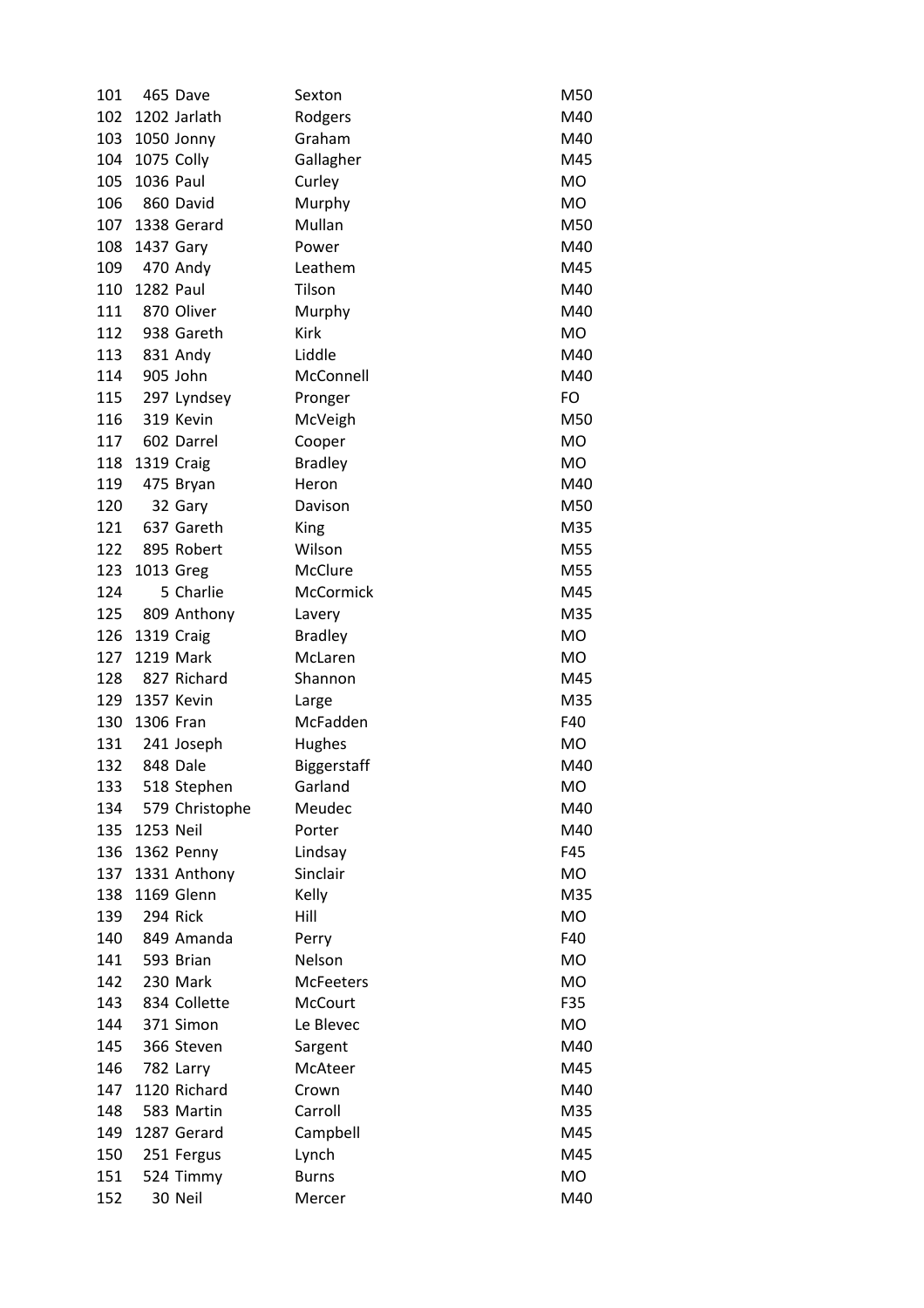| | | | | |
|---|---|---|---|---|
| 101 | 465 | Dave | Sexton | M50 |
| 102 | 1202 | Jarlath | Rodgers | M40 |
| 103 | 1050 | Jonny | Graham | M40 |
| 104 | 1075 | Colly | Gallagher | M45 |
| 105 | 1036 | Paul | Curley | MO |
| 106 | 860 | David | Murphy | MO |
| 107 | 1338 | Gerard | Mullan | M50 |
| 108 | 1437 | Gary | Power | M40 |
| 109 | 470 | Andy | Leathem | M45 |
| 110 | 1282 | Paul | Tilson | M40 |
| 111 | 870 | Oliver | Murphy | M40 |
| 112 | 938 | Gareth | Kirk | MO |
| 113 | 831 | Andy | Liddle | M40 |
| 114 | 905 | John | McConnell | M40 |
| 115 | 297 | Lyndsey | Pronger | FO |
| 116 | 319 | Kevin | McVeigh | M50 |
| 117 | 602 | Darrel | Cooper | MO |
| 118 | 1319 | Craig | Bradley | MO |
| 119 | 475 | Bryan | Heron | M40 |
| 120 | 32 | Gary | Davison | M50 |
| 121 | 637 | Gareth | King | M35 |
| 122 | 895 | Robert | Wilson | M55 |
| 123 | 1013 | Greg | McClure | M55 |
| 124 | 5 | Charlie | McCormick | M45 |
| 125 | 809 | Anthony | Lavery | M35 |
| 126 | 1319 | Craig | Bradley | MO |
| 127 | 1219 | Mark | McLaren | MO |
| 128 | 827 | Richard | Shannon | M45 |
| 129 | 1357 | Kevin | Large | M35 |
| 130 | 1306 | Fran | McFadden | F40 |
| 131 | 241 | Joseph | Hughes | MO |
| 132 | 848 | Dale | Biggerstaff | M40 |
| 133 | 518 | Stephen | Garland | MO |
| 134 | 579 | Christophe | Meudec | M40 |
| 135 | 1253 | Neil | Porter | M40 |
| 136 | 1362 | Penny | Lindsay | F45 |
| 137 | 1331 | Anthony | Sinclair | MO |
| 138 | 1169 | Glenn | Kelly | M35 |
| 139 | 294 | Rick | Hill | MO |
| 140 | 849 | Amanda | Perry | F40 |
| 141 | 593 | Brian | Nelson | MO |
| 142 | 230 | Mark | McFeeters | MO |
| 143 | 834 | Collette | McCourt | F35 |
| 144 | 371 | Simon | Le Blevec | MO |
| 145 | 366 | Steven | Sargent | M40 |
| 146 | 782 | Larry | McAteer | M45 |
| 147 | 1120 | Richard | Crown | M40 |
| 148 | 583 | Martin | Carroll | M35 |
| 149 | 1287 | Gerard | Campbell | M45 |
| 150 | 251 | Fergus | Lynch | M45 |
| 151 | 524 | Timmy | Burns | MO |
| 152 | 30 | Neil | Mercer | M40 |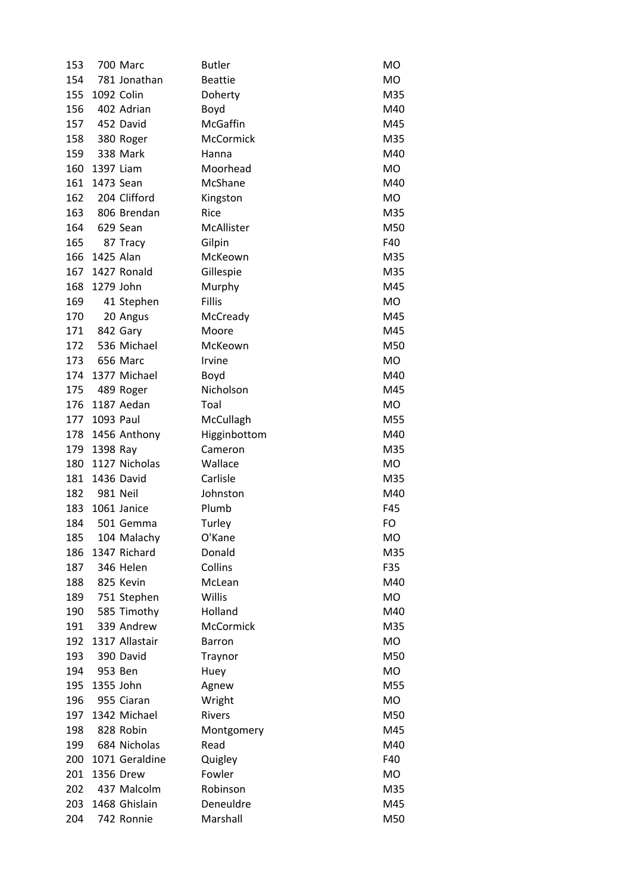| | | | | |
|---|---|---|---|---|
| 153 | 700 | Marc | Butler | MO |
| 154 | 781 | Jonathan | Beattie | MO |
| 155 | 1092 | Colin | Doherty | M35 |
| 156 | 402 | Adrian | Boyd | M40 |
| 157 | 452 | David | McGaffin | M45 |
| 158 | 380 | Roger | McCormick | M35 |
| 159 | 338 | Mark | Hanna | M40 |
| 160 | 1397 | Liam | Moorhead | MO |
| 161 | 1473 | Sean | McShane | M40 |
| 162 | 204 | Clifford | Kingston | MO |
| 163 | 806 | Brendan | Rice | M35 |
| 164 | 629 | Sean | McAllister | M50 |
| 165 | 87 | Tracy | Gilpin | F40 |
| 166 | 1425 | Alan | McKeown | M35 |
| 167 | 1427 | Ronald | Gillespie | M35 |
| 168 | 1279 | John | Murphy | M45 |
| 169 | 41 | Stephen | Fillis | MO |
| 170 | 20 | Angus | McCready | M45 |
| 171 | 842 | Gary | Moore | M45 |
| 172 | 536 | Michael | McKeown | M50 |
| 173 | 656 | Marc | Irvine | MO |
| 174 | 1377 | Michael | Boyd | M40 |
| 175 | 489 | Roger | Nicholson | M45 |
| 176 | 1187 | Aedan | Toal | MO |
| 177 | 1093 | Paul | McCullagh | M55 |
| 178 | 1456 | Anthony | Higginbottom | M40 |
| 179 | 1398 | Ray | Cameron | M35 |
| 180 | 1127 | Nicholas | Wallace | MO |
| 181 | 1436 | David | Carlisle | M35 |
| 182 | 981 | Neil | Johnston | M40 |
| 183 | 1061 | Janice | Plumb | F45 |
| 184 | 501 | Gemma | Turley | FO |
| 185 | 104 | Malachy | O'Kane | MO |
| 186 | 1347 | Richard | Donald | M35 |
| 187 | 346 | Helen | Collins | F35 |
| 188 | 825 | Kevin | McLean | M40 |
| 189 | 751 | Stephen | Willis | MO |
| 190 | 585 | Timothy | Holland | M40 |
| 191 | 339 | Andrew | McCormick | M35 |
| 192 | 1317 | Allastair | Barron | MO |
| 193 | 390 | David | Traynor | M50 |
| 194 | 953 | Ben | Huey | MO |
| 195 | 1355 | John | Agnew | M55 |
| 196 | 955 | Ciaran | Wright | MO |
| 197 | 1342 | Michael | Rivers | M50 |
| 198 | 828 | Robin | Montgomery | M45 |
| 199 | 684 | Nicholas | Read | M40 |
| 200 | 1071 | Geraldine | Quigley | F40 |
| 201 | 1356 | Drew | Fowler | MO |
| 202 | 437 | Malcolm | Robinson | M35 |
| 203 | 1468 | Ghislain | Deneuldre | M45 |
| 204 | 742 | Ronnie | Marshall | M50 |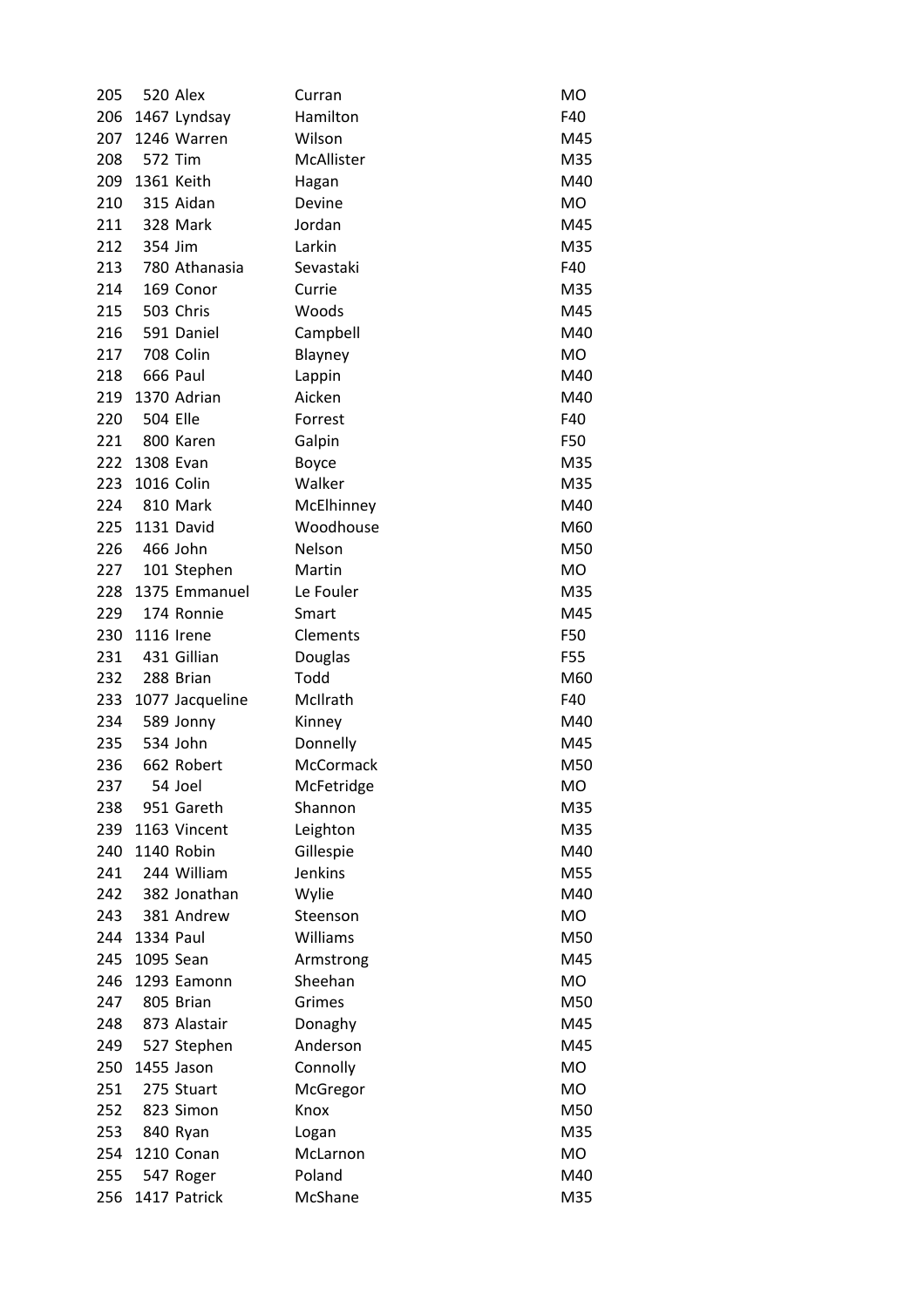| | | | | |
|---|---|---|---|---|
| 205 | 520 | Alex | Curran | MO |
| 206 | 1467 | Lyndsay | Hamilton | F40 |
| 207 | 1246 | Warren | Wilson | M45 |
| 208 | 572 | Tim | McAllister | M35 |
| 209 | 1361 | Keith | Hagan | M40 |
| 210 | 315 | Aidan | Devine | MO |
| 211 | 328 | Mark | Jordan | M45 |
| 212 | 354 | Jim | Larkin | M35 |
| 213 | 780 | Athanasia | Sevastaki | F40 |
| 214 | 169 | Conor | Currie | M35 |
| 215 | 503 | Chris | Woods | M45 |
| 216 | 591 | Daniel | Campbell | M40 |
| 217 | 708 | Colin | Blayney | MO |
| 218 | 666 | Paul | Lappin | M40 |
| 219 | 1370 | Adrian | Aicken | M40 |
| 220 | 504 | Elle | Forrest | F40 |
| 221 | 800 | Karen | Galpin | F50 |
| 222 | 1308 | Evan | Boyce | M35 |
| 223 | 1016 | Colin | Walker | M35 |
| 224 | 810 | Mark | McElhinney | M40 |
| 225 | 1131 | David | Woodhouse | M60 |
| 226 | 466 | John | Nelson | M50 |
| 227 | 101 | Stephen | Martin | MO |
| 228 | 1375 | Emmanuel | Le Fouler | M35 |
| 229 | 174 | Ronnie | Smart | M45 |
| 230 | 1116 | Irene | Clements | F50 |
| 231 | 431 | Gillian | Douglas | F55 |
| 232 | 288 | Brian | Todd | M60 |
| 233 | 1077 | Jacqueline | McIlrath | F40 |
| 234 | 589 | Jonny | Kinney | M40 |
| 235 | 534 | John | Donnelly | M45 |
| 236 | 662 | Robert | McCormack | M50 |
| 237 | 54 | Joel | McFetridge | MO |
| 238 | 951 | Gareth | Shannon | M35 |
| 239 | 1163 | Vincent | Leighton | M35 |
| 240 | 1140 | Robin | Gillespie | M40 |
| 241 | 244 | William | Jenkins | M55 |
| 242 | 382 | Jonathan | Wylie | M40 |
| 243 | 381 | Andrew | Steenson | MO |
| 244 | 1334 | Paul | Williams | M50 |
| 245 | 1095 | Sean | Armstrong | M45 |
| 246 | 1293 | Eamonn | Sheehan | MO |
| 247 | 805 | Brian | Grimes | M50 |
| 248 | 873 | Alastair | Donaghy | M45 |
| 249 | 527 | Stephen | Anderson | M45 |
| 250 | 1455 | Jason | Connolly | MO |
| 251 | 275 | Stuart | McGregor | MO |
| 252 | 823 | Simon | Knox | M50 |
| 253 | 840 | Ryan | Logan | M35 |
| 254 | 1210 | Conan | McLarnon | MO |
| 255 | 547 | Roger | Poland | M40 |
| 256 | 1417 | Patrick | McShane | M35 |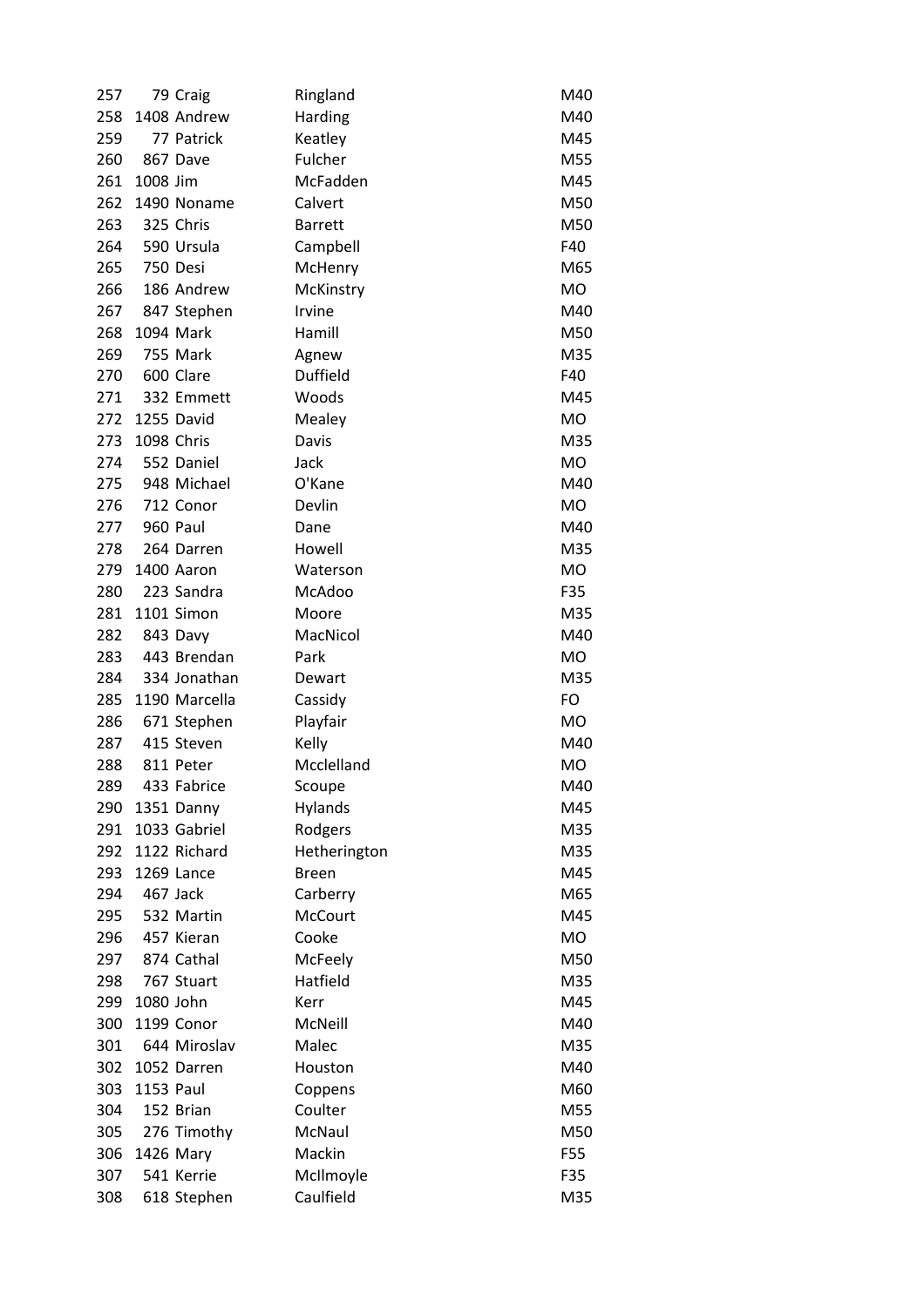| | | | | |
|---|---|---|---|---|
| 257 | 79 | Craig | Ringland | M40 |
| 258 | 1408 | Andrew | Harding | M40 |
| 259 | 77 | Patrick | Keatley | M45 |
| 260 | 867 | Dave | Fulcher | M55 |
| 261 | 1008 | Jim | McFadden | M45 |
| 262 | 1490 | Noname | Calvert | M50 |
| 263 | 325 | Chris | Barrett | M50 |
| 264 | 590 | Ursula | Campbell | F40 |
| 265 | 750 | Desi | McHenry | M65 |
| 266 | 186 | Andrew | McKinstry | MO |
| 267 | 847 | Stephen | Irvine | M40 |
| 268 | 1094 | Mark | Hamill | M50 |
| 269 | 755 | Mark | Agnew | M35 |
| 270 | 600 | Clare | Duffield | F40 |
| 271 | 332 | Emmett | Woods | M45 |
| 272 | 1255 | David | Mealey | MO |
| 273 | 1098 | Chris | Davis | M35 |
| 274 | 552 | Daniel | Jack | MO |
| 275 | 948 | Michael | O'Kane | M40 |
| 276 | 712 | Conor | Devlin | MO |
| 277 | 960 | Paul | Dane | M40 |
| 278 | 264 | Darren | Howell | M35 |
| 279 | 1400 | Aaron | Waterson | MO |
| 280 | 223 | Sandra | McAdoo | F35 |
| 281 | 1101 | Simon | Moore | M35 |
| 282 | 843 | Davy | MacNicol | M40 |
| 283 | 443 | Brendan | Park | MO |
| 284 | 334 | Jonathan | Dewart | M35 |
| 285 | 1190 | Marcella | Cassidy | FO |
| 286 | 671 | Stephen | Playfair | MO |
| 287 | 415 | Steven | Kelly | M40 |
| 288 | 811 | Peter | Mcclelland | MO |
| 289 | 433 | Fabrice | Scoupe | M40 |
| 290 | 1351 | Danny | Hylands | M45 |
| 291 | 1033 | Gabriel | Rodgers | M35 |
| 292 | 1122 | Richard | Hetherington | M35 |
| 293 | 1269 | Lance | Breen | M45 |
| 294 | 467 | Jack | Carberry | M65 |
| 295 | 532 | Martin | McCourt | M45 |
| 296 | 457 | Kieran | Cooke | MO |
| 297 | 874 | Cathal | McFeely | M50 |
| 298 | 767 | Stuart | Hatfield | M35 |
| 299 | 1080 | John | Kerr | M45 |
| 300 | 1199 | Conor | McNeill | M40 |
| 301 | 644 | Miroslav | Malec | M35 |
| 302 | 1052 | Darren | Houston | M40 |
| 303 | 1153 | Paul | Coppens | M60 |
| 304 | 152 | Brian | Coulter | M55 |
| 305 | 276 | Timothy | McNaul | M50 |
| 306 | 1426 | Mary | Mackin | F55 |
| 307 | 541 | Kerrie | McIlmoyle | F35 |
| 308 | 618 | Stephen | Caulfield | M35 |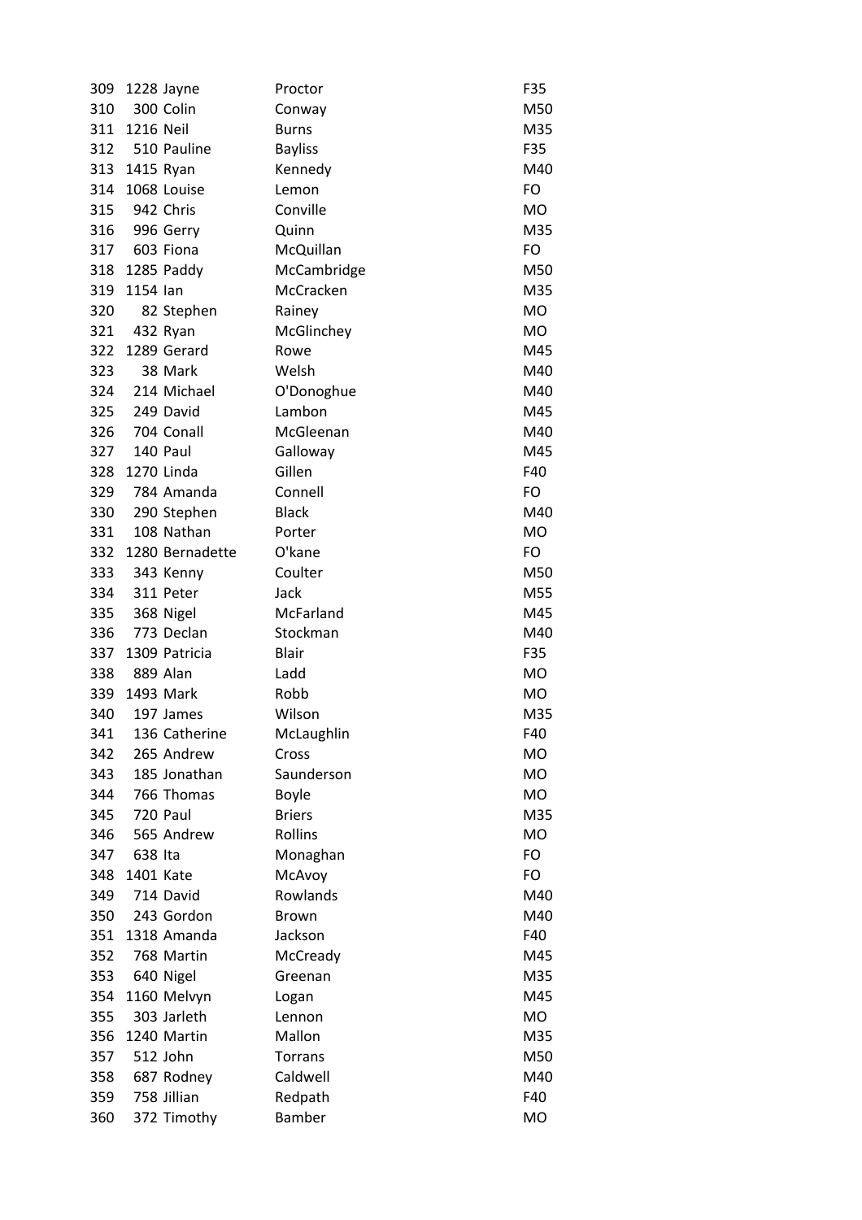| | | | | |
|---|---|---|---|---|
| 309 | 1228 | Jayne | Proctor | F35 |
| 310 | 300 | Colin | Conway | M50 |
| 311 | 1216 | Neil | Burns | M35 |
| 312 | 510 | Pauline | Bayliss | F35 |
| 313 | 1415 | Ryan | Kennedy | M40 |
| 314 | 1068 | Louise | Lemon | FO |
| 315 | 942 | Chris | Conville | MO |
| 316 | 996 | Gerry | Quinn | M35 |
| 317 | 603 | Fiona | McQuillan | FO |
| 318 | 1285 | Paddy | McCambridge | M50 |
| 319 | 1154 | Ian | McCracken | M35 |
| 320 | 82 | Stephen | Rainey | MO |
| 321 | 432 | Ryan | McGlinchey | MO |
| 322 | 1289 | Gerard | Rowe | M45 |
| 323 | 38 | Mark | Welsh | M40 |
| 324 | 214 | Michael | O'Donoghue | M40 |
| 325 | 249 | David | Lambon | M45 |
| 326 | 704 | Conall | McGleenan | M40 |
| 327 | 140 | Paul | Galloway | M45 |
| 328 | 1270 | Linda | Gillen | F40 |
| 329 | 784 | Amanda | Connell | FO |
| 330 | 290 | Stephen | Black | M40 |
| 331 | 108 | Nathan | Porter | MO |
| 332 | 1280 | Bernadette | O'kane | FO |
| 333 | 343 | Kenny | Coulter | M50 |
| 334 | 311 | Peter | Jack | M55 |
| 335 | 368 | Nigel | McFarland | M45 |
| 336 | 773 | Declan | Stockman | M40 |
| 337 | 1309 | Patricia | Blair | F35 |
| 338 | 889 | Alan | Ladd | MO |
| 339 | 1493 | Mark | Robb | MO |
| 340 | 197 | James | Wilson | M35 |
| 341 | 136 | Catherine | McLaughlin | F40 |
| 342 | 265 | Andrew | Cross | MO |
| 343 | 185 | Jonathan | Saunderson | MO |
| 344 | 766 | Thomas | Boyle | MO |
| 345 | 720 | Paul | Briers | M35 |
| 346 | 565 | Andrew | Rollins | MO |
| 347 | 638 | Ita | Monaghan | FO |
| 348 | 1401 | Kate | McAvoy | FO |
| 349 | 714 | David | Rowlands | M40 |
| 350 | 243 | Gordon | Brown | M40 |
| 351 | 1318 | Amanda | Jackson | F40 |
| 352 | 768 | Martin | McCready | M45 |
| 353 | 640 | Nigel | Greenan | M35 |
| 354 | 1160 | Melvyn | Logan | M45 |
| 355 | 303 | Jarleth | Lennon | MO |
| 356 | 1240 | Martin | Mallon | M35 |
| 357 | 512 | John | Torrans | M50 |
| 358 | 687 | Rodney | Caldwell | M40 |
| 359 | 758 | Jillian | Redpath | F40 |
| 360 | 372 | Timothy | Bamber | MO |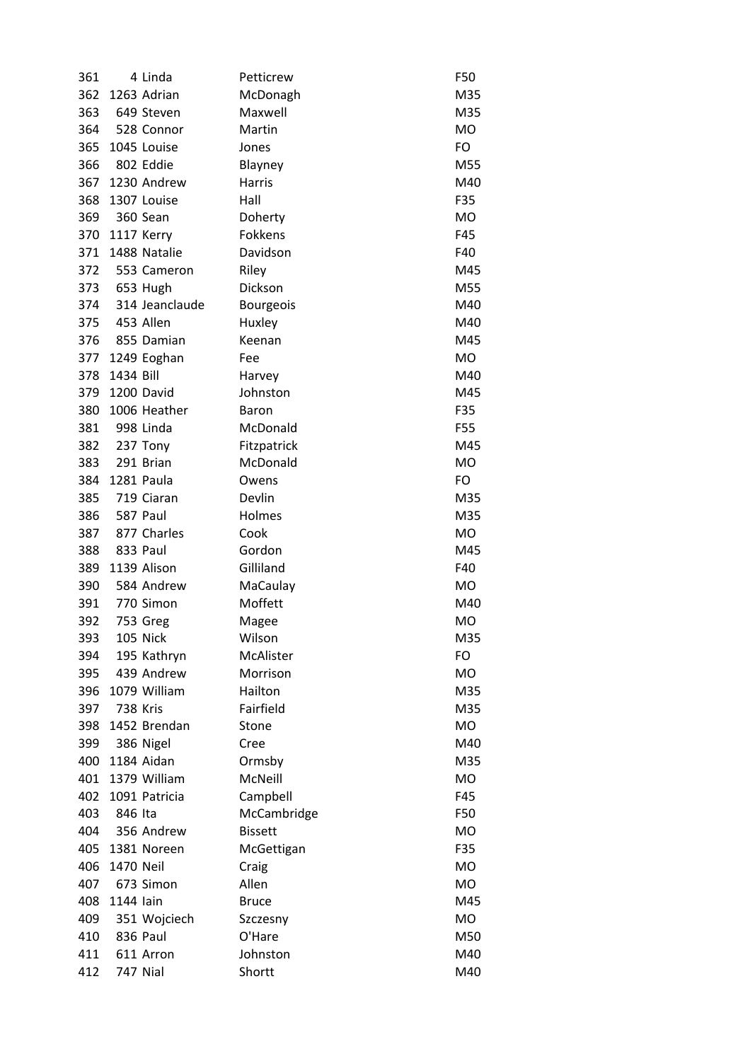| | | | | |
|---|---|---|---|---|
| 361 | 4 | Linda | Petticrew | F50 |
| 362 | 1263 | Adrian | McDonagh | M35 |
| 363 | 649 | Steven | Maxwell | M35 |
| 364 | 528 | Connor | Martin | MO |
| 365 | 1045 | Louise | Jones | FO |
| 366 | 802 | Eddie | Blayney | M55 |
| 367 | 1230 | Andrew | Harris | M40 |
| 368 | 1307 | Louise | Hall | F35 |
| 369 | 360 | Sean | Doherty | MO |
| 370 | 1117 | Kerry | Fokkens | F45 |
| 371 | 1488 | Natalie | Davidson | F40 |
| 372 | 553 | Cameron | Riley | M45 |
| 373 | 653 | Hugh | Dickson | M55 |
| 374 | 314 | Jeanclaude | Bourgeois | M40 |
| 375 | 453 | Allen | Huxley | M40 |
| 376 | 855 | Damian | Keenan | M45 |
| 377 | 1249 | Eoghan | Fee | MO |
| 378 | 1434 | Bill | Harvey | M40 |
| 379 | 1200 | David | Johnston | M45 |
| 380 | 1006 | Heather | Baron | F35 |
| 381 | 998 | Linda | McDonald | F55 |
| 382 | 237 | Tony | Fitzpatrick | M45 |
| 383 | 291 | Brian | McDonald | MO |
| 384 | 1281 | Paula | Owens | FO |
| 385 | 719 | Ciaran | Devlin | M35 |
| 386 | 587 | Paul | Holmes | M35 |
| 387 | 877 | Charles | Cook | MO |
| 388 | 833 | Paul | Gordon | M45 |
| 389 | 1139 | Alison | Gilliland | F40 |
| 390 | 584 | Andrew | MaCaulay | MO |
| 391 | 770 | Simon | Moffett | M40 |
| 392 | 753 | Greg | Magee | MO |
| 393 | 105 | Nick | Wilson | M35 |
| 394 | 195 | Kathryn | McAlister | FO |
| 395 | 439 | Andrew | Morrison | MO |
| 396 | 1079 | William | Hailton | M35 |
| 397 | 738 | Kris | Fairfield | M35 |
| 398 | 1452 | Brendan | Stone | MO |
| 399 | 386 | Nigel | Cree | M40 |
| 400 | 1184 | Aidan | Ormsby | M35 |
| 401 | 1379 | William | McNeill | MO |
| 402 | 1091 | Patricia | Campbell | F45 |
| 403 | 846 | Ita | McCambridge | F50 |
| 404 | 356 | Andrew | Bissett | MO |
| 405 | 1381 | Noreen | McGettigan | F35 |
| 406 | 1470 | Neil | Craig | MO |
| 407 | 673 | Simon | Allen | MO |
| 408 | 1144 | Iain | Bruce | M45 |
| 409 | 351 | Wojciech | Szczesny | MO |
| 410 | 836 | Paul | O'Hare | M50 |
| 411 | 611 | Arron | Johnston | M40 |
| 412 | 747 | Nial | Shortt | M40 |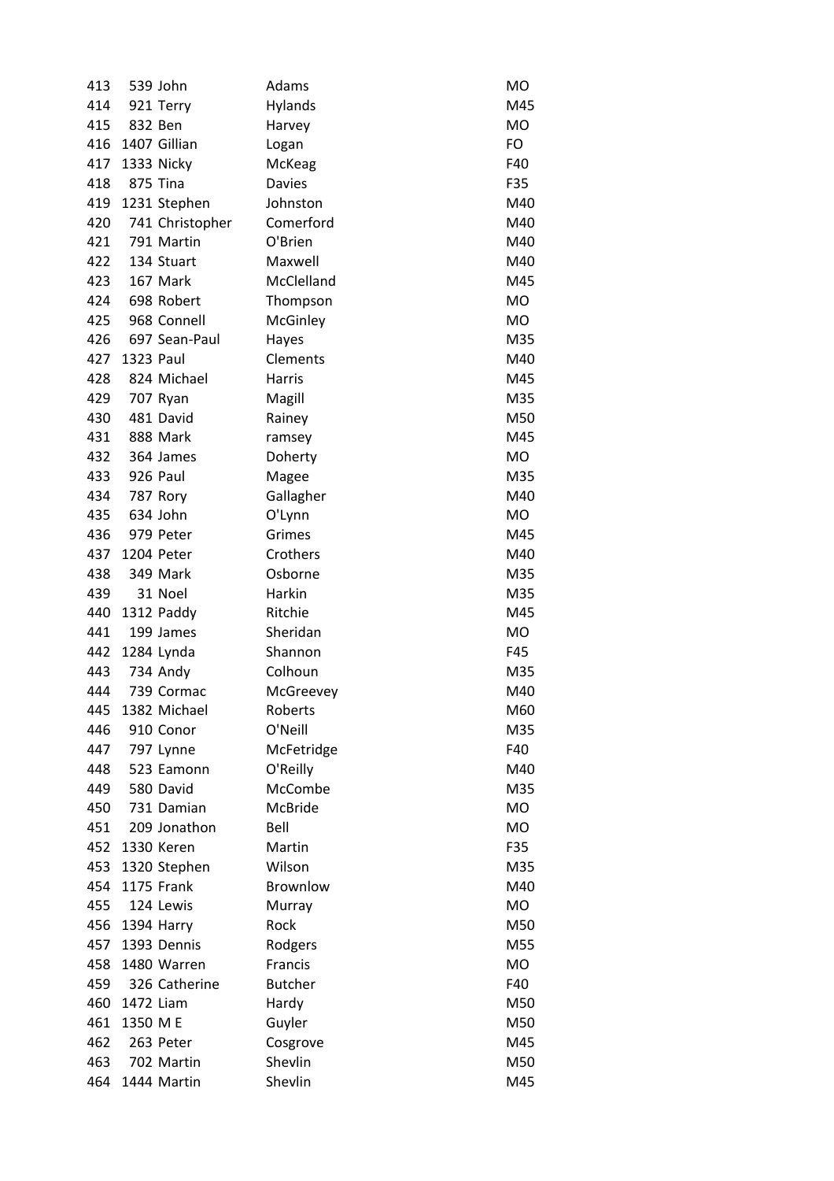| | | | | |
|---|---|---|---|---|
| 413 | 539 | John | Adams | MO |
| 414 | 921 | Terry | Hylands | M45 |
| 415 | 832 | Ben | Harvey | MO |
| 416 | 1407 | Gillian | Logan | FO |
| 417 | 1333 | Nicky | McKeag | F40 |
| 418 | 875 | Tina | Davies | F35 |
| 419 | 1231 | Stephen | Johnston | M40 |
| 420 | 741 | Christopher | Comerford | M40 |
| 421 | 791 | Martin | O'Brien | M40 |
| 422 | 134 | Stuart | Maxwell | M40 |
| 423 | 167 | Mark | McClelland | M45 |
| 424 | 698 | Robert | Thompson | MO |
| 425 | 968 | Connell | McGinley | MO |
| 426 | 697 | Sean-Paul | Hayes | M35 |
| 427 | 1323 | Paul | Clements | M40 |
| 428 | 824 | Michael | Harris | M45 |
| 429 | 707 | Ryan | Magill | M35 |
| 430 | 481 | David | Rainey | M50 |
| 431 | 888 | Mark | ramsey | M45 |
| 432 | 364 | James | Doherty | MO |
| 433 | 926 | Paul | Magee | M35 |
| 434 | 787 | Rory | Gallagher | M40 |
| 435 | 634 | John | O'Lynn | MO |
| 436 | 979 | Peter | Grimes | M45 |
| 437 | 1204 | Peter | Crothers | M40 |
| 438 | 349 | Mark | Osborne | M35 |
| 439 | 31 | Noel | Harkin | M35 |
| 440 | 1312 | Paddy | Ritchie | M45 |
| 441 | 199 | James | Sheridan | MO |
| 442 | 1284 | Lynda | Shannon | F45 |
| 443 | 734 | Andy | Colhoun | M35 |
| 444 | 739 | Cormac | McGreevey | M40 |
| 445 | 1382 | Michael | Roberts | M60 |
| 446 | 910 | Conor | O'Neill | M35 |
| 447 | 797 | Lynne | McFetridge | F40 |
| 448 | 523 | Eamonn | O'Reilly | M40 |
| 449 | 580 | David | McCombe | M35 |
| 450 | 731 | Damian | McBride | MO |
| 451 | 209 | Jonathon | Bell | MO |
| 452 | 1330 | Keren | Martin | F35 |
| 453 | 1320 | Stephen | Wilson | M35 |
| 454 | 1175 | Frank | Brownlow | M40 |
| 455 | 124 | Lewis | Murray | MO |
| 456 | 1394 | Harry | Rock | M50 |
| 457 | 1393 | Dennis | Rodgers | M55 |
| 458 | 1480 | Warren | Francis | MO |
| 459 | 326 | Catherine | Butcher | F40 |
| 460 | 1472 | Liam | Hardy | M50 |
| 461 | 1350 | M E | Guyler | M50 |
| 462 | 263 | Peter | Cosgrove | M45 |
| 463 | 702 | Martin | Shevlin | M50 |
| 464 | 1444 | Martin | Shevlin | M45 |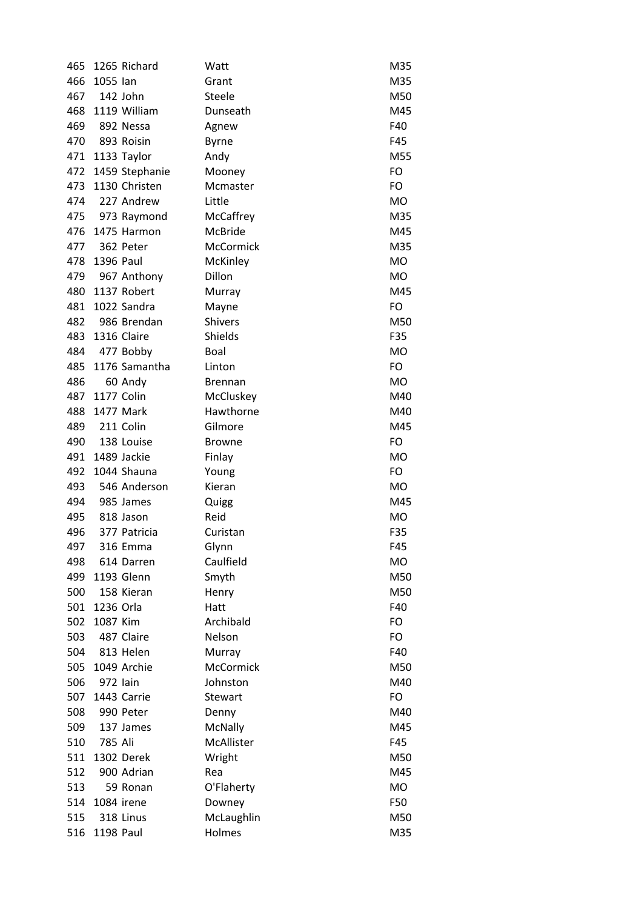| | | | | |
|---|---|---|---|---|
| 465 | 1265 | Richard | Watt | M35 |
| 466 | 1055 | Ian | Grant | M35 |
| 467 | 142 | John | Steele | M50 |
| 468 | 1119 | William | Dunseath | M45 |
| 469 | 892 | Nessa | Agnew | F40 |
| 470 | 893 | Roisin | Byrne | F45 |
| 471 | 1133 | Taylor | Andy | M55 |
| 472 | 1459 | Stephanie | Mooney | FO |
| 473 | 1130 | Christen | Mcmaster | FO |
| 474 | 227 | Andrew | Little | MO |
| 475 | 973 | Raymond | McCaffrey | M35 |
| 476 | 1475 | Harmon | McBride | M45 |
| 477 | 362 | Peter | McCormick | M35 |
| 478 | 1396 | Paul | McKinley | MO |
| 479 | 967 | Anthony | Dillon | MO |
| 480 | 1137 | Robert | Murray | M45 |
| 481 | 1022 | Sandra | Mayne | FO |
| 482 | 986 | Brendan | Shivers | M50 |
| 483 | 1316 | Claire | Shields | F35 |
| 484 | 477 | Bobby | Boal | MO |
| 485 | 1176 | Samantha | Linton | FO |
| 486 | 60 | Andy | Brennan | MO |
| 487 | 1177 | Colin | McCluskey | M40 |
| 488 | 1477 | Mark | Hawthorne | M40 |
| 489 | 211 | Colin | Gilmore | M45 |
| 490 | 138 | Louise | Browne | FO |
| 491 | 1489 | Jackie | Finlay | MO |
| 492 | 1044 | Shauna | Young | FO |
| 493 | 546 | Anderson | Kieran | MO |
| 494 | 985 | James | Quigg | M45 |
| 495 | 818 | Jason | Reid | MO |
| 496 | 377 | Patricia | Curistan | F35 |
| 497 | 316 | Emma | Glynn | F45 |
| 498 | 614 | Darren | Caulfield | MO |
| 499 | 1193 | Glenn | Smyth | M50 |
| 500 | 158 | Kieran | Henry | M50 |
| 501 | 1236 | Orla | Hatt | F40 |
| 502 | 1087 | Kim | Archibald | FO |
| 503 | 487 | Claire | Nelson | FO |
| 504 | 813 | Helen | Murray | F40 |
| 505 | 1049 | Archie | McCormick | M50 |
| 506 | 972 | Iain | Johnston | M40 |
| 507 | 1443 | Carrie | Stewart | FO |
| 508 | 990 | Peter | Denny | M40 |
| 509 | 137 | James | McNally | M45 |
| 510 | 785 | Ali | McAllister | F45 |
| 511 | 1302 | Derek | Wright | M50 |
| 512 | 900 | Adrian | Rea | M45 |
| 513 | 59 | Ronan | O'Flaherty | MO |
| 514 | 1084 | irene | Downey | F50 |
| 515 | 318 | Linus | McLaughlin | M50 |
| 516 | 1198 | Paul | Holmes | M35 |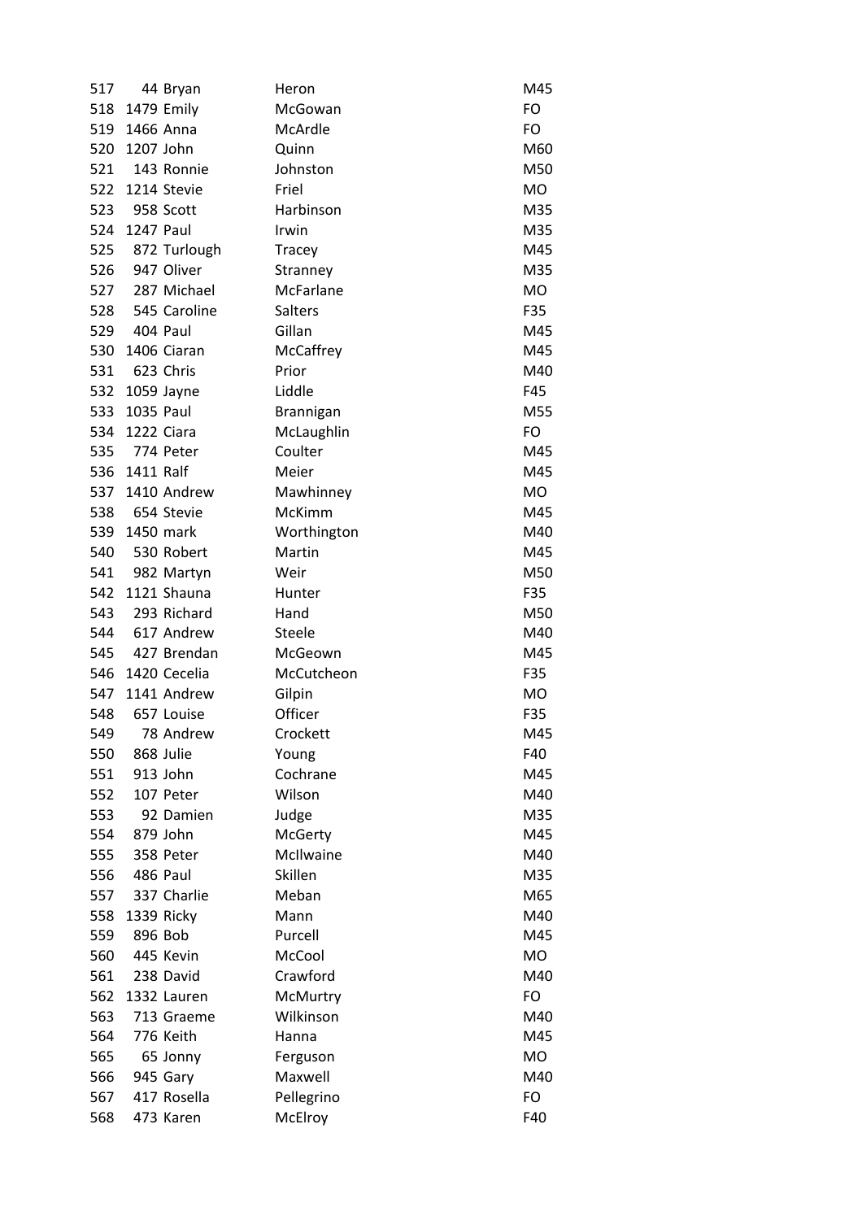| | | | | |
|---|---|---|---|---|
| 517 | 44 | Bryan | Heron | M45 |
| 518 | 1479 | Emily | McGowan | FO |
| 519 | 1466 | Anna | McArdle | FO |
| 520 | 1207 | John | Quinn | M60 |
| 521 | 143 | Ronnie | Johnston | M50 |
| 522 | 1214 | Stevie | Friel | MO |
| 523 | 958 | Scott | Harbinson | M35 |
| 524 | 1247 | Paul | Irwin | M35 |
| 525 | 872 | Turlough | Tracey | M45 |
| 526 | 947 | Oliver | Stranney | M35 |
| 527 | 287 | Michael | McFarlane | MO |
| 528 | 545 | Caroline | Salters | F35 |
| 529 | 404 | Paul | Gillan | M45 |
| 530 | 1406 | Ciaran | McCaffrey | M45 |
| 531 | 623 | Chris | Prior | M40 |
| 532 | 1059 | Jayne | Liddle | F45 |
| 533 | 1035 | Paul | Brannigan | M55 |
| 534 | 1222 | Ciara | McLaughlin | FO |
| 535 | 774 | Peter | Coulter | M45 |
| 536 | 1411 | Ralf | Meier | M45 |
| 537 | 1410 | Andrew | Mawhinney | MO |
| 538 | 654 | Stevie | McKimm | M45 |
| 539 | 1450 | mark | Worthington | M40 |
| 540 | 530 | Robert | Martin | M45 |
| 541 | 982 | Martyn | Weir | M50 |
| 542 | 1121 | Shauna | Hunter | F35 |
| 543 | 293 | Richard | Hand | M50 |
| 544 | 617 | Andrew | Steele | M40 |
| 545 | 427 | Brendan | McGeown | M45 |
| 546 | 1420 | Cecelia | McCutcheon | F35 |
| 547 | 1141 | Andrew | Gilpin | MO |
| 548 | 657 | Louise | Officer | F35 |
| 549 | 78 | Andrew | Crockett | M45 |
| 550 | 868 | Julie | Young | F40 |
| 551 | 913 | John | Cochrane | M45 |
| 552 | 107 | Peter | Wilson | M40 |
| 553 | 92 | Damien | Judge | M35 |
| 554 | 879 | John | McGerty | M45 |
| 555 | 358 | Peter | McIlwaine | M40 |
| 556 | 486 | Paul | Skillen | M35 |
| 557 | 337 | Charlie | Meban | M65 |
| 558 | 1339 | Ricky | Mann | M40 |
| 559 | 896 | Bob | Purcell | M45 |
| 560 | 445 | Kevin | McCool | MO |
| 561 | 238 | David | Crawford | M40 |
| 562 | 1332 | Lauren | McMurtry | FO |
| 563 | 713 | Graeme | Wilkinson | M40 |
| 564 | 776 | Keith | Hanna | M45 |
| 565 | 65 | Jonny | Ferguson | MO |
| 566 | 945 | Gary | Maxwell | M40 |
| 567 | 417 | Rosella | Pellegrino | FO |
| 568 | 473 | Karen | McElroy | F40 |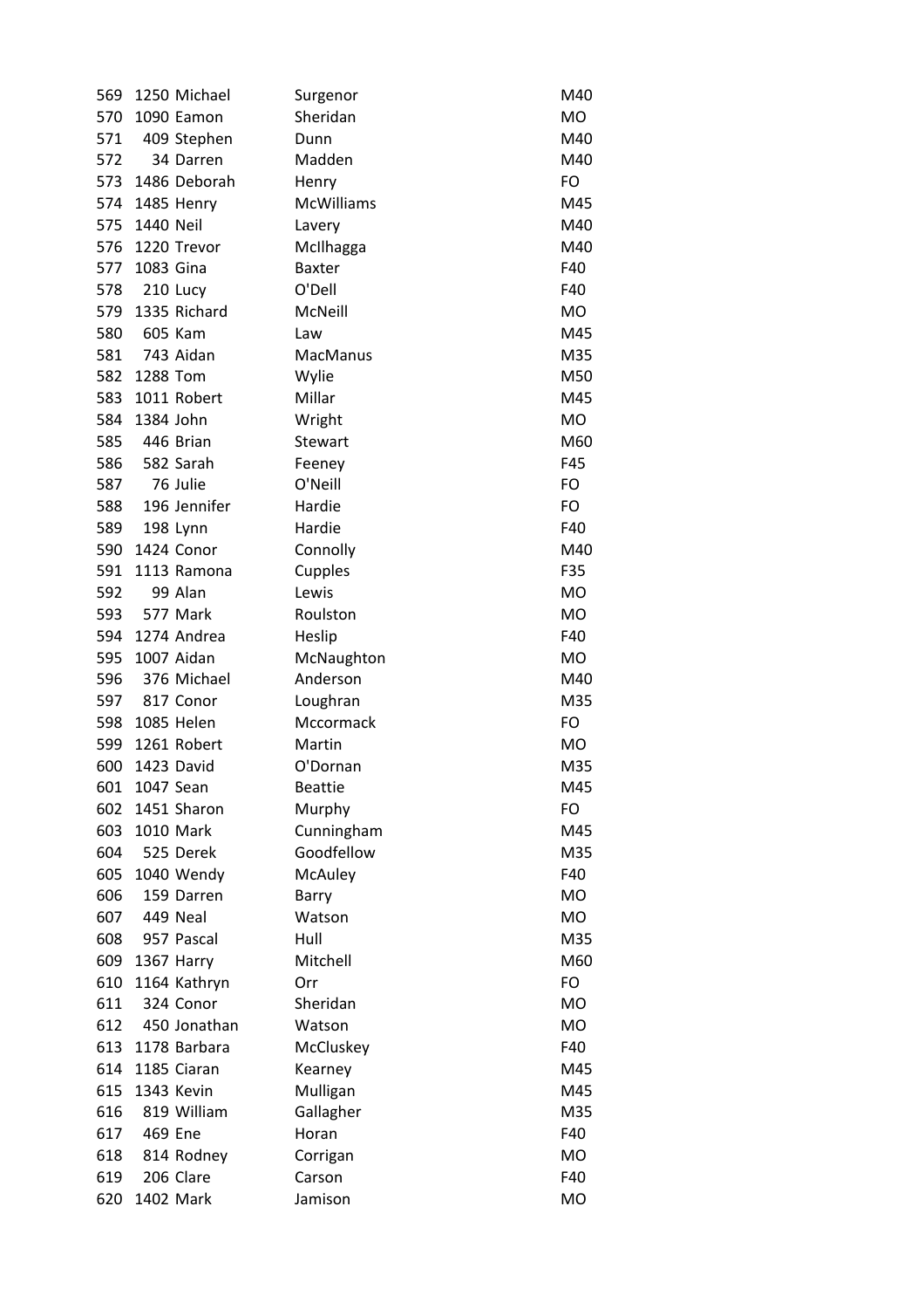| | | | | |
|---|---|---|---|---|
| 569 | 1250 | Michael | Surgenor | M40 |
| 570 | 1090 | Eamon | Sheridan | MO |
| 571 | 409 | Stephen | Dunn | M40 |
| 572 | 34 | Darren | Madden | M40 |
| 573 | 1486 | Deborah | Henry | FO |
| 574 | 1485 | Henry | McWilliams | M45 |
| 575 | 1440 | Neil | Lavery | M40 |
| 576 | 1220 | Trevor | McIlhagga | M40 |
| 577 | 1083 | Gina | Baxter | F40 |
| 578 | 210 | Lucy | O'Dell | F40 |
| 579 | 1335 | Richard | McNeill | MO |
| 580 | 605 | Kam | Law | M45 |
| 581 | 743 | Aidan | MacManus | M35 |
| 582 | 1288 | Tom | Wylie | M50 |
| 583 | 1011 | Robert | Millar | M45 |
| 584 | 1384 | John | Wright | MO |
| 585 | 446 | Brian | Stewart | M60 |
| 586 | 582 | Sarah | Feeney | F45 |
| 587 | 76 | Julie | O'Neill | FO |
| 588 | 196 | Jennifer | Hardie | FO |
| 589 | 198 | Lynn | Hardie | F40 |
| 590 | 1424 | Conor | Connolly | M40 |
| 591 | 1113 | Ramona | Cupples | F35 |
| 592 | 99 | Alan | Lewis | MO |
| 593 | 577 | Mark | Roulston | MO |
| 594 | 1274 | Andrea | Heslip | F40 |
| 595 | 1007 | Aidan | McNaughton | MO |
| 596 | 376 | Michael | Anderson | M40 |
| 597 | 817 | Conor | Loughran | M35 |
| 598 | 1085 | Helen | Mccormack | FO |
| 599 | 1261 | Robert | Martin | MO |
| 600 | 1423 | David | O'Dornan | M35 |
| 601 | 1047 | Sean | Beattie | M45 |
| 602 | 1451 | Sharon | Murphy | FO |
| 603 | 1010 | Mark | Cunningham | M45 |
| 604 | 525 | Derek | Goodfellow | M35 |
| 605 | 1040 | Wendy | McAuley | F40 |
| 606 | 159 | Darren | Barry | MO |
| 607 | 449 | Neal | Watson | MO |
| 608 | 957 | Pascal | Hull | M35 |
| 609 | 1367 | Harry | Mitchell | M60 |
| 610 | 1164 | Kathryn | Orr | FO |
| 611 | 324 | Conor | Sheridan | MO |
| 612 | 450 | Jonathan | Watson | MO |
| 613 | 1178 | Barbara | McCluskey | F40 |
| 614 | 1185 | Ciaran | Kearney | M45 |
| 615 | 1343 | Kevin | Mulligan | M45 |
| 616 | 819 | William | Gallagher | M35 |
| 617 | 469 | Ene | Horan | F40 |
| 618 | 814 | Rodney | Corrigan | MO |
| 619 | 206 | Clare | Carson | F40 |
| 620 | 1402 | Mark | Jamison | MO |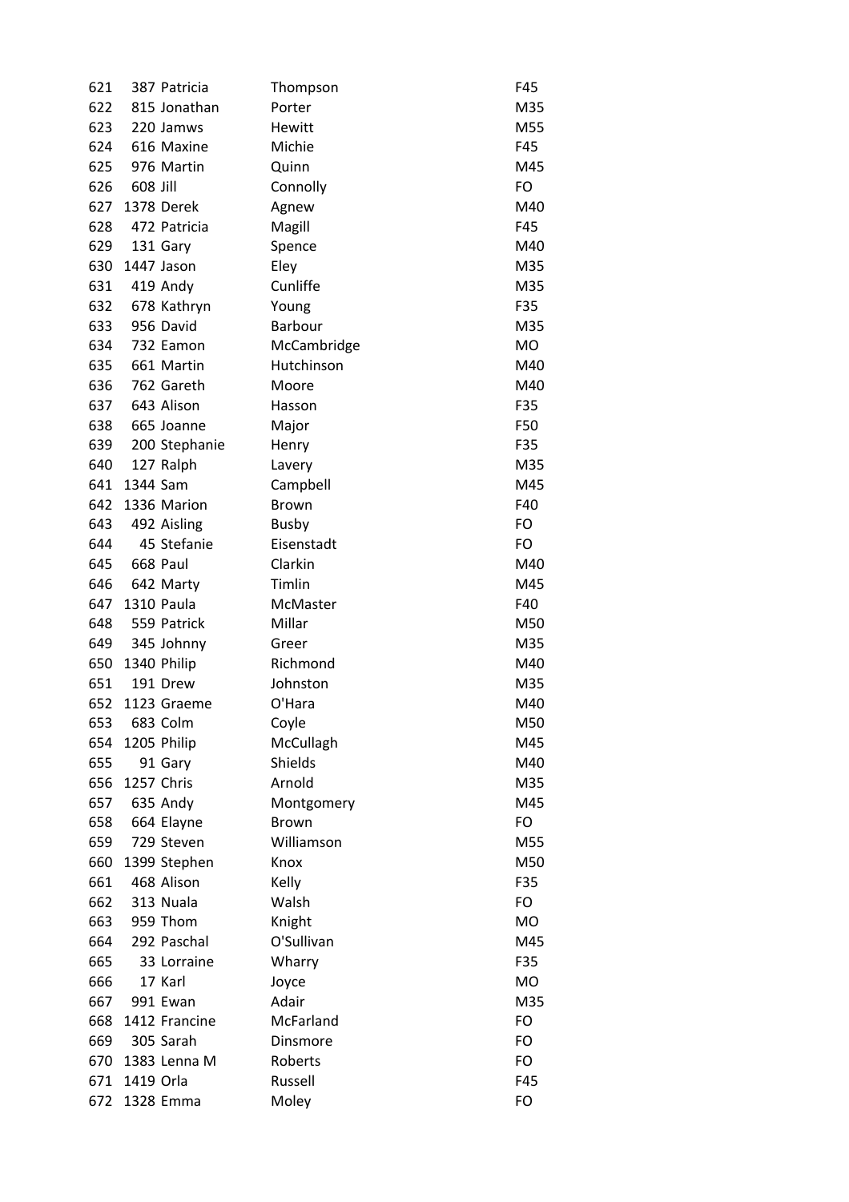| | | | | |
|---|---|---|---|---|
| 621 | 387 | Patricia | Thompson | F45 |
| 622 | 815 | Jonathan | Porter | M35 |
| 623 | 220 | Jamws | Hewitt | M55 |
| 624 | 616 | Maxine | Michie | F45 |
| 625 | 976 | Martin | Quinn | M45 |
| 626 | 608 | Jill | Connolly | FO |
| 627 | 1378 | Derek | Agnew | M40 |
| 628 | 472 | Patricia | Magill | F45 |
| 629 | 131 | Gary | Spence | M40 |
| 630 | 1447 | Jason | Eley | M35 |
| 631 | 419 | Andy | Cunliffe | M35 |
| 632 | 678 | Kathryn | Young | F35 |
| 633 | 956 | David | Barbour | M35 |
| 634 | 732 | Eamon | McCambridge | MO |
| 635 | 661 | Martin | Hutchinson | M40 |
| 636 | 762 | Gareth | Moore | M40 |
| 637 | 643 | Alison | Hasson | F35 |
| 638 | 665 | Joanne | Major | F50 |
| 639 | 200 | Stephanie | Henry | F35 |
| 640 | 127 | Ralph | Lavery | M35 |
| 641 | 1344 | Sam | Campbell | M45 |
| 642 | 1336 | Marion | Brown | F40 |
| 643 | 492 | Aisling | Busby | FO |
| 644 | 45 | Stefanie | Eisenstadt | FO |
| 645 | 668 | Paul | Clarkin | M40 |
| 646 | 642 | Marty | Timlin | M45 |
| 647 | 1310 | Paula | McMaster | F40 |
| 648 | 559 | Patrick | Millar | M50 |
| 649 | 345 | Johnny | Greer | M35 |
| 650 | 1340 | Philip | Richmond | M40 |
| 651 | 191 | Drew | Johnston | M35 |
| 652 | 1123 | Graeme | O'Hara | M40 |
| 653 | 683 | Colm | Coyle | M50 |
| 654 | 1205 | Philip | McCullagh | M45 |
| 655 | 91 | Gary | Shields | M40 |
| 656 | 1257 | Chris | Arnold | M35 |
| 657 | 635 | Andy | Montgomery | M45 |
| 658 | 664 | Elayne | Brown | FO |
| 659 | 729 | Steven | Williamson | M55 |
| 660 | 1399 | Stephen | Knox | M50 |
| 661 | 468 | Alison | Kelly | F35 |
| 662 | 313 | Nuala | Walsh | FO |
| 663 | 959 | Thom | Knight | MO |
| 664 | 292 | Paschal | O'Sullivan | M45 |
| 665 | 33 | Lorraine | Wharry | F35 |
| 666 | 17 | Karl | Joyce | MO |
| 667 | 991 | Ewan | Adair | M35 |
| 668 | 1412 | Francine | McFarland | FO |
| 669 | 305 | Sarah | Dinsmore | FO |
| 670 | 1383 | Lenna M | Roberts | FO |
| 671 | 1419 | Orla | Russell | F45 |
| 672 | 1328 | Emma | Moley | FO |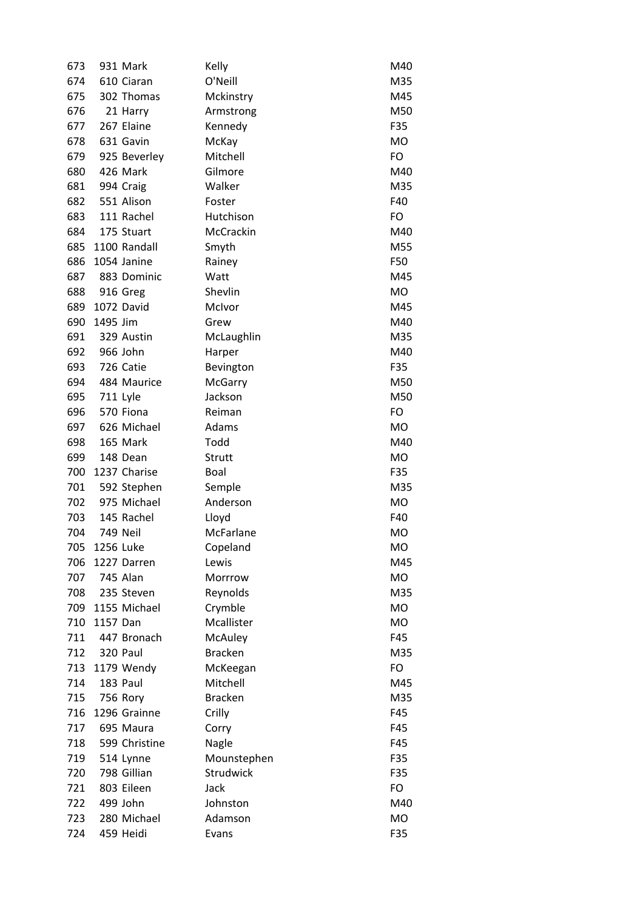| | | | | |
|---|---|---|---|---|
| 673 | 931 | Mark | Kelly | M40 |
| 674 | 610 | Ciaran | O'Neill | M35 |
| 675 | 302 | Thomas | Mckinstry | M45 |
| 676 | 21 | Harry | Armstrong | M50 |
| 677 | 267 | Elaine | Kennedy | F35 |
| 678 | 631 | Gavin | McKay | MO |
| 679 | 925 | Beverley | Mitchell | FO |
| 680 | 426 | Mark | Gilmore | M40 |
| 681 | 994 | Craig | Walker | M35 |
| 682 | 551 | Alison | Foster | F40 |
| 683 | 111 | Rachel | Hutchison | FO |
| 684 | 175 | Stuart | McCrackin | M40 |
| 685 | 1100 | Randall | Smyth | M55 |
| 686 | 1054 | Janine | Rainey | F50 |
| 687 | 883 | Dominic | Watt | M45 |
| 688 | 916 | Greg | Shevlin | MO |
| 689 | 1072 | David | McIvor | M45 |
| 690 | 1495 | Jim | Grew | M40 |
| 691 | 329 | Austin | McLaughlin | M35 |
| 692 | 966 | John | Harper | M40 |
| 693 | 726 | Catie | Bevington | F35 |
| 694 | 484 | Maurice | McGarry | M50 |
| 695 | 711 | Lyle | Jackson | M50 |
| 696 | 570 | Fiona | Reiman | FO |
| 697 | 626 | Michael | Adams | MO |
| 698 | 165 | Mark | Todd | M40 |
| 699 | 148 | Dean | Strutt | MO |
| 700 | 1237 | Charise | Boal | F35 |
| 701 | 592 | Stephen | Semple | M35 |
| 702 | 975 | Michael | Anderson | MO |
| 703 | 145 | Rachel | Lloyd | F40 |
| 704 | 749 | Neil | McFarlane | MO |
| 705 | 1256 | Luke | Copeland | MO |
| 706 | 1227 | Darren | Lewis | M45 |
| 707 | 745 | Alan | Morrrow | MO |
| 708 | 235 | Steven | Reynolds | M35 |
| 709 | 1155 | Michael | Crymble | MO |
| 710 | 1157 | Dan | Mcallister | MO |
| 711 | 447 | Bronach | McAuley | F45 |
| 712 | 320 | Paul | Bracken | M35 |
| 713 | 1179 | Wendy | McKeegan | FO |
| 714 | 183 | Paul | Mitchell | M45 |
| 715 | 756 | Rory | Bracken | M35 |
| 716 | 1296 | Grainne | Crilly | F45 |
| 717 | 695 | Maura | Corry | F45 |
| 718 | 599 | Christine | Nagle | F45 |
| 719 | 514 | Lynne | Mounstephen | F35 |
| 720 | 798 | Gillian | Strudwick | F35 |
| 721 | 803 | Eileen | Jack | FO |
| 722 | 499 | John | Johnston | M40 |
| 723 | 280 | Michael | Adamson | MO |
| 724 | 459 | Heidi | Evans | F35 |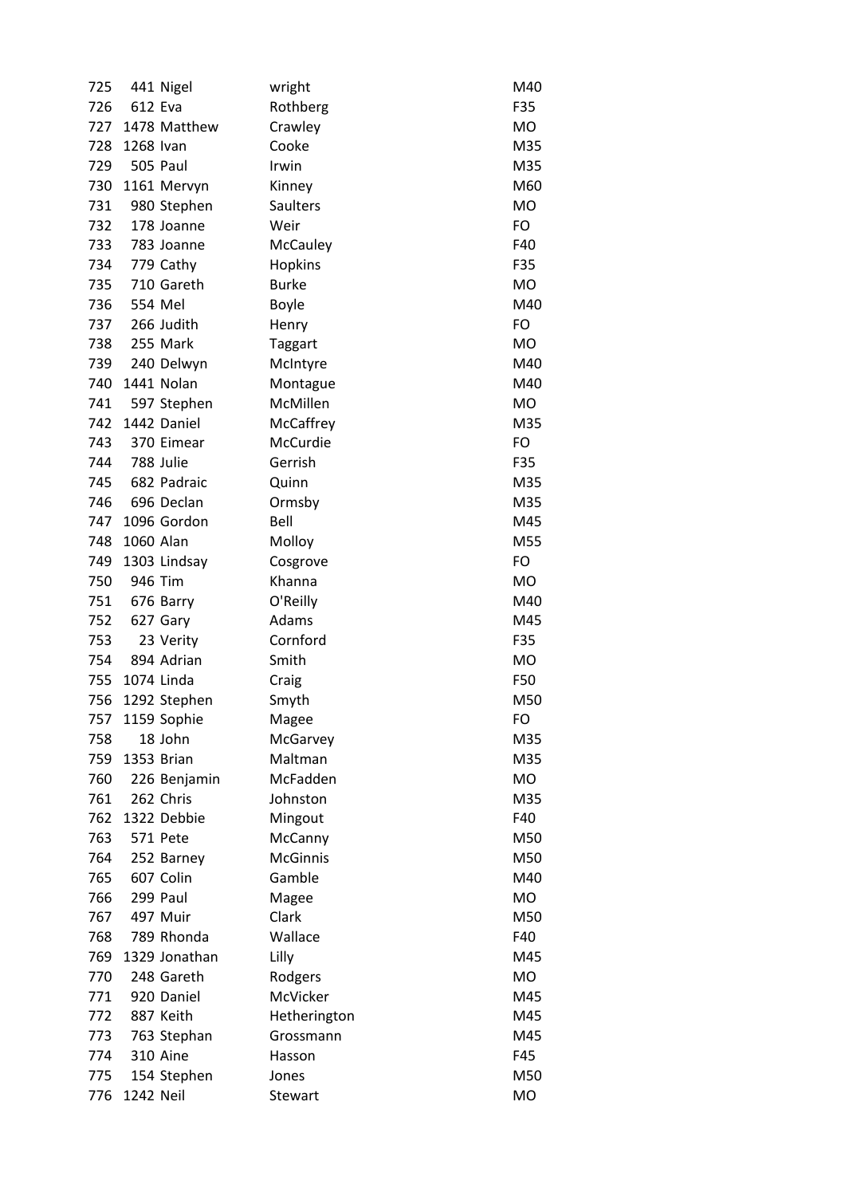| | | | | |
|---|---|---|---|---|
| 725 | 441 | Nigel | wright | M40 |
| 726 | 612 | Eva | Rothberg | F35 |
| 727 | 1478 | Matthew | Crawley | MO |
| 728 | 1268 | Ivan | Cooke | M35 |
| 729 | 505 | Paul | Irwin | M35 |
| 730 | 1161 | Mervyn | Kinney | M60 |
| 731 | 980 | Stephen | Saulters | MO |
| 732 | 178 | Joanne | Weir | FO |
| 733 | 783 | Joanne | McCauley | F40 |
| 734 | 779 | Cathy | Hopkins | F35 |
| 735 | 710 | Gareth | Burke | MO |
| 736 | 554 | Mel | Boyle | M40 |
| 737 | 266 | Judith | Henry | FO |
| 738 | 255 | Mark | Taggart | MO |
| 739 | 240 | Delwyn | McIntyre | M40 |
| 740 | 1441 | Nolan | Montague | M40 |
| 741 | 597 | Stephen | McMillen | MO |
| 742 | 1442 | Daniel | McCaffrey | M35 |
| 743 | 370 | Eimear | McCurdie | FO |
| 744 | 788 | Julie | Gerrish | F35 |
| 745 | 682 | Padraic | Quinn | M35 |
| 746 | 696 | Declan | Ormsby | M35 |
| 747 | 1096 | Gordon | Bell | M45 |
| 748 | 1060 | Alan | Molloy | M55 |
| 749 | 1303 | Lindsay | Cosgrove | FO |
| 750 | 946 | Tim | Khanna | MO |
| 751 | 676 | Barry | O'Reilly | M40 |
| 752 | 627 | Gary | Adams | M45 |
| 753 | 23 | Verity | Cornford | F35 |
| 754 | 894 | Adrian | Smith | MO |
| 755 | 1074 | Linda | Craig | F50 |
| 756 | 1292 | Stephen | Smyth | M50 |
| 757 | 1159 | Sophie | Magee | FO |
| 758 | 18 | John | McGarvey | M35 |
| 759 | 1353 | Brian | Maltman | M35 |
| 760 | 226 | Benjamin | McFadden | MO |
| 761 | 262 | Chris | Johnston | M35 |
| 762 | 1322 | Debbie | Mingout | F40 |
| 763 | 571 | Pete | McCanny | M50 |
| 764 | 252 | Barney | McGinnis | M50 |
| 765 | 607 | Colin | Gamble | M40 |
| 766 | 299 | Paul | Magee | MO |
| 767 | 497 | Muir | Clark | M50 |
| 768 | 789 | Rhonda | Wallace | F40 |
| 769 | 1329 | Jonathan | Lilly | M45 |
| 770 | 248 | Gareth | Rodgers | MO |
| 771 | 920 | Daniel | McVicker | M45 |
| 772 | 887 | Keith | Hetherington | M45 |
| 773 | 763 | Stephan | Grossmann | M45 |
| 774 | 310 | Aine | Hasson | F45 |
| 775 | 154 | Stephen | Jones | M50 |
| 776 | 1242 | Neil | Stewart | MO |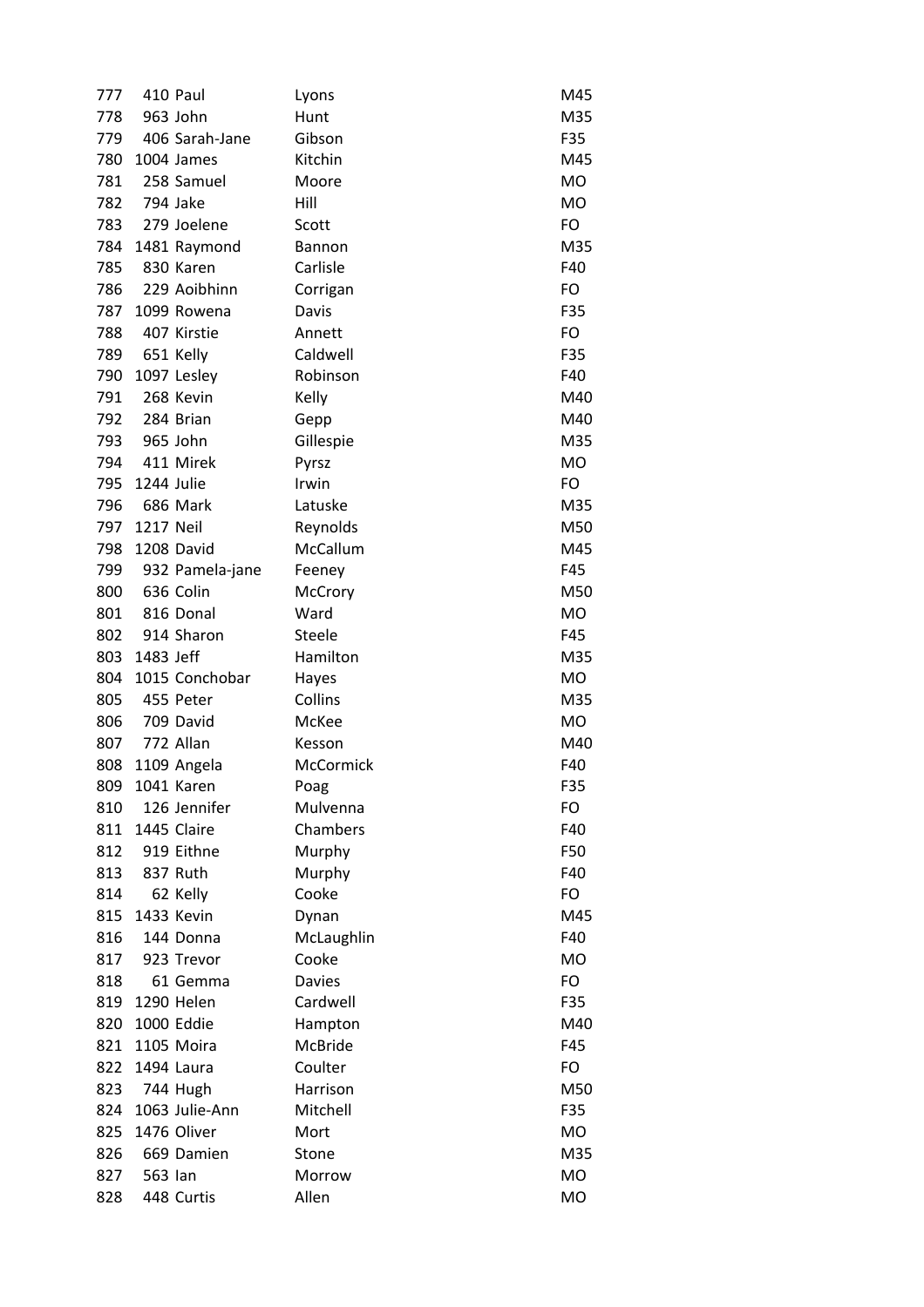| | | | | |
|---|---|---|---|---|
| 777 | 410 | Paul | Lyons | M45 |
| 778 | 963 | John | Hunt | M35 |
| 779 | 406 | Sarah-Jane | Gibson | F35 |
| 780 | 1004 | James | Kitchin | M45 |
| 781 | 258 | Samuel | Moore | MO |
| 782 | 794 | Jake | Hill | MO |
| 783 | 279 | Joelene | Scott | FO |
| 784 | 1481 | Raymond | Bannon | M35 |
| 785 | 830 | Karen | Carlisle | F40 |
| 786 | 229 | Aoibhinn | Corrigan | FO |
| 787 | 1099 | Rowena | Davis | F35 |
| 788 | 407 | Kirstie | Annett | FO |
| 789 | 651 | Kelly | Caldwell | F35 |
| 790 | 1097 | Lesley | Robinson | F40 |
| 791 | 268 | Kevin | Kelly | M40 |
| 792 | 284 | Brian | Gepp | M40 |
| 793 | 965 | John | Gillespie | M35 |
| 794 | 411 | Mirek | Pyrsz | MO |
| 795 | 1244 | Julie | Irwin | FO |
| 796 | 686 | Mark | Latuske | M35 |
| 797 | 1217 | Neil | Reynolds | M50 |
| 798 | 1208 | David | McCallum | M45 |
| 799 | 932 | Pamela-jane | Feeney | F45 |
| 800 | 636 | Colin | McCrory | M50 |
| 801 | 816 | Donal | Ward | MO |
| 802 | 914 | Sharon | Steele | F45 |
| 803 | 1483 | Jeff | Hamilton | M35 |
| 804 | 1015 | Conchobar | Hayes | MO |
| 805 | 455 | Peter | Collins | M35 |
| 806 | 709 | David | McKee | MO |
| 807 | 772 | Allan | Kesson | M40 |
| 808 | 1109 | Angela | McCormick | F40 |
| 809 | 1041 | Karen | Poag | F35 |
| 810 | 126 | Jennifer | Mulvenna | FO |
| 811 | 1445 | Claire | Chambers | F40 |
| 812 | 919 | Eithne | Murphy | F50 |
| 813 | 837 | Ruth | Murphy | F40 |
| 814 | 62 | Kelly | Cooke | FO |
| 815 | 1433 | Kevin | Dynan | M45 |
| 816 | 144 | Donna | McLaughlin | F40 |
| 817 | 923 | Trevor | Cooke | MO |
| 818 | 61 | Gemma | Davies | FO |
| 819 | 1290 | Helen | Cardwell | F35 |
| 820 | 1000 | Eddie | Hampton | M40 |
| 821 | 1105 | Moira | McBride | F45 |
| 822 | 1494 | Laura | Coulter | FO |
| 823 | 744 | Hugh | Harrison | M50 |
| 824 | 1063 | Julie-Ann | Mitchell | F35 |
| 825 | 1476 | Oliver | Mort | MO |
| 826 | 669 | Damien | Stone | M35 |
| 827 | 563 | Ian | Morrow | MO |
| 828 | 448 | Curtis | Allen | MO |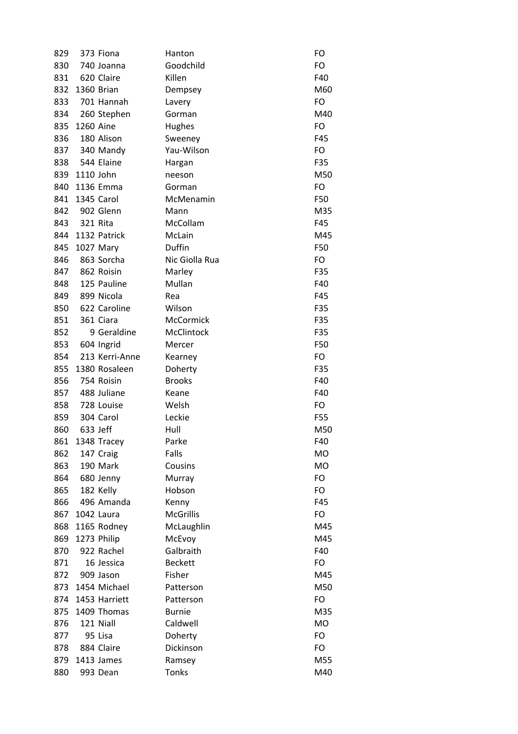| | | | | |
|---|---|---|---|---|
| 829 | 373 | Fiona | Hanton | FO |
| 830 | 740 | Joanna | Goodchild | FO |
| 831 | 620 | Claire | Killen | F40 |
| 832 | 1360 | Brian | Dempsey | M60 |
| 833 | 701 | Hannah | Lavery | FO |
| 834 | 260 | Stephen | Gorman | M40 |
| 835 | 1260 | Aine | Hughes | FO |
| 836 | 180 | Alison | Sweeney | F45 |
| 837 | 340 | Mandy | Yau-Wilson | FO |
| 838 | 544 | Elaine | Hargan | F35 |
| 839 | 1110 | John | neeson | M50 |
| 840 | 1136 | Emma | Gorman | FO |
| 841 | 1345 | Carol | McMenamin | F50 |
| 842 | 902 | Glenn | Mann | M35 |
| 843 | 321 | Rita | McCollam | F45 |
| 844 | 1132 | Patrick | McLain | M45 |
| 845 | 1027 | Mary | Duffin | F50 |
| 846 | 863 | Sorcha | Nic Giolla Rua | FO |
| 847 | 862 | Roisin | Marley | F35 |
| 848 | 125 | Pauline | Mullan | F40 |
| 849 | 899 | Nicola | Rea | F45 |
| 850 | 622 | Caroline | Wilson | F35 |
| 851 | 361 | Ciara | McCormick | F35 |
| 852 | 9 | Geraldine | McClintock | F35 |
| 853 | 604 | Ingrid | Mercer | F50 |
| 854 | 213 | Kerri-Anne | Kearney | FO |
| 855 | 1380 | Rosaleen | Doherty | F35 |
| 856 | 754 | Roisin | Brooks | F40 |
| 857 | 488 | Juliane | Keane | F40 |
| 858 | 728 | Louise | Welsh | FO |
| 859 | 304 | Carol | Leckie | F55 |
| 860 | 633 | Jeff | Hull | M50 |
| 861 | 1348 | Tracey | Parke | F40 |
| 862 | 147 | Craig | Falls | MO |
| 863 | 190 | Mark | Cousins | MO |
| 864 | 680 | Jenny | Murray | FO |
| 865 | 182 | Kelly | Hobson | FO |
| 866 | 496 | Amanda | Kenny | F45 |
| 867 | 1042 | Laura | McGrillis | FO |
| 868 | 1165 | Rodney | McLaughlin | M45 |
| 869 | 1273 | Philip | McEvoy | M45 |
| 870 | 922 | Rachel | Galbraith | F40 |
| 871 | 16 | Jessica | Beckett | FO |
| 872 | 909 | Jason | Fisher | M45 |
| 873 | 1454 | Michael | Patterson | M50 |
| 874 | 1453 | Harriett | Patterson | FO |
| 875 | 1409 | Thomas | Burnie | M35 |
| 876 | 121 | Niall | Caldwell | MO |
| 877 | 95 | Lisa | Doherty | FO |
| 878 | 884 | Claire | Dickinson | FO |
| 879 | 1413 | James | Ramsey | M55 |
| 880 | 993 | Dean | Tonks | M40 |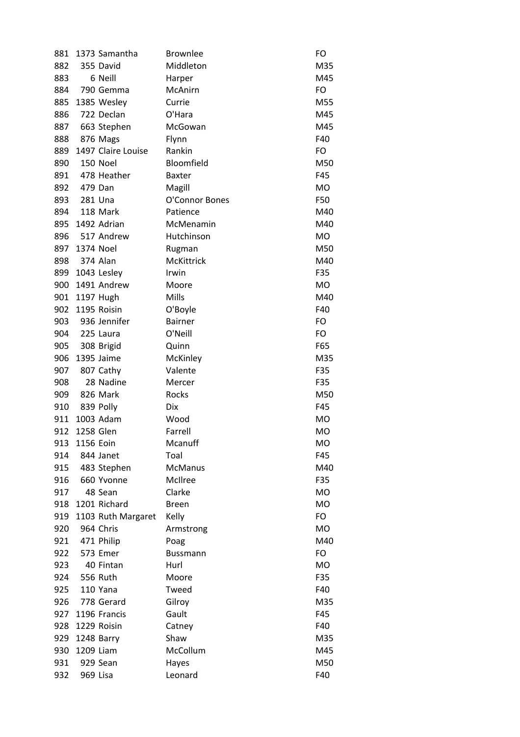| | | | | |
|---|---|---|---|---|
| 881 | 1373 | Samantha | Brownlee | FO |
| 882 | 355 | David | Middleton | M35 |
| 883 | 6 | Neill | Harper | M45 |
| 884 | 790 | Gemma | McAnirn | FO |
| 885 | 1385 | Wesley | Currie | M55 |
| 886 | 722 | Declan | O'Hara | M45 |
| 887 | 663 | Stephen | McGowan | M45 |
| 888 | 876 | Mags | Flynn | F40 |
| 889 | 1497 | Claire Louise | Rankin | FO |
| 890 | 150 | Noel | Bloomfield | M50 |
| 891 | 478 | Heather | Baxter | F45 |
| 892 | 479 | Dan | Magill | MO |
| 893 | 281 | Una | O'Connor Bones | F50 |
| 894 | 118 | Mark | Patience | M40 |
| 895 | 1492 | Adrian | McMenamin | M40 |
| 896 | 517 | Andrew | Hutchinson | MO |
| 897 | 1374 | Noel | Rugman | M50 |
| 898 | 374 | Alan | McKittrick | M40 |
| 899 | 1043 | Lesley | Irwin | F35 |
| 900 | 1491 | Andrew | Moore | MO |
| 901 | 1197 | Hugh | Mills | M40 |
| 902 | 1195 | Roisin | O'Boyle | F40 |
| 903 | 936 | Jennifer | Bairner | FO |
| 904 | 225 | Laura | O'Neill | FO |
| 905 | 308 | Brigid | Quinn | F65 |
| 906 | 1395 | Jaime | McKinley | M35 |
| 907 | 807 | Cathy | Valente | F35 |
| 908 | 28 | Nadine | Mercer | F35 |
| 909 | 826 | Mark | Rocks | M50 |
| 910 | 839 | Polly | Dix | F45 |
| 911 | 1003 | Adam | Wood | MO |
| 912 | 1258 | Glen | Farrell | MO |
| 913 | 1156 | Eoin | Mcanuff | MO |
| 914 | 844 | Janet | Toal | F45 |
| 915 | 483 | Stephen | McManus | M40 |
| 916 | 660 | Yvonne | McIlree | F35 |
| 917 | 48 | Sean | Clarke | MO |
| 918 | 1201 | Richard | Breen | MO |
| 919 | 1103 | Ruth Margaret | Kelly | FO |
| 920 | 964 | Chris | Armstrong | MO |
| 921 | 471 | Philip | Poag | M40 |
| 922 | 573 | Emer | Bussmann | FO |
| 923 | 40 | Fintan | Hurl | MO |
| 924 | 556 | Ruth | Moore | F35 |
| 925 | 110 | Yana | Tweed | F40 |
| 926 | 778 | Gerard | Gilroy | M35 |
| 927 | 1196 | Francis | Gault | F45 |
| 928 | 1229 | Roisin | Catney | F40 |
| 929 | 1248 | Barry | Shaw | M35 |
| 930 | 1209 | Liam | McCollum | M45 |
| 931 | 929 | Sean | Hayes | M50 |
| 932 | 969 | Lisa | Leonard | F40 |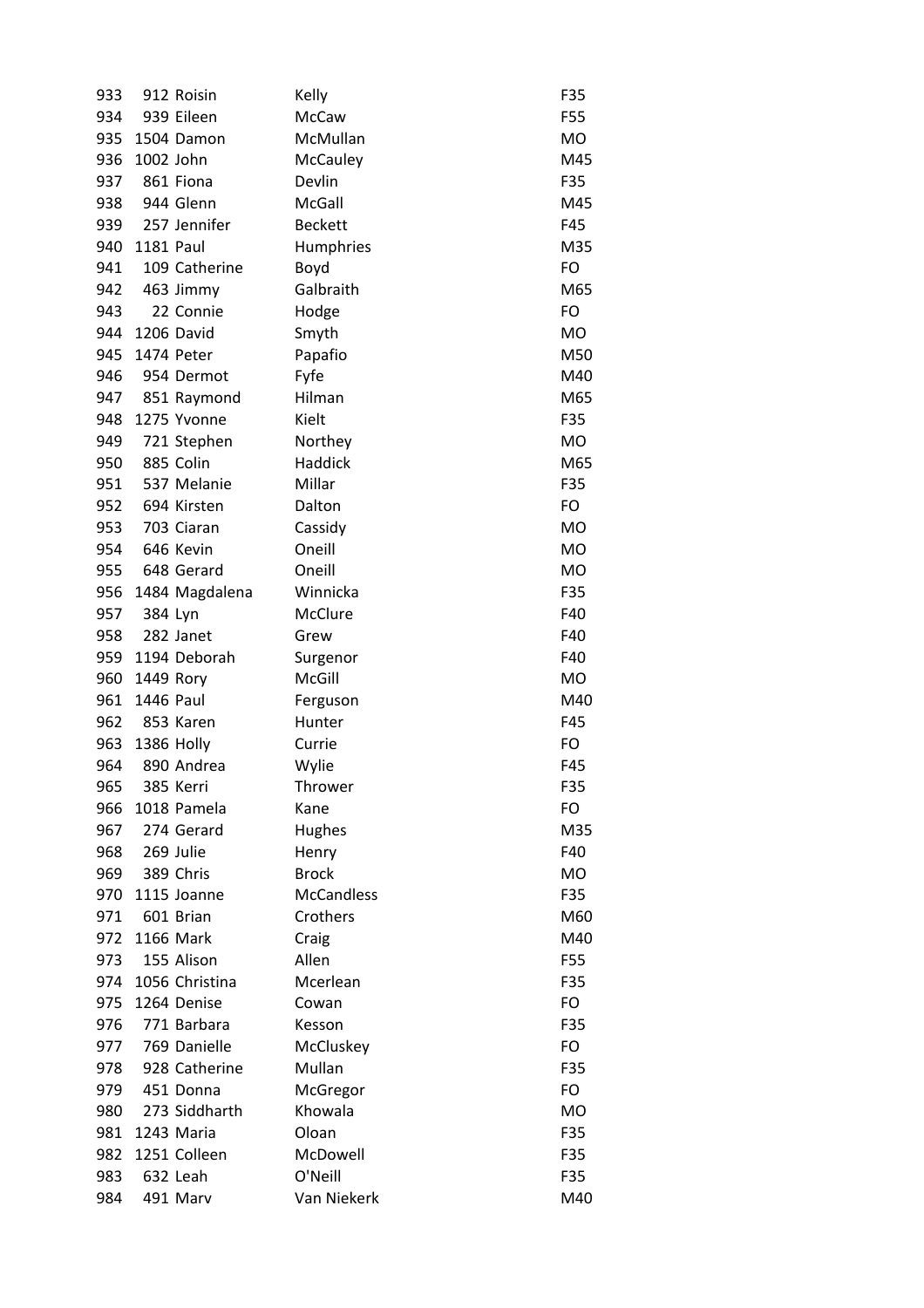| | | | | |
|---|---|---|---|---|
| 933 | 912 | Roisin | Kelly | F35 |
| 934 | 939 | Eileen | McCaw | F55 |
| 935 | 1504 | Damon | McMullan | MO |
| 936 | 1002 | John | McCauley | M45 |
| 937 | 861 | Fiona | Devlin | F35 |
| 938 | 944 | Glenn | McGall | M45 |
| 939 | 257 | Jennifer | Beckett | F45 |
| 940 | 1181 | Paul | Humphries | M35 |
| 941 | 109 | Catherine | Boyd | FO |
| 942 | 463 | Jimmy | Galbraith | M65 |
| 943 | 22 | Connie | Hodge | FO |
| 944 | 1206 | David | Smyth | MO |
| 945 | 1474 | Peter | Papafio | M50 |
| 946 | 954 | Dermot | Fyfe | M40 |
| 947 | 851 | Raymond | Hilman | M65 |
| 948 | 1275 | Yvonne | Kielt | F35 |
| 949 | 721 | Stephen | Northey | MO |
| 950 | 885 | Colin | Haddick | M65 |
| 951 | 537 | Melanie | Millar | F35 |
| 952 | 694 | Kirsten | Dalton | FO |
| 953 | 703 | Ciaran | Cassidy | MO |
| 954 | 646 | Kevin | Oneill | MO |
| 955 | 648 | Gerard | Oneill | MO |
| 956 | 1484 | Magdalena | Winnicka | F35 |
| 957 | 384 | Lyn | McClure | F40 |
| 958 | 282 | Janet | Grew | F40 |
| 959 | 1194 | Deborah | Surgenor | F40 |
| 960 | 1449 | Rory | McGill | MO |
| 961 | 1446 | Paul | Ferguson | M40 |
| 962 | 853 | Karen | Hunter | F45 |
| 963 | 1386 | Holly | Currie | FO |
| 964 | 890 | Andrea | Wylie | F45 |
| 965 | 385 | Kerri | Thrower | F35 |
| 966 | 1018 | Pamela | Kane | FO |
| 967 | 274 | Gerard | Hughes | M35 |
| 968 | 269 | Julie | Henry | F40 |
| 969 | 389 | Chris | Brock | MO |
| 970 | 1115 | Joanne | McCandless | F35 |
| 971 | 601 | Brian | Crothers | M60 |
| 972 | 1166 | Mark | Craig | M40 |
| 973 | 155 | Alison | Allen | F55 |
| 974 | 1056 | Christina | Mcerlean | F35 |
| 975 | 1264 | Denise | Cowan | FO |
| 976 | 771 | Barbara | Kesson | F35 |
| 977 | 769 | Danielle | McCluskey | FO |
| 978 | 928 | Catherine | Mullan | F35 |
| 979 | 451 | Donna | McGregor | FO |
| 980 | 273 | Siddharth | Khowala | MO |
| 981 | 1243 | Maria | Oloan | F35 |
| 982 | 1251 | Colleen | McDowell | F35 |
| 983 | 632 | Leah | O'Neill | F35 |
| 984 | 491 | Marv | Van Niekerk | M40 |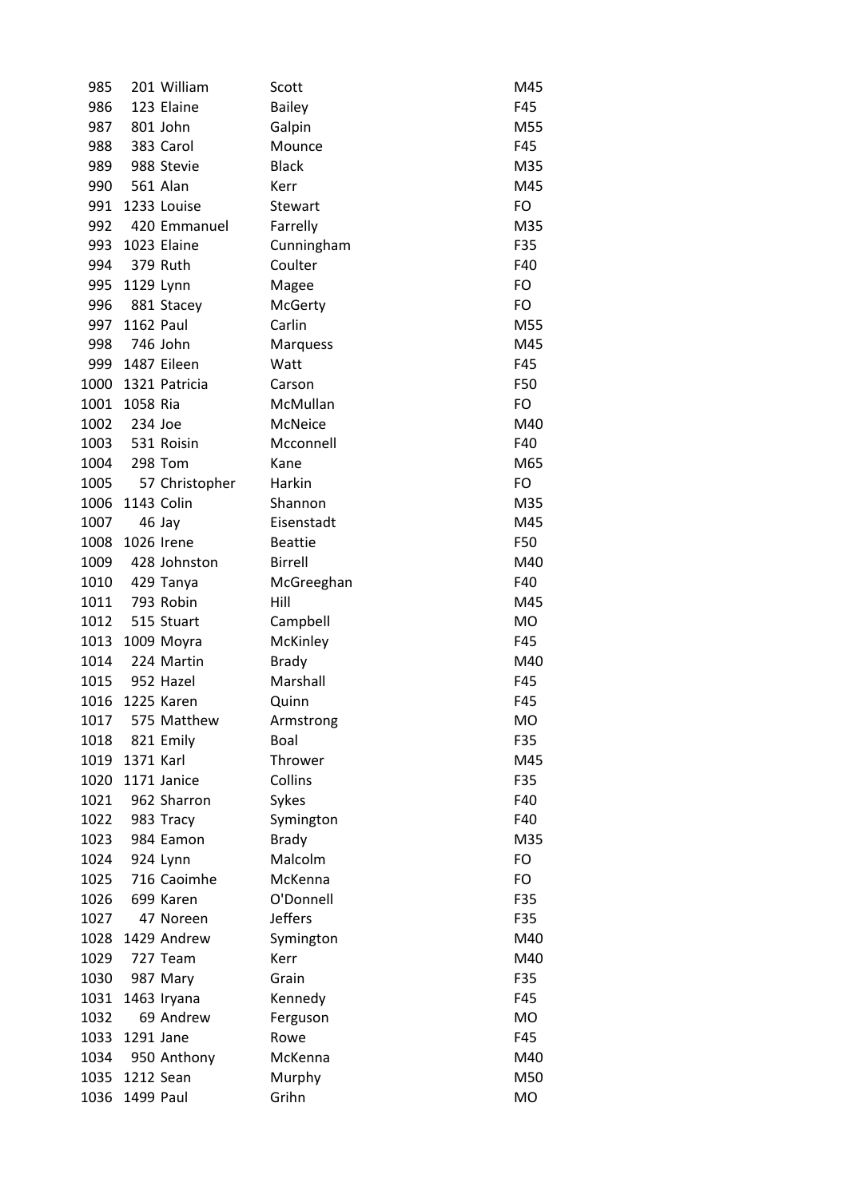| | | | | |
|---|---|---|---|---|
| 985 | 201 | William | Scott | M45 |
| 986 | 123 | Elaine | Bailey | F45 |
| 987 | 801 | John | Galpin | M55 |
| 988 | 383 | Carol | Mounce | F45 |
| 989 | 988 | Stevie | Black | M35 |
| 990 | 561 | Alan | Kerr | M45 |
| 991 | 1233 | Louise | Stewart | FO |
| 992 | 420 | Emmanuel | Farrelly | M35 |
| 993 | 1023 | Elaine | Cunningham | F35 |
| 994 | 379 | Ruth | Coulter | F40 |
| 995 | 1129 | Lynn | Magee | FO |
| 996 | 881 | Stacey | McGerty | FO |
| 997 | 1162 | Paul | Carlin | M55 |
| 998 | 746 | John | Marquess | M45 |
| 999 | 1487 | Eileen | Watt | F45 |
| 1000 | 1321 | Patricia | Carson | F50 |
| 1001 | 1058 | Ria | McMullan | FO |
| 1002 | 234 | Joe | McNeice | M40 |
| 1003 | 531 | Roisin | Mcconnell | F40 |
| 1004 | 298 | Tom | Kane | M65 |
| 1005 | 57 | Christopher | Harkin | FO |
| 1006 | 1143 | Colin | Shannon | M35 |
| 1007 | 46 | Jay | Eisenstadt | M45 |
| 1008 | 1026 | Irene | Beattie | F50 |
| 1009 | 428 | Johnston | Birrell | M40 |
| 1010 | 429 | Tanya | McGreeghan | F40 |
| 1011 | 793 | Robin | Hill | M45 |
| 1012 | 515 | Stuart | Campbell | MO |
| 1013 | 1009 | Moyra | McKinley | F45 |
| 1014 | 224 | Martin | Brady | M40 |
| 1015 | 952 | Hazel | Marshall | F45 |
| 1016 | 1225 | Karen | Quinn | F45 |
| 1017 | 575 | Matthew | Armstrong | MO |
| 1018 | 821 | Emily | Boal | F35 |
| 1019 | 1371 | Karl | Thrower | M45 |
| 1020 | 1171 | Janice | Collins | F35 |
| 1021 | 962 | Sharron | Sykes | F40 |
| 1022 | 983 | Tracy | Symington | F40 |
| 1023 | 984 | Eamon | Brady | M35 |
| 1024 | 924 | Lynn | Malcolm | FO |
| 1025 | 716 | Caoimhe | McKenna | FO |
| 1026 | 699 | Karen | O'Donnell | F35 |
| 1027 | 47 | Noreen | Jeffers | F35 |
| 1028 | 1429 | Andrew | Symington | M40 |
| 1029 | 727 | Team | Kerr | M40 |
| 1030 | 987 | Mary | Grain | F35 |
| 1031 | 1463 | Iryana | Kennedy | F45 |
| 1032 | 69 | Andrew | Ferguson | MO |
| 1033 | 1291 | Jane | Rowe | F45 |
| 1034 | 950 | Anthony | McKenna | M40 |
| 1035 | 1212 | Sean | Murphy | M50 |
| 1036 | 1499 | Paul | Grihn | MO |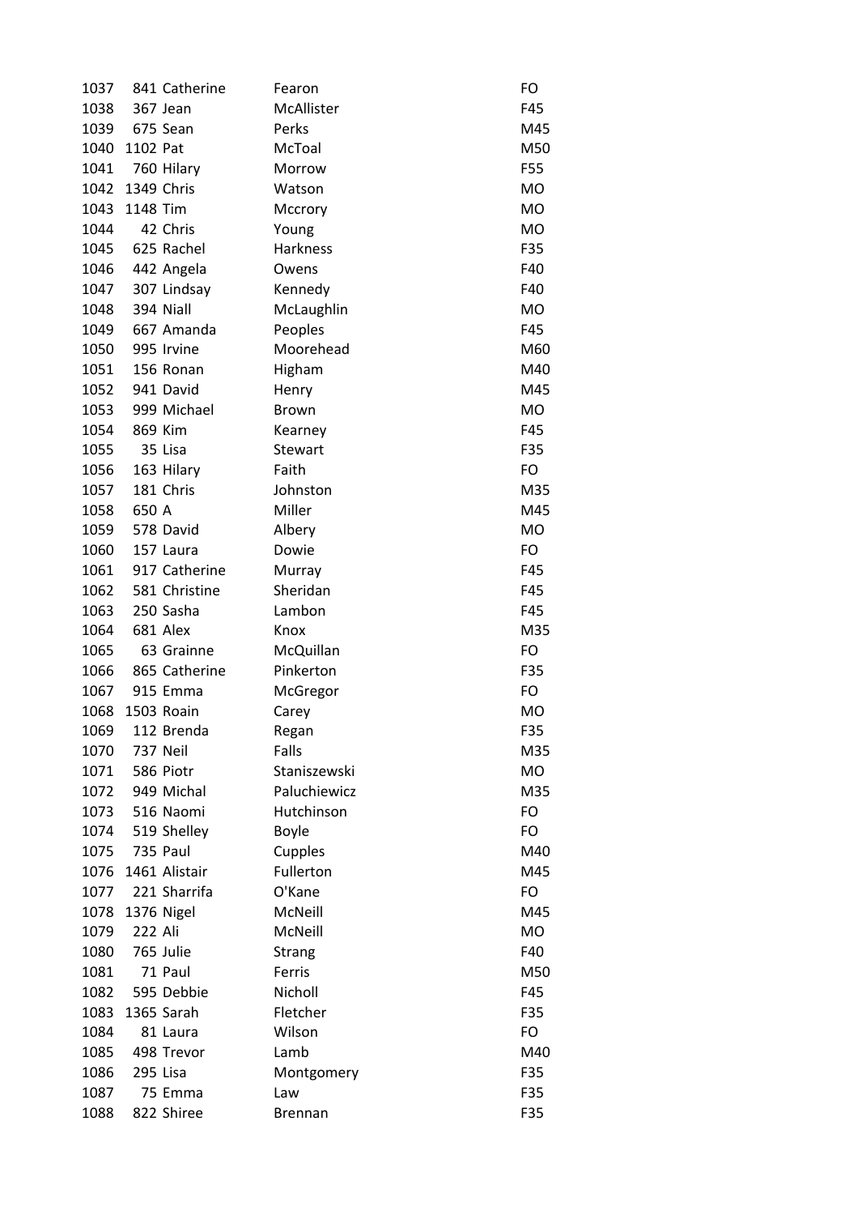| | | | | |
|---|---|---|---|---|
| 1037 | 841 | Catherine | Fearon | FO |
| 1038 | 367 | Jean | McAllister | F45 |
| 1039 | 675 | Sean | Perks | M45 |
| 1040 | 1102 | Pat | McToal | M50 |
| 1041 | 760 | Hilary | Morrow | F55 |
| 1042 | 1349 | Chris | Watson | MO |
| 1043 | 1148 | Tim | Mccrory | MO |
| 1044 | 42 | Chris | Young | MO |
| 1045 | 625 | Rachel | Harkness | F35 |
| 1046 | 442 | Angela | Owens | F40 |
| 1047 | 307 | Lindsay | Kennedy | F40 |
| 1048 | 394 | Niall | McLaughlin | MO |
| 1049 | 667 | Amanda | Peoples | F45 |
| 1050 | 995 | Irvine | Moorehead | M60 |
| 1051 | 156 | Ronan | Higham | M40 |
| 1052 | 941 | David | Henry | M45 |
| 1053 | 999 | Michael | Brown | MO |
| 1054 | 869 | Kim | Kearney | F45 |
| 1055 | 35 | Lisa | Stewart | F35 |
| 1056 | 163 | Hilary | Faith | FO |
| 1057 | 181 | Chris | Johnston | M35 |
| 1058 | 650 | A | Miller | M45 |
| 1059 | 578 | David | Albery | MO |
| 1060 | 157 | Laura | Dowie | FO |
| 1061 | 917 | Catherine | Murray | F45 |
| 1062 | 581 | Christine | Sheridan | F45 |
| 1063 | 250 | Sasha | Lambon | F45 |
| 1064 | 681 | Alex | Knox | M35 |
| 1065 | 63 | Grainne | McQuillan | FO |
| 1066 | 865 | Catherine | Pinkerton | F35 |
| 1067 | 915 | Emma | McGregor | FO |
| 1068 | 1503 | Roain | Carey | MO |
| 1069 | 112 | Brenda | Regan | F35 |
| 1070 | 737 | Neil | Falls | M35 |
| 1071 | 586 | Piotr | Staniszewski | MO |
| 1072 | 949 | Michal | Paluchiewicz | M35 |
| 1073 | 516 | Naomi | Hutchinson | FO |
| 1074 | 519 | Shelley | Boyle | FO |
| 1075 | 735 | Paul | Cupples | M40 |
| 1076 | 1461 | Alistair | Fullerton | M45 |
| 1077 | 221 | Sharrifa | O'Kane | FO |
| 1078 | 1376 | Nigel | McNeill | M45 |
| 1079 | 222 | Ali | McNeill | MO |
| 1080 | 765 | Julie | Strang | F40 |
| 1081 | 71 | Paul | Ferris | M50 |
| 1082 | 595 | Debbie | Nicholl | F45 |
| 1083 | 1365 | Sarah | Fletcher | F35 |
| 1084 | 81 | Laura | Wilson | FO |
| 1085 | 498 | Trevor | Lamb | M40 |
| 1086 | 295 | Lisa | Montgomery | F35 |
| 1087 | 75 | Emma | Law | F35 |
| 1088 | 822 | Shiree | Brennan | F35 |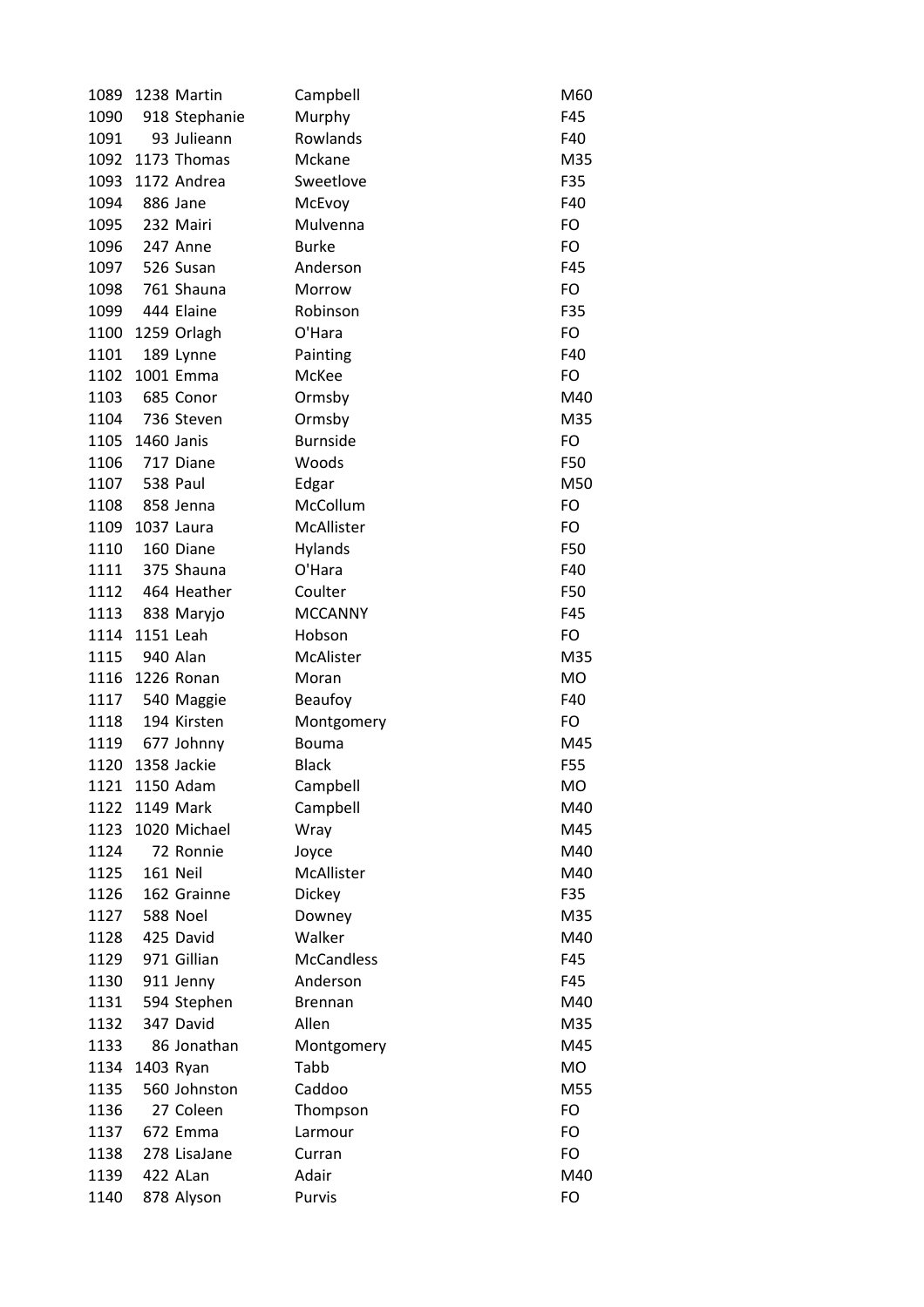| | | | | |
|---|---|---|---|---|
| 1089 | 1238 | Martin | Campbell | M60 |
| 1090 | 918 | Stephanie | Murphy | F45 |
| 1091 | 93 | Julieann | Rowlands | F40 |
| 1092 | 1173 | Thomas | Mckane | M35 |
| 1093 | 1172 | Andrea | Sweetlove | F35 |
| 1094 | 886 | Jane | McEvoy | F40 |
| 1095 | 232 | Mairi | Mulvenna | FO |
| 1096 | 247 | Anne | Burke | FO |
| 1097 | 526 | Susan | Anderson | F45 |
| 1098 | 761 | Shauna | Morrow | FO |
| 1099 | 444 | Elaine | Robinson | F35 |
| 1100 | 1259 | Orlagh | O'Hara | FO |
| 1101 | 189 | Lynne | Painting | F40 |
| 1102 | 1001 | Emma | McKee | FO |
| 1103 | 685 | Conor | Ormsby | M40 |
| 1104 | 736 | Steven | Ormsby | M35 |
| 1105 | 1460 | Janis | Burnside | FO |
| 1106 | 717 | Diane | Woods | F50 |
| 1107 | 538 | Paul | Edgar | M50 |
| 1108 | 858 | Jenna | McCollum | FO |
| 1109 | 1037 | Laura | McAllister | FO |
| 1110 | 160 | Diane | Hylands | F50 |
| 1111 | 375 | Shauna | O'Hara | F40 |
| 1112 | 464 | Heather | Coulter | F50 |
| 1113 | 838 | Maryjo | MCCANNY | F45 |
| 1114 | 1151 | Leah | Hobson | FO |
| 1115 | 940 | Alan | McAlister | M35 |
| 1116 | 1226 | Ronan | Moran | MO |
| 1117 | 540 | Maggie | Beaufoy | F40 |
| 1118 | 194 | Kirsten | Montgomery | FO |
| 1119 | 677 | Johnny | Bouma | M45 |
| 1120 | 1358 | Jackie | Black | F55 |
| 1121 | 1150 | Adam | Campbell | MO |
| 1122 | 1149 | Mark | Campbell | M40 |
| 1123 | 1020 | Michael | Wray | M45 |
| 1124 | 72 | Ronnie | Joyce | M40 |
| 1125 | 161 | Neil | McAllister | M40 |
| 1126 | 162 | Grainne | Dickey | F35 |
| 1127 | 588 | Noel | Downey | M35 |
| 1128 | 425 | David | Walker | M40 |
| 1129 | 971 | Gillian | McCandless | F45 |
| 1130 | 911 | Jenny | Anderson | F45 |
| 1131 | 594 | Stephen | Brennan | M40 |
| 1132 | 347 | David | Allen | M35 |
| 1133 | 86 | Jonathan | Montgomery | M45 |
| 1134 | 1403 | Ryan | Tabb | MO |
| 1135 | 560 | Johnston | Caddoo | M55 |
| 1136 | 27 | Coleen | Thompson | FO |
| 1137 | 672 | Emma | Larmour | FO |
| 1138 | 278 | LisaJane | Curran | FO |
| 1139 | 422 | ALan | Adair | M40 |
| 1140 | 878 | Alyson | Purvis | FO |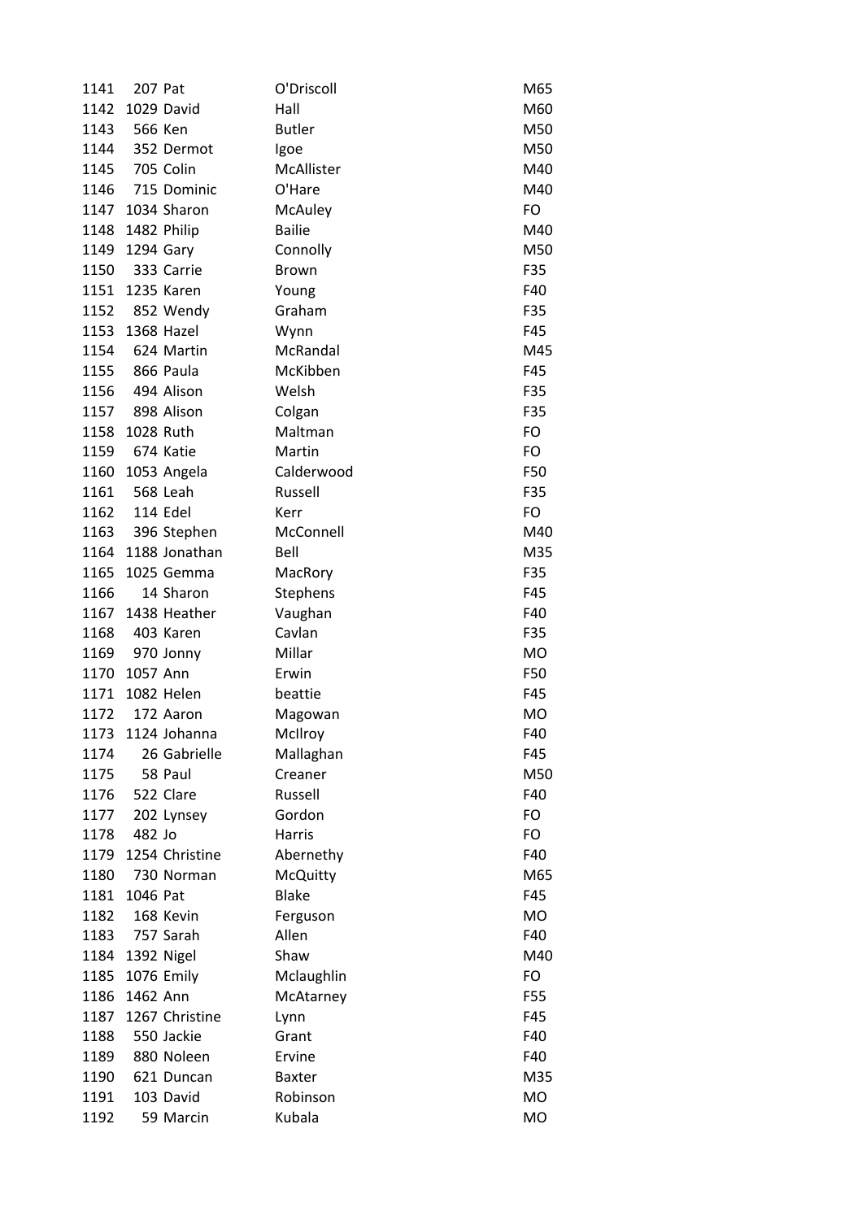| | | | | |
|---|---|---|---|---|
| 1141 | 207 | Pat | O'Driscoll | M65 |
| 1142 | 1029 | David | Hall | M60 |
| 1143 | 566 | Ken | Butler | M50 |
| 1144 | 352 | Dermot | Igoe | M50 |
| 1145 | 705 | Colin | McAllister | M40 |
| 1146 | 715 | Dominic | O'Hare | M40 |
| 1147 | 1034 | Sharon | McAuley | FO |
| 1148 | 1482 | Philip | Bailie | M40 |
| 1149 | 1294 | Gary | Connolly | M50 |
| 1150 | 333 | Carrie | Brown | F35 |
| 1151 | 1235 | Karen | Young | F40 |
| 1152 | 852 | Wendy | Graham | F35 |
| 1153 | 1368 | Hazel | Wynn | F45 |
| 1154 | 624 | Martin | McRandal | M45 |
| 1155 | 866 | Paula | McKibben | F45 |
| 1156 | 494 | Alison | Welsh | F35 |
| 1157 | 898 | Alison | Colgan | F35 |
| 1158 | 1028 | Ruth | Maltman | FO |
| 1159 | 674 | Katie | Martin | FO |
| 1160 | 1053 | Angela | Calderwood | F50 |
| 1161 | 568 | Leah | Russell | F35 |
| 1162 | 114 | Edel | Kerr | FO |
| 1163 | 396 | Stephen | McConnell | M40 |
| 1164 | 1188 | Jonathan | Bell | M35 |
| 1165 | 1025 | Gemma | MacRory | F35 |
| 1166 | 14 | Sharon | Stephens | F45 |
| 1167 | 1438 | Heather | Vaughan | F40 |
| 1168 | 403 | Karen | Cavlan | F35 |
| 1169 | 970 | Jonny | Millar | MO |
| 1170 | 1057 | Ann | Erwin | F50 |
| 1171 | 1082 | Helen | beattie | F45 |
| 1172 | 172 | Aaron | Magowan | MO |
| 1173 | 1124 | Johanna | McIlroy | F40 |
| 1174 | 26 | Gabrielle | Mallaghan | F45 |
| 1175 | 58 | Paul | Creaner | M50 |
| 1176 | 522 | Clare | Russell | F40 |
| 1177 | 202 | Lynsey | Gordon | FO |
| 1178 | 482 | Jo | Harris | FO |
| 1179 | 1254 | Christine | Abernethy | F40 |
| 1180 | 730 | Norman | McQuitty | M65 |
| 1181 | 1046 | Pat | Blake | F45 |
| 1182 | 168 | Kevin | Ferguson | MO |
| 1183 | 757 | Sarah | Allen | F40 |
| 1184 | 1392 | Nigel | Shaw | M40 |
| 1185 | 1076 | Emily | Mclaughlin | FO |
| 1186 | 1462 | Ann | McAtarney | F55 |
| 1187 | 1267 | Christine | Lynn | F45 |
| 1188 | 550 | Jackie | Grant | F40 |
| 1189 | 880 | Noleen | Ervine | F40 |
| 1190 | 621 | Duncan | Baxter | M35 |
| 1191 | 103 | David | Robinson | MO |
| 1192 | 59 | Marcin | Kubala | MO |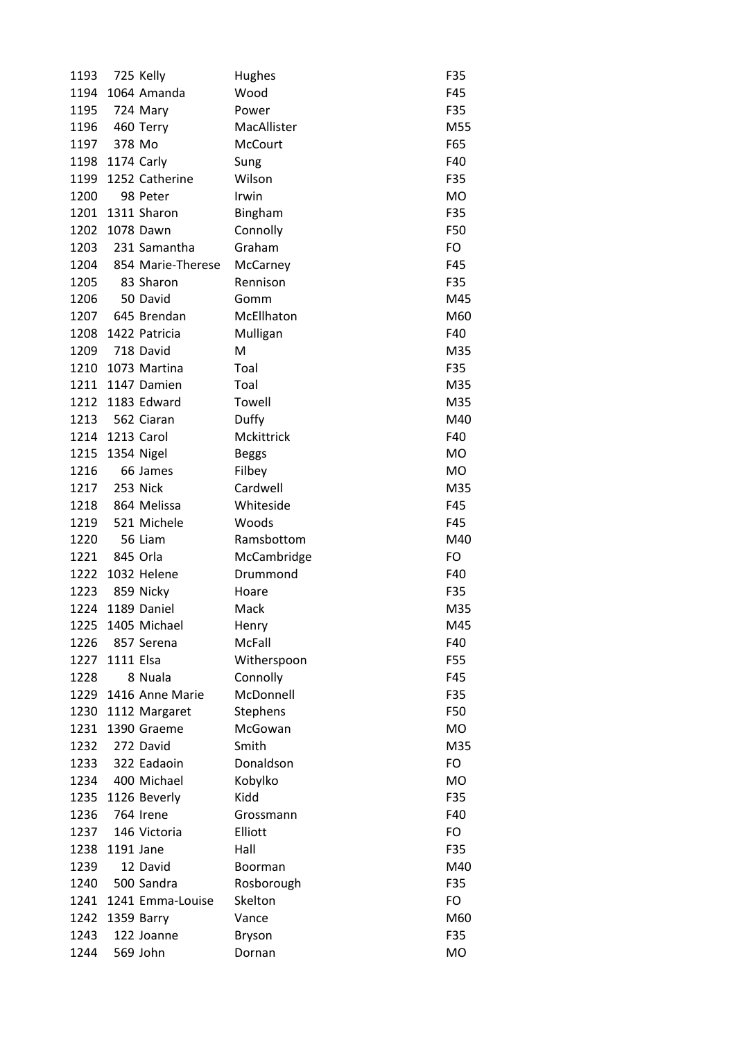| | | | | |
|---|---|---|---|---|
| 1193 | 725 | Kelly | Hughes | F35 |
| 1194 | 1064 | Amanda | Wood | F45 |
| 1195 | 724 | Mary | Power | F35 |
| 1196 | 460 | Terry | MacAllister | M55 |
| 1197 | 378 | Mo | McCourt | F65 |
| 1198 | 1174 | Carly | Sung | F40 |
| 1199 | 1252 | Catherine | Wilson | F35 |
| 1200 | 98 | Peter | Irwin | MO |
| 1201 | 1311 | Sharon | Bingham | F35 |
| 1202 | 1078 | Dawn | Connolly | F50 |
| 1203 | 231 | Samantha | Graham | FO |
| 1204 | 854 | Marie-Therese | McCarney | F45 |
| 1205 | 83 | Sharon | Rennison | F35 |
| 1206 | 50 | David | Gomm | M45 |
| 1207 | 645 | Brendan | McEllhaton | M60 |
| 1208 | 1422 | Patricia | Mulligan | F40 |
| 1209 | 718 | David | M | M35 |
| 1210 | 1073 | Martina | Toal | F35 |
| 1211 | 1147 | Damien | Toal | M35 |
| 1212 | 1183 | Edward | Towell | M35 |
| 1213 | 562 | Ciaran | Duffy | M40 |
| 1214 | 1213 | Carol | Mckittrick | F40 |
| 1215 | 1354 | Nigel | Beggs | MO |
| 1216 | 66 | James | Filbey | MO |
| 1217 | 253 | Nick | Cardwell | M35 |
| 1218 | 864 | Melissa | Whiteside | F45 |
| 1219 | 521 | Michele | Woods | F45 |
| 1220 | 56 | Liam | Ramsbottom | M40 |
| 1221 | 845 | Orla | McCambridge | FO |
| 1222 | 1032 | Helene | Drummond | F40 |
| 1223 | 859 | Nicky | Hoare | F35 |
| 1224 | 1189 | Daniel | Mack | M35 |
| 1225 | 1405 | Michael | Henry | M45 |
| 1226 | 857 | Serena | McFall | F40 |
| 1227 | 1111 | Elsa | Witherspoon | F55 |
| 1228 | 8 | Nuala | Connolly | F45 |
| 1229 | 1416 | Anne Marie | McDonnell | F35 |
| 1230 | 1112 | Margaret | Stephens | F50 |
| 1231 | 1390 | Graeme | McGowan | MO |
| 1232 | 272 | David | Smith | M35 |
| 1233 | 322 | Eadaoin | Donaldson | FO |
| 1234 | 400 | Michael | Kobylko | MO |
| 1235 | 1126 | Beverly | Kidd | F35 |
| 1236 | 764 | Irene | Grossmann | F40 |
| 1237 | 146 | Victoria | Elliott | FO |
| 1238 | 1191 | Jane | Hall | F35 |
| 1239 | 12 | David | Boorman | M40 |
| 1240 | 500 | Sandra | Rosborough | F35 |
| 1241 | 1241 | Emma-Louise | Skelton | FO |
| 1242 | 1359 | Barry | Vance | M60 |
| 1243 | 122 | Joanne | Bryson | F35 |
| 1244 | 569 | John | Dornan | MO |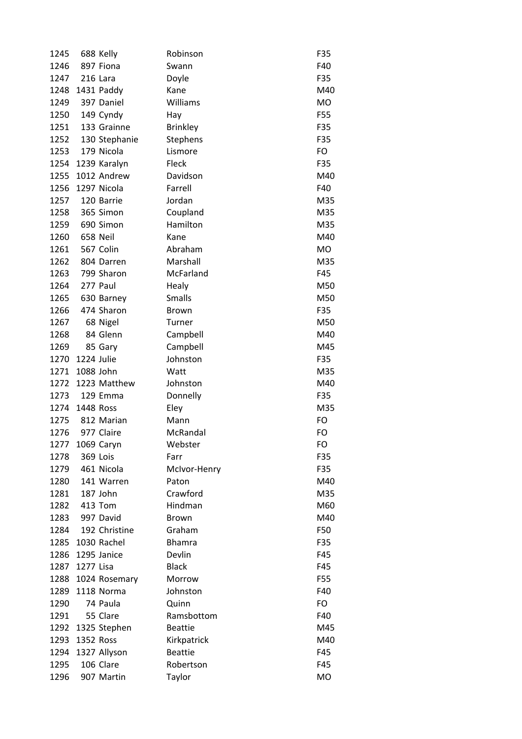| | | | | |
|---|---|---|---|---|
| 1245 | 688 | Kelly | Robinson | F35 |
| 1246 | 897 | Fiona | Swann | F40 |
| 1247 | 216 | Lara | Doyle | F35 |
| 1248 | 1431 | Paddy | Kane | M40 |
| 1249 | 397 | Daniel | Williams | MO |
| 1250 | 149 | Cyndy | Hay | F55 |
| 1251 | 133 | Grainne | Brinkley | F35 |
| 1252 | 130 | Stephanie | Stephens | F35 |
| 1253 | 179 | Nicola | Lismore | FO |
| 1254 | 1239 | Karalyn | Fleck | F35 |
| 1255 | 1012 | Andrew | Davidson | M40 |
| 1256 | 1297 | Nicola | Farrell | F40 |
| 1257 | 120 | Barrie | Jordan | M35 |
| 1258 | 365 | Simon | Coupland | M35 |
| 1259 | 690 | Simon | Hamilton | M35 |
| 1260 | 658 | Neil | Kane | M40 |
| 1261 | 567 | Colin | Abraham | MO |
| 1262 | 804 | Darren | Marshall | M35 |
| 1263 | 799 | Sharon | McFarland | F45 |
| 1264 | 277 | Paul | Healy | M50 |
| 1265 | 630 | Barney | Smalls | M50 |
| 1266 | 474 | Sharon | Brown | F35 |
| 1267 | 68 | Nigel | Turner | M50 |
| 1268 | 84 | Glenn | Campbell | M40 |
| 1269 | 85 | Gary | Campbell | M45 |
| 1270 | 1224 | Julie | Johnston | F35 |
| 1271 | 1088 | John | Watt | M35 |
| 1272 | 1223 | Matthew | Johnston | M40 |
| 1273 | 129 | Emma | Donnelly | F35 |
| 1274 | 1448 | Ross | Eley | M35 |
| 1275 | 812 | Marian | Mann | FO |
| 1276 | 977 | Claire | McRandal | FO |
| 1277 | 1069 | Caryn | Webster | FO |
| 1278 | 369 | Lois | Farr | F35 |
| 1279 | 461 | Nicola | McIvor-Henry | F35 |
| 1280 | 141 | Warren | Paton | M40 |
| 1281 | 187 | John | Crawford | M35 |
| 1282 | 413 | Tom | Hindman | M60 |
| 1283 | 997 | David | Brown | M40 |
| 1284 | 192 | Christine | Graham | F50 |
| 1285 | 1030 | Rachel | Bhamra | F35 |
| 1286 | 1295 | Janice | Devlin | F45 |
| 1287 | 1277 | Lisa | Black | F45 |
| 1288 | 1024 | Rosemary | Morrow | F55 |
| 1289 | 1118 | Norma | Johnston | F40 |
| 1290 | 74 | Paula | Quinn | FO |
| 1291 | 55 | Clare | Ramsbottom | F40 |
| 1292 | 1325 | Stephen | Beattie | M45 |
| 1293 | 1352 | Ross | Kirkpatrick | M40 |
| 1294 | 1327 | Allyson | Beattie | F45 |
| 1295 | 106 | Clare | Robertson | F45 |
| 1296 | 907 | Martin | Taylor | MO |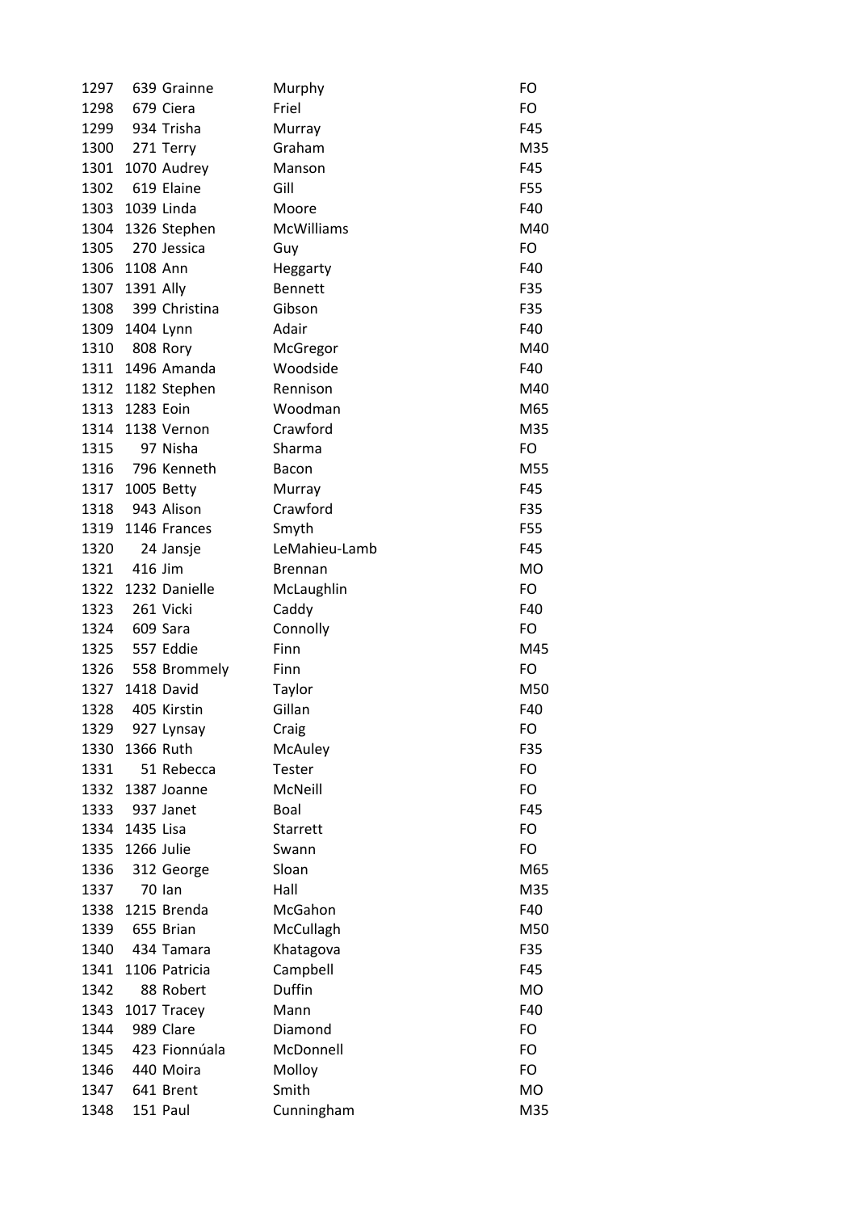| | | | | |
|---|---|---|---|---|
| 1297 | 639 | Grainne | Murphy | FO |
| 1298 | 679 | Ciera | Friel | FO |
| 1299 | 934 | Trisha | Murray | F45 |
| 1300 | 271 | Terry | Graham | M35 |
| 1301 | 1070 | Audrey | Manson | F45 |
| 1302 | 619 | Elaine | Gill | F55 |
| 1303 | 1039 | Linda | Moore | F40 |
| 1304 | 1326 | Stephen | McWilliams | M40 |
| 1305 | 270 | Jessica | Guy | FO |
| 1306 | 1108 | Ann | Heggarty | F40 |
| 1307 | 1391 | Ally | Bennett | F35 |
| 1308 | 399 | Christina | Gibson | F35 |
| 1309 | 1404 | Lynn | Adair | F40 |
| 1310 | 808 | Rory | McGregor | M40 |
| 1311 | 1496 | Amanda | Woodside | F40 |
| 1312 | 1182 | Stephen | Rennison | M40 |
| 1313 | 1283 | Eoin | Woodman | M65 |
| 1314 | 1138 | Vernon | Crawford | M35 |
| 1315 | 97 | Nisha | Sharma | FO |
| 1316 | 796 | Kenneth | Bacon | M55 |
| 1317 | 1005 | Betty | Murray | F45 |
| 1318 | 943 | Alison | Crawford | F35 |
| 1319 | 1146 | Frances | Smyth | F55 |
| 1320 | 24 | Jansje | LeMahieu-Lamb | F45 |
| 1321 | 416 | Jim | Brennan | MO |
| 1322 | 1232 | Danielle | McLaughlin | FO |
| 1323 | 261 | Vicki | Caddy | F40 |
| 1324 | 609 | Sara | Connolly | FO |
| 1325 | 557 | Eddie | Finn | M45 |
| 1326 | 558 | Brommely | Finn | FO |
| 1327 | 1418 | David | Taylor | M50 |
| 1328 | 405 | Kirstin | Gillan | F40 |
| 1329 | 927 | Lynsay | Craig | FO |
| 1330 | 1366 | Ruth | McAuley | F35 |
| 1331 | 51 | Rebecca | Tester | FO |
| 1332 | 1387 | Joanne | McNeill | FO |
| 1333 | 937 | Janet | Boal | F45 |
| 1334 | 1435 | Lisa | Starrett | FO |
| 1335 | 1266 | Julie | Swann | FO |
| 1336 | 312 | George | Sloan | M65 |
| 1337 | 70 | Ian | Hall | M35 |
| 1338 | 1215 | Brenda | McGahon | F40 |
| 1339 | 655 | Brian | McCullagh | M50 |
| 1340 | 434 | Tamara | Khatagova | F35 |
| 1341 | 1106 | Patricia | Campbell | F45 |
| 1342 | 88 | Robert | Duffin | MO |
| 1343 | 1017 | Tracey | Mann | F40 |
| 1344 | 989 | Clare | Diamond | FO |
| 1345 | 423 | Fionnúala | McDonnell | FO |
| 1346 | 440 | Moira | Molloy | FO |
| 1347 | 641 | Brent | Smith | MO |
| 1348 | 151 | Paul | Cunningham | M35 |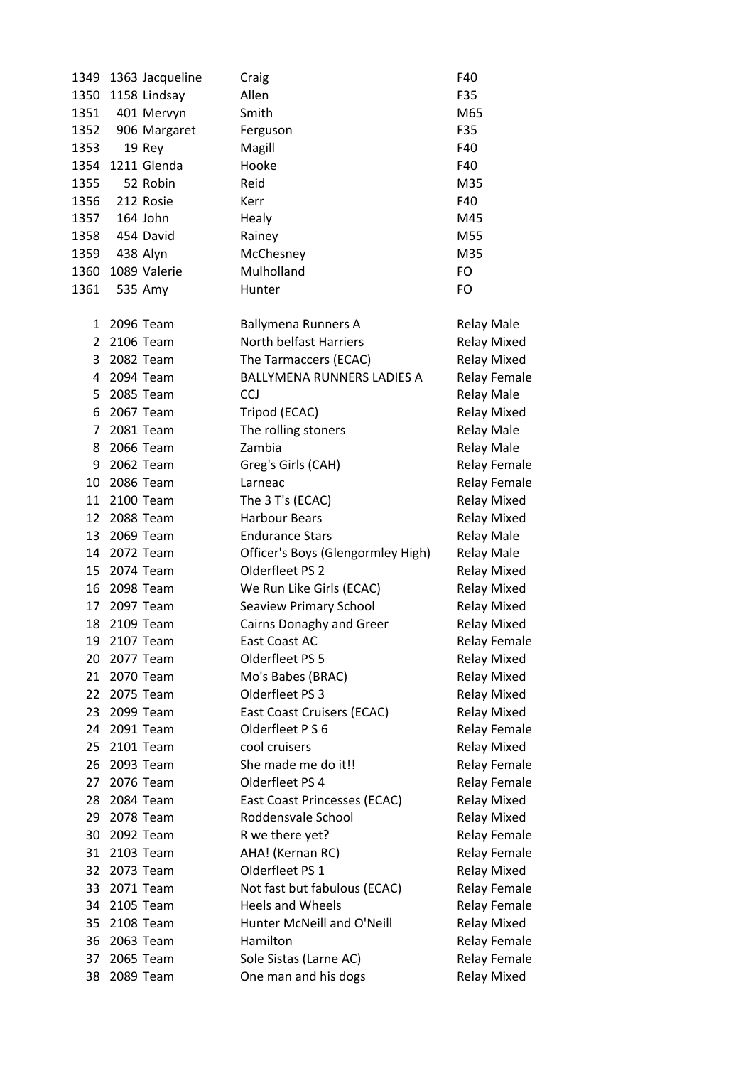| | | | | |
|---|---|---|---|---|
| 1349 | 1363 | Jacqueline | Craig | F40 |
| 1350 | 1158 | Lindsay | Allen | F35 |
| 1351 | 401 | Mervyn | Smith | M65 |
| 1352 | 906 | Margaret | Ferguson | F35 |
| 1353 | 19 | Rey | Magill | F40 |
| 1354 | 1211 | Glenda | Hooke | F40 |
| 1355 | 52 | Robin | Reid | M35 |
| 1356 | 212 | Rosie | Kerr | F40 |
| 1357 | 164 | John | Healy | M45 |
| 1358 | 454 | David | Rainey | M55 |
| 1359 | 438 | Alyn | McChesney | M35 |
| 1360 | 1089 | Valerie | Mulholland | FO |
| 1361 | 535 | Amy | Hunter | FO |

| | | | | |
|---|---|---|---|---|
| 1 | 2096 | Team | Ballymena Runners A | Relay Male |
| 2 | 2106 | Team | North belfast Harriers | Relay Mixed |
| 3 | 2082 | Team | The Tarmaccers (ECAC) | Relay Mixed |
| 4 | 2094 | Team | BALLYMENA RUNNERS LADIES A | Relay Female |
| 5 | 2085 | Team | CCJ | Relay Male |
| 6 | 2067 | Team | Tripod (ECAC) | Relay Mixed |
| 7 | 2081 | Team | The rolling stoners | Relay Male |
| 8 | 2066 | Team | Zambia | Relay Male |
| 9 | 2062 | Team | Greg's Girls (CAH) | Relay Female |
| 10 | 2086 | Team | Larneac | Relay Female |
| 11 | 2100 | Team | The 3 T's (ECAC) | Relay Mixed |
| 12 | 2088 | Team | Harbour Bears | Relay Mixed |
| 13 | 2069 | Team | Endurance Stars | Relay Male |
| 14 | 2072 | Team | Officer's Boys (Glengormley High) | Relay Male |
| 15 | 2074 | Team | Olderfleet PS 2 | Relay Mixed |
| 16 | 2098 | Team | We Run Like Girls (ECAC) | Relay Mixed |
| 17 | 2097 | Team | Seaview Primary School | Relay Mixed |
| 18 | 2109 | Team | Cairns Donaghy and Greer | Relay Mixed |
| 19 | 2107 | Team | East Coast AC | Relay Female |
| 20 | 2077 | Team | Olderfleet PS 5 | Relay Mixed |
| 21 | 2070 | Team | Mo's Babes (BRAC) | Relay Mixed |
| 22 | 2075 | Team | Olderfleet PS 3 | Relay Mixed |
| 23 | 2099 | Team | East Coast Cruisers (ECAC) | Relay Mixed |
| 24 | 2091 | Team | Olderfleet P S 6 | Relay Female |
| 25 | 2101 | Team | cool cruisers | Relay Mixed |
| 26 | 2093 | Team | She made me do it!! | Relay Female |
| 27 | 2076 | Team | Olderfleet PS 4 | Relay Female |
| 28 | 2084 | Team | East Coast Princesses (ECAC) | Relay Mixed |
| 29 | 2078 | Team | Roddensvale School | Relay Mixed |
| 30 | 2092 | Team | R we there yet? | Relay Female |
| 31 | 2103 | Team | AHA! (Kernan RC) | Relay Female |
| 32 | 2073 | Team | Olderfleet PS 1 | Relay Mixed |
| 33 | 2071 | Team | Not fast but fabulous (ECAC) | Relay Female |
| 34 | 2105 | Team | Heels and Wheels | Relay Female |
| 35 | 2108 | Team | Hunter McNeill and O'Neill | Relay Mixed |
| 36 | 2063 | Team | Hamilton | Relay Female |
| 37 | 2065 | Team | Sole Sistas (Larne AC) | Relay Female |
| 38 | 2089 | Team | One man and his dogs | Relay Mixed |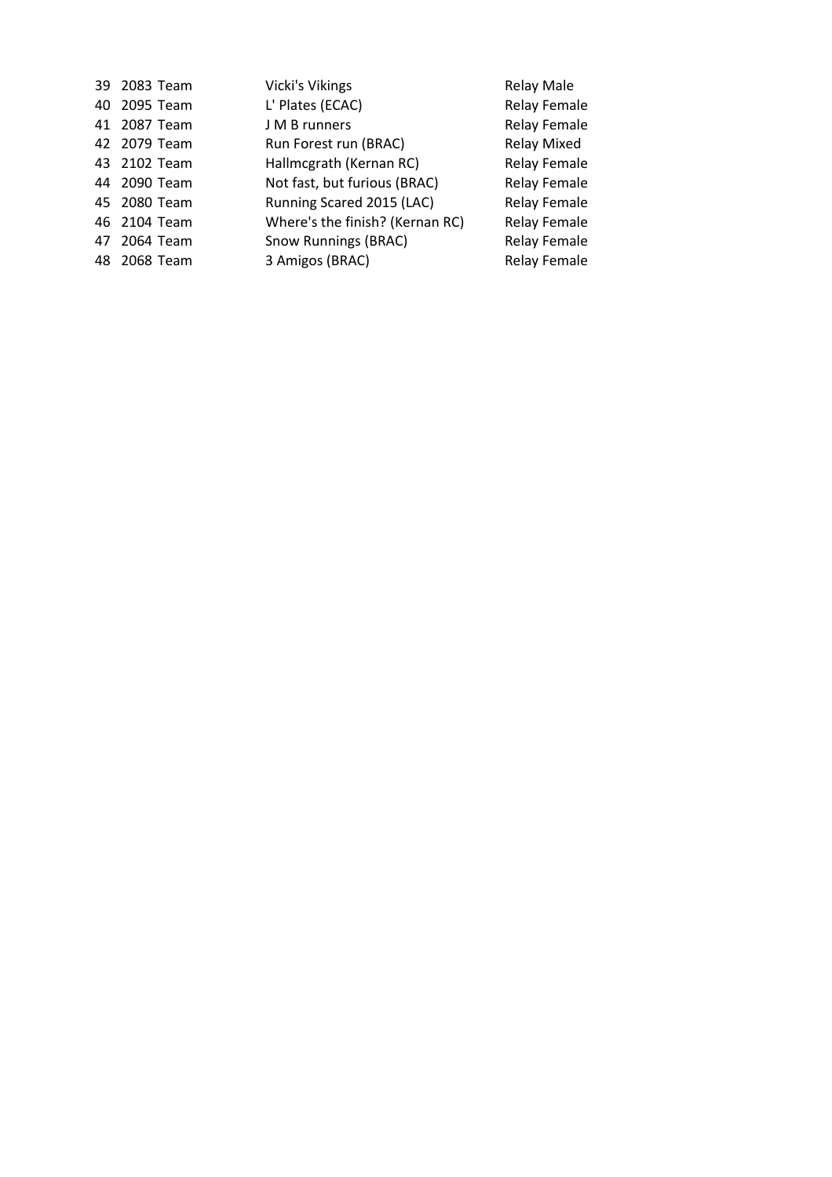| | | | | |
|---|---|---|---|---|
| 39 | 2083 | Team | Vicki's Vikings | Relay Male |
| 40 | 2095 | Team | L' Plates (ECAC) | Relay Female |
| 41 | 2087 | Team | J M B runners | Relay Female |
| 42 | 2079 | Team | Run Forest run (BRAC) | Relay Mixed |
| 43 | 2102 | Team | Hallmcgrath (Kernan RC) | Relay Female |
| 44 | 2090 | Team | Not fast, but furious (BRAC) | Relay Female |
| 45 | 2080 | Team | Running Scared 2015 (LAC) | Relay Female |
| 46 | 2104 | Team | Where's the finish? (Kernan RC) | Relay Female |
| 47 | 2064 | Team | Snow Runnings (BRAC) | Relay Female |
| 48 | 2068 | Team | 3 Amigos (BRAC) | Relay Female |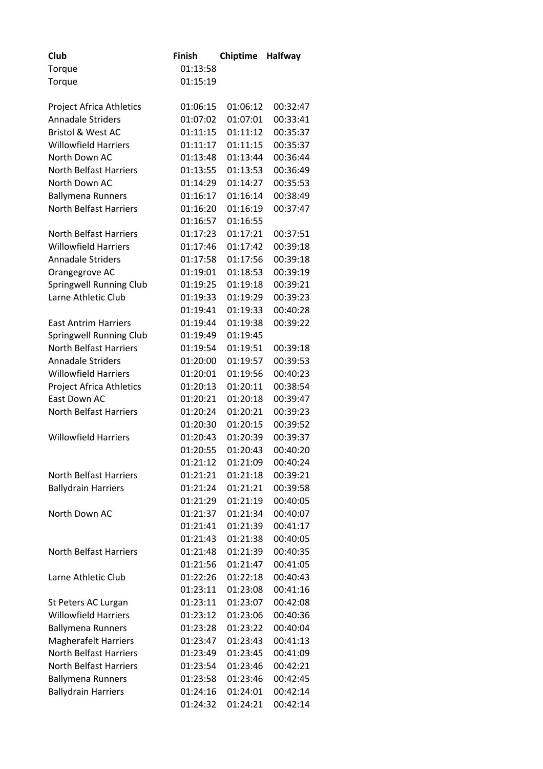| Club | Finish | Chiptime | Halfway |
|---|---|---|---|
| Torque | 01:13:58 | | |
| Torque | 01:15:19 | | |
| | | | |
| Project Africa Athletics | 01:06:15 | 01:06:12 | 00:32:47 |
| Annadale Striders | 01:07:02 | 01:07:01 | 00:33:41 |
| Bristol & West AC | 01:11:15 | 01:11:12 | 00:35:37 |
| Willowfield Harriers | 01:11:17 | 01:11:15 | 00:35:37 |
| North Down AC | 01:13:48 | 01:13:44 | 00:36:44 |
| North Belfast Harriers | 01:13:55 | 01:13:53 | 00:36:49 |
| North Down AC | 01:14:29 | 01:14:27 | 00:35:53 |
| Ballymena Runners | 01:16:17 | 01:16:14 | 00:38:49 |
| North Belfast Harriers | 01:16:20 | 01:16:19 | 00:37:47 |
| | 01:16:57 | 01:16:55 | |
| North Belfast Harriers | 01:17:23 | 01:17:21 | 00:37:51 |
| Willowfield Harriers | 01:17:46 | 01:17:42 | 00:39:18 |
| Annadale Striders | 01:17:58 | 01:17:56 | 00:39:18 |
| Orangegrove AC | 01:19:01 | 01:18:53 | 00:39:19 |
| Springwell Running Club | 01:19:25 | 01:19:18 | 00:39:21 |
| Larne Athletic Club | 01:19:33 | 01:19:29 | 00:39:23 |
| | 01:19:41 | 01:19:33 | 00:40:28 |
| East Antrim Harriers | 01:19:44 | 01:19:38 | 00:39:22 |
| Springwell Running Club | 01:19:49 | 01:19:45 | |
| North Belfast Harriers | 01:19:54 | 01:19:51 | 00:39:18 |
| Annadale Striders | 01:20:00 | 01:19:57 | 00:39:53 |
| Willowfield Harriers | 01:20:01 | 01:19:56 | 00:40:23 |
| Project Africa Athletics | 01:20:13 | 01:20:11 | 00:38:54 |
| East Down AC | 01:20:21 | 01:20:18 | 00:39:47 |
| North Belfast Harriers | 01:20:24 | 01:20:21 | 00:39:23 |
| | 01:20:30 | 01:20:15 | 00:39:52 |
| Willowfield Harriers | 01:20:43 | 01:20:39 | 00:39:37 |
| | 01:20:55 | 01:20:43 | 00:40:20 |
| | 01:21:12 | 01:21:09 | 00:40:24 |
| North Belfast Harriers | 01:21:21 | 01:21:18 | 00:39:21 |
| Ballydrain Harriers | 01:21:24 | 01:21:21 | 00:39:58 |
| | 01:21:29 | 01:21:19 | 00:40:05 |
| North Down AC | 01:21:37 | 01:21:34 | 00:40:07 |
| | 01:21:41 | 01:21:39 | 00:41:17 |
| | 01:21:43 | 01:21:38 | 00:40:05 |
| North Belfast Harriers | 01:21:48 | 01:21:39 | 00:40:35 |
| | 01:21:56 | 01:21:47 | 00:41:05 |
| Larne Athletic Club | 01:22:26 | 01:22:18 | 00:40:43 |
| | 01:23:11 | 01:23:08 | 00:41:16 |
| St Peters AC Lurgan | 01:23:11 | 01:23:07 | 00:42:08 |
| Willowfield Harriers | 01:23:12 | 01:23:06 | 00:40:36 |
| Ballymena Runners | 01:23:28 | 01:23:22 | 00:40:04 |
| Magherafelt Harriers | 01:23:47 | 01:23:43 | 00:41:13 |
| North Belfast Harriers | 01:23:49 | 01:23:45 | 00:41:09 |
| North Belfast Harriers | 01:23:54 | 01:23:46 | 00:42:21 |
| Ballymena Runners | 01:23:58 | 01:23:46 | 00:42:45 |
| Ballydrain Harriers | 01:24:16 | 01:24:01 | 00:42:14 |
| | 01:24:32 | 01:24:21 | 00:42:14 |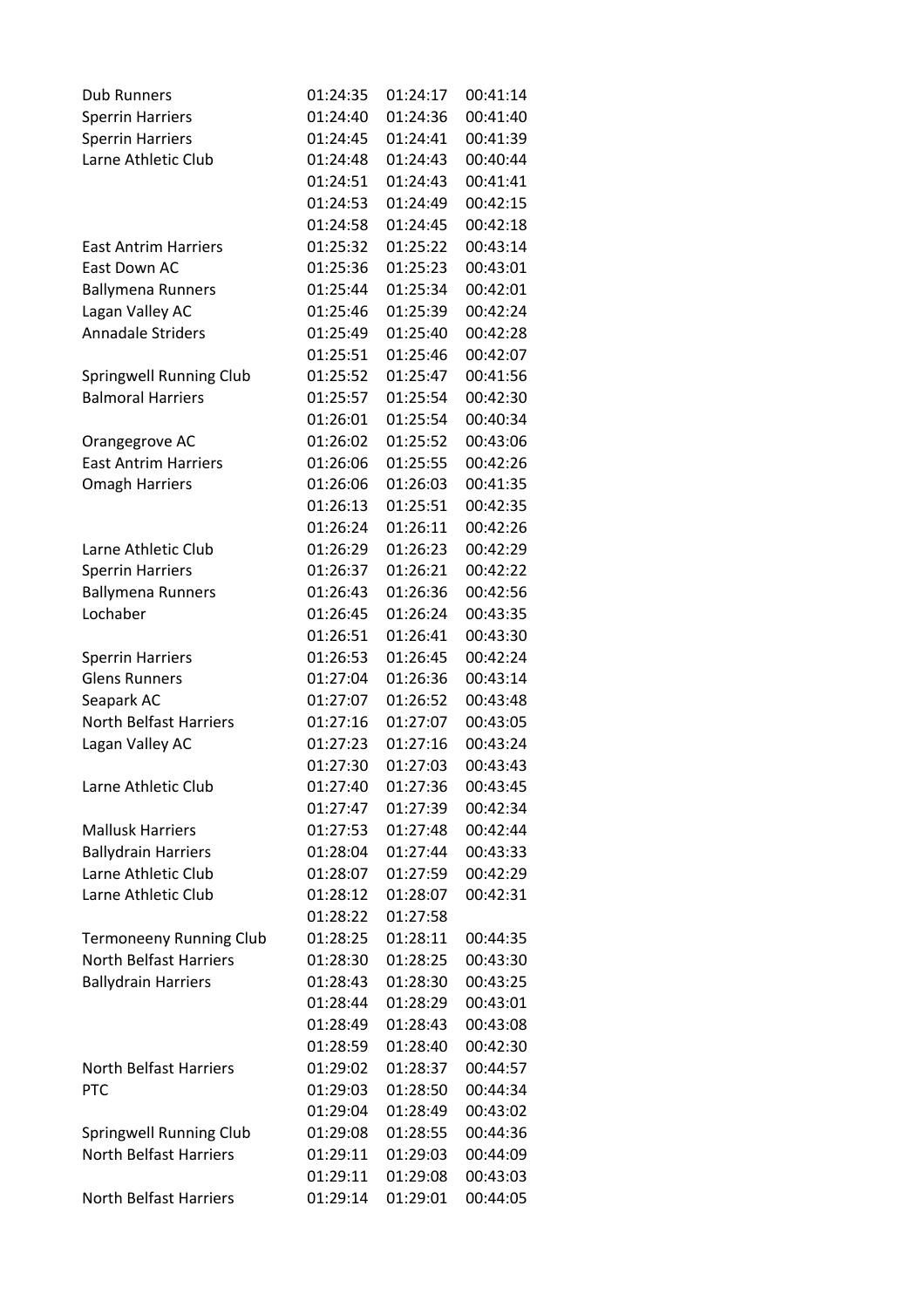| | | | |
|---|---|---|---|
| Dub Runners | 01:24:35 | 01:24:17 | 00:41:14 |
| Sperrin Harriers | 01:24:40 | 01:24:36 | 00:41:40 |
| Sperrin Harriers | 01:24:45 | 01:24:41 | 00:41:39 |
| Larne Athletic Club | 01:24:48 | 01:24:43 | 00:40:44 |
| | 01:24:51 | 01:24:43 | 00:41:41 |
| | 01:24:53 | 01:24:49 | 00:42:15 |
| | 01:24:58 | 01:24:45 | 00:42:18 |
| East Antrim Harriers | 01:25:32 | 01:25:22 | 00:43:14 |
| East Down AC | 01:25:36 | 01:25:23 | 00:43:01 |
| Ballymena Runners | 01:25:44 | 01:25:34 | 00:42:01 |
| Lagan Valley AC | 01:25:46 | 01:25:39 | 00:42:24 |
| Annadale Striders | 01:25:49 | 01:25:40 | 00:42:28 |
| | 01:25:51 | 01:25:46 | 00:42:07 |
| Springwell Running Club | 01:25:52 | 01:25:47 | 00:41:56 |
| Balmoral Harriers | 01:25:57 | 01:25:54 | 00:42:30 |
| | 01:26:01 | 01:25:54 | 00:40:34 |
| Orangegrove AC | 01:26:02 | 01:25:52 | 00:43:06 |
| East Antrim Harriers | 01:26:06 | 01:25:55 | 00:42:26 |
| Omagh Harriers | 01:26:06 | 01:26:03 | 00:41:35 |
| | 01:26:13 | 01:25:51 | 00:42:35 |
| | 01:26:24 | 01:26:11 | 00:42:26 |
| Larne Athletic Club | 01:26:29 | 01:26:23 | 00:42:29 |
| Sperrin Harriers | 01:26:37 | 01:26:21 | 00:42:22 |
| Ballymena Runners | 01:26:43 | 01:26:36 | 00:42:56 |
| Lochaber | 01:26:45 | 01:26:24 | 00:43:35 |
| | 01:26:51 | 01:26:41 | 00:43:30 |
| Sperrin Harriers | 01:26:53 | 01:26:45 | 00:42:24 |
| Glens Runners | 01:27:04 | 01:26:36 | 00:43:14 |
| Seapark AC | 01:27:07 | 01:26:52 | 00:43:48 |
| North Belfast Harriers | 01:27:16 | 01:27:07 | 00:43:05 |
| Lagan Valley AC | 01:27:23 | 01:27:16 | 00:43:24 |
| | 01:27:30 | 01:27:03 | 00:43:43 |
| Larne Athletic Club | 01:27:40 | 01:27:36 | 00:43:45 |
| | 01:27:47 | 01:27:39 | 00:42:34 |
| Mallusk Harriers | 01:27:53 | 01:27:48 | 00:42:44 |
| Ballydrain Harriers | 01:28:04 | 01:27:44 | 00:43:33 |
| Larne Athletic Club | 01:28:07 | 01:27:59 | 00:42:29 |
| Larne Athletic Club | 01:28:12 | 01:28:07 | 00:42:31 |
| | 01:28:22 | 01:27:58 | |
| Termoneeny Running Club | 01:28:25 | 01:28:11 | 00:44:35 |
| North Belfast Harriers | 01:28:30 | 01:28:25 | 00:43:30 |
| Ballydrain Harriers | 01:28:43 | 01:28:30 | 00:43:25 |
| | 01:28:44 | 01:28:29 | 00:43:01 |
| | 01:28:49 | 01:28:43 | 00:43:08 |
| | 01:28:59 | 01:28:40 | 00:42:30 |
| North Belfast Harriers | 01:29:02 | 01:28:37 | 00:44:57 |
| PTC | 01:29:03 | 01:28:50 | 00:44:34 |
| | 01:29:04 | 01:28:49 | 00:43:02 |
| Springwell Running Club | 01:29:08 | 01:28:55 | 00:44:36 |
| North Belfast Harriers | 01:29:11 | 01:29:03 | 00:44:09 |
| | 01:29:11 | 01:29:08 | 00:43:03 |
| North Belfast Harriers | 01:29:14 | 01:29:01 | 00:44:05 |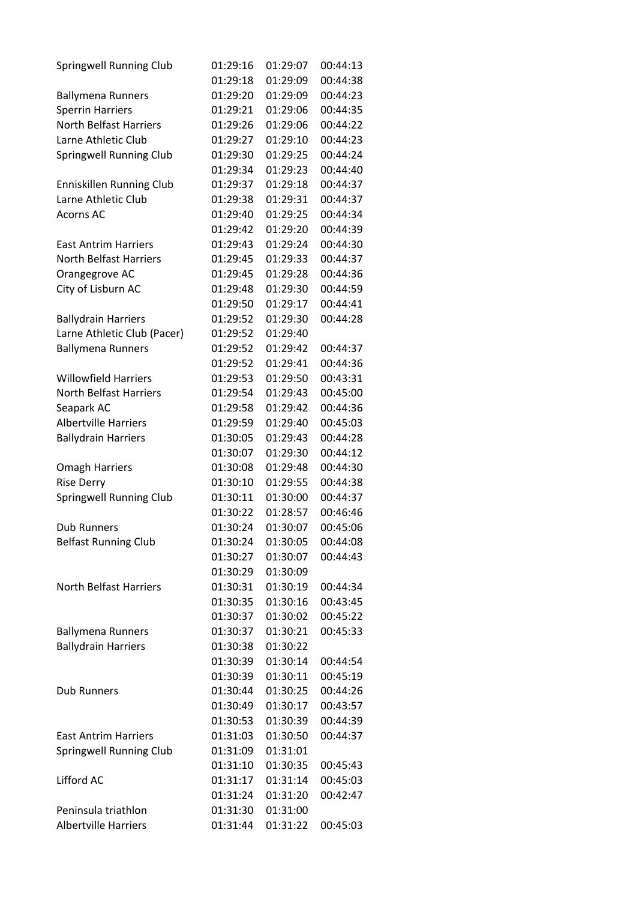| | | | |
|---|---|---|---|
| Springwell Running Club | 01:29:16 | 01:29:07 | 00:44:13 |
| | 01:29:18 | 01:29:09 | 00:44:38 |
| Ballymena Runners | 01:29:20 | 01:29:09 | 00:44:23 |
| Sperrin Harriers | 01:29:21 | 01:29:06 | 00:44:35 |
| North Belfast Harriers | 01:29:26 | 01:29:06 | 00:44:22 |
| Larne Athletic Club | 01:29:27 | 01:29:10 | 00:44:23 |
| Springwell Running Club | 01:29:30 | 01:29:25 | 00:44:24 |
| | 01:29:34 | 01:29:23 | 00:44:40 |
| Enniskillen Running Club | 01:29:37 | 01:29:18 | 00:44:37 |
| Larne Athletic Club | 01:29:38 | 01:29:31 | 00:44:37 |
| Acorns AC | 01:29:40 | 01:29:25 | 00:44:34 |
| | 01:29:42 | 01:29:20 | 00:44:39 |
| East Antrim Harriers | 01:29:43 | 01:29:24 | 00:44:30 |
| North Belfast Harriers | 01:29:45 | 01:29:33 | 00:44:37 |
| Orangegrove AC | 01:29:45 | 01:29:28 | 00:44:36 |
| City of Lisburn AC | 01:29:48 | 01:29:30 | 00:44:59 |
| | 01:29:50 | 01:29:17 | 00:44:41 |
| Ballydrain Harriers | 01:29:52 | 01:29:30 | 00:44:28 |
| Larne Athletic Club (Pacer) | 01:29:52 | 01:29:40 | |
| Ballymena Runners | 01:29:52 | 01:29:42 | 00:44:37 |
| | 01:29:52 | 01:29:41 | 00:44:36 |
| Willowfield Harriers | 01:29:53 | 01:29:50 | 00:43:31 |
| North Belfast Harriers | 01:29:54 | 01:29:43 | 00:45:00 |
| Seapark AC | 01:29:58 | 01:29:42 | 00:44:36 |
| Albertville Harriers | 01:29:59 | 01:29:40 | 00:45:03 |
| Ballydrain Harriers | 01:30:05 | 01:29:43 | 00:44:28 |
| | 01:30:07 | 01:29:30 | 00:44:12 |
| Omagh Harriers | 01:30:08 | 01:29:48 | 00:44:30 |
| Rise Derry | 01:30:10 | 01:29:55 | 00:44:38 |
| Springwell Running Club | 01:30:11 | 01:30:00 | 00:44:37 |
| | 01:30:22 | 01:28:57 | 00:46:46 |
| Dub Runners | 01:30:24 | 01:30:07 | 00:45:06 |
| Belfast Running Club | 01:30:24 | 01:30:05 | 00:44:08 |
| | 01:30:27 | 01:30:07 | 00:44:43 |
| | 01:30:29 | 01:30:09 | |
| North Belfast Harriers | 01:30:31 | 01:30:19 | 00:44:34 |
| | 01:30:35 | 01:30:16 | 00:43:45 |
| | 01:30:37 | 01:30:02 | 00:45:22 |
| Ballymena Runners | 01:30:37 | 01:30:21 | 00:45:33 |
| Ballydrain Harriers | 01:30:38 | 01:30:22 | |
| | 01:30:39 | 01:30:14 | 00:44:54 |
| | 01:30:39 | 01:30:11 | 00:45:19 |
| Dub Runners | 01:30:44 | 01:30:25 | 00:44:26 |
| | 01:30:49 | 01:30:17 | 00:43:57 |
| | 01:30:53 | 01:30:39 | 00:44:39 |
| East Antrim Harriers | 01:31:03 | 01:30:50 | 00:44:37 |
| Springwell Running Club | 01:31:09 | 01:31:01 | |
| | 01:31:10 | 01:30:35 | 00:45:43 |
| Lifford AC | 01:31:17 | 01:31:14 | 00:45:03 |
| | 01:31:24 | 01:31:20 | 00:42:47 |
| Peninsula triathlon | 01:31:30 | 01:31:00 | |
| Albertville Harriers | 01:31:44 | 01:31:22 | 00:45:03 |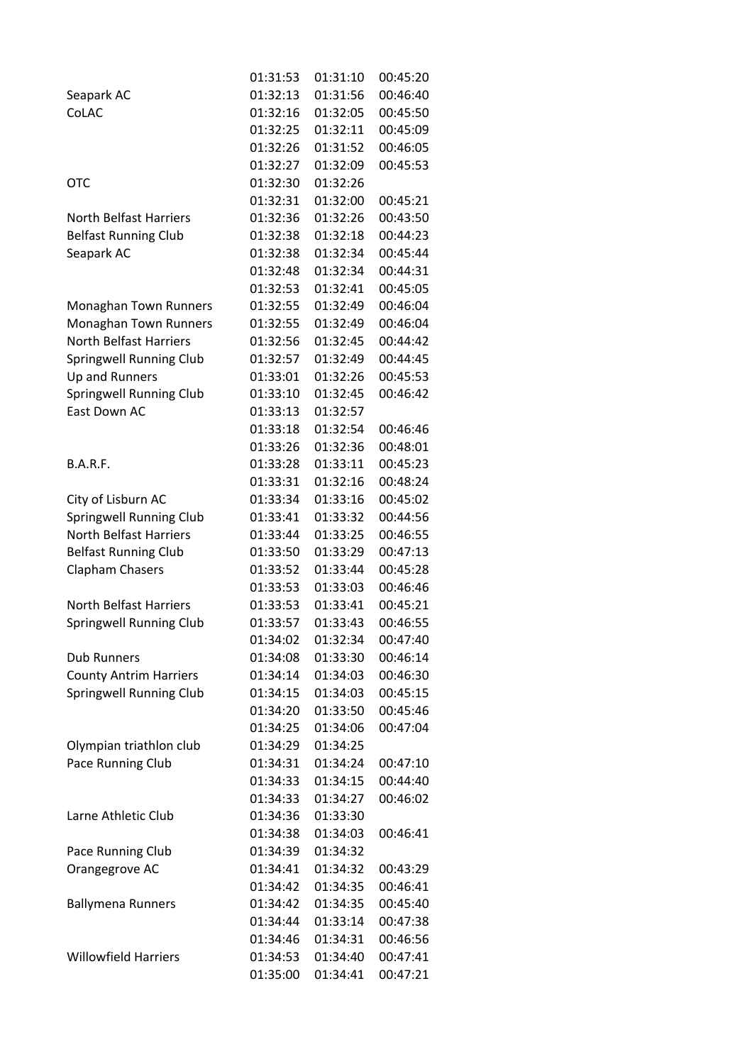| | | | |
|---|---|---|---|
| | 01:31:53 | 01:31:10 | 00:45:20 |
| Seapark AC | 01:32:13 | 01:31:56 | 00:46:40 |
| CoLAC | 01:32:16 | 01:32:05 | 00:45:50 |
| | 01:32:25 | 01:32:11 | 00:45:09 |
| | 01:32:26 | 01:31:52 | 00:46:05 |
| | 01:32:27 | 01:32:09 | 00:45:53 |
| OTC | 01:32:30 | 01:32:26 | |
| | 01:32:31 | 01:32:00 | 00:45:21 |
| North Belfast Harriers | 01:32:36 | 01:32:26 | 00:43:50 |
| Belfast Running Club | 01:32:38 | 01:32:18 | 00:44:23 |
| Seapark AC | 01:32:38 | 01:32:34 | 00:45:44 |
| | 01:32:48 | 01:32:34 | 00:44:31 |
| | 01:32:53 | 01:32:41 | 00:45:05 |
| Monaghan Town Runners | 01:32:55 | 01:32:49 | 00:46:04 |
| Monaghan Town Runners | 01:32:55 | 01:32:49 | 00:46:04 |
| North Belfast Harriers | 01:32:56 | 01:32:45 | 00:44:42 |
| Springwell Running Club | 01:32:57 | 01:32:49 | 00:44:45 |
| Up and Runners | 01:33:01 | 01:32:26 | 00:45:53 |
| Springwell Running Club | 01:33:10 | 01:32:45 | 00:46:42 |
| East Down AC | 01:33:13 | 01:32:57 | |
| | 01:33:18 | 01:32:54 | 00:46:46 |
| | 01:33:26 | 01:32:36 | 00:48:01 |
| B.A.R.F. | 01:33:28 | 01:33:11 | 00:45:23 |
| | 01:33:31 | 01:32:16 | 00:48:24 |
| City of Lisburn AC | 01:33:34 | 01:33:16 | 00:45:02 |
| Springwell Running Club | 01:33:41 | 01:33:32 | 00:44:56 |
| North Belfast Harriers | 01:33:44 | 01:33:25 | 00:46:55 |
| Belfast Running Club | 01:33:50 | 01:33:29 | 00:47:13 |
| Clapham Chasers | 01:33:52 | 01:33:44 | 00:45:28 |
| | 01:33:53 | 01:33:03 | 00:46:46 |
| North Belfast Harriers | 01:33:53 | 01:33:41 | 00:45:21 |
| Springwell Running Club | 01:33:57 | 01:33:43 | 00:46:55 |
| | 01:34:02 | 01:32:34 | 00:47:40 |
| Dub Runners | 01:34:08 | 01:33:30 | 00:46:14 |
| County Antrim Harriers | 01:34:14 | 01:34:03 | 00:46:30 |
| Springwell Running Club | 01:34:15 | 01:34:03 | 00:45:15 |
| | 01:34:20 | 01:33:50 | 00:45:46 |
| | 01:34:25 | 01:34:06 | 00:47:04 |
| Olympian triathlon club | 01:34:29 | 01:34:25 | |
| Pace Running Club | 01:34:31 | 01:34:24 | 00:47:10 |
| | 01:34:33 | 01:34:15 | 00:44:40 |
| | 01:34:33 | 01:34:27 | 00:46:02 |
| Larne Athletic Club | 01:34:36 | 01:33:30 | |
| | 01:34:38 | 01:34:03 | 00:46:41 |
| Pace Running Club | 01:34:39 | 01:34:32 | |
| Orangegrove AC | 01:34:41 | 01:34:32 | 00:43:29 |
| | 01:34:42 | 01:34:35 | 00:46:41 |
| Ballymena Runners | 01:34:42 | 01:34:35 | 00:45:40 |
| | 01:34:44 | 01:33:14 | 00:47:38 |
| | 01:34:46 | 01:34:31 | 00:46:56 |
| Willowfield Harriers | 01:34:53 | 01:34:40 | 00:47:41 |
| | 01:35:00 | 01:34:41 | 00:47:21 |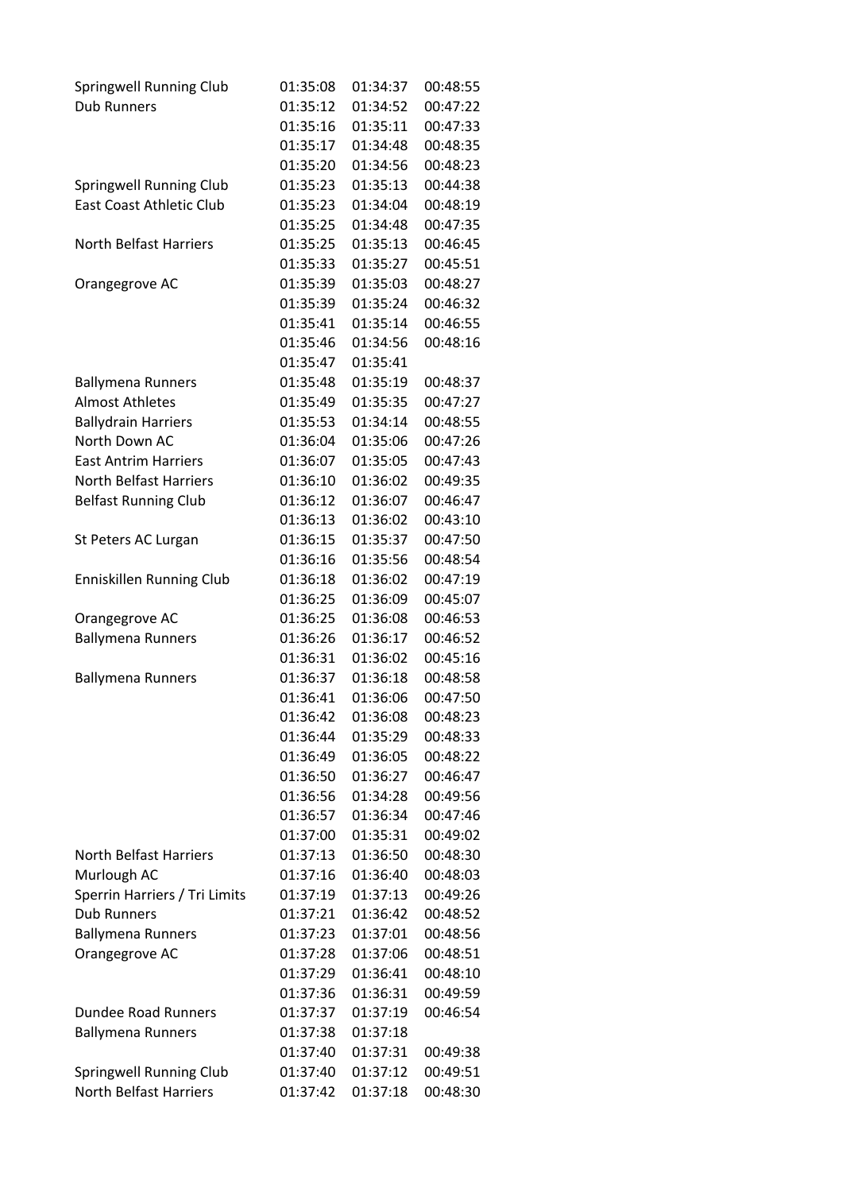| | | | |
|---|---|---|---|
| Springwell Running Club | 01:35:08 | 01:34:37 | 00:48:55 |
| Dub Runners | 01:35:12 | 01:34:52 | 00:47:22 |
| | 01:35:16 | 01:35:11 | 00:47:33 |
| | 01:35:17 | 01:34:48 | 00:48:35 |
| | 01:35:20 | 01:34:56 | 00:48:23 |
| Springwell Running Club | 01:35:23 | 01:35:13 | 00:44:38 |
| East Coast Athletic Club | 01:35:23 | 01:34:04 | 00:48:19 |
| | 01:35:25 | 01:34:48 | 00:47:35 |
| North Belfast Harriers | 01:35:25 | 01:35:13 | 00:46:45 |
| | 01:35:33 | 01:35:27 | 00:45:51 |
| Orangegrove AC | 01:35:39 | 01:35:03 | 00:48:27 |
| | 01:35:39 | 01:35:24 | 00:46:32 |
| | 01:35:41 | 01:35:14 | 00:46:55 |
| | 01:35:46 | 01:34:56 | 00:48:16 |
| | 01:35:47 | 01:35:41 | |
| Ballymena Runners | 01:35:48 | 01:35:19 | 00:48:37 |
| Almost Athletes | 01:35:49 | 01:35:35 | 00:47:27 |
| Ballydrain Harriers | 01:35:53 | 01:34:14 | 00:48:55 |
| North Down AC | 01:36:04 | 01:35:06 | 00:47:26 |
| East Antrim Harriers | 01:36:07 | 01:35:05 | 00:47:43 |
| North Belfast Harriers | 01:36:10 | 01:36:02 | 00:49:35 |
| Belfast Running Club | 01:36:12 | 01:36:07 | 00:46:47 |
| | 01:36:13 | 01:36:02 | 00:43:10 |
| St Peters AC Lurgan | 01:36:15 | 01:35:37 | 00:47:50 |
| | 01:36:16 | 01:35:56 | 00:48:54 |
| Enniskillen Running Club | 01:36:18 | 01:36:02 | 00:47:19 |
| | 01:36:25 | 01:36:09 | 00:45:07 |
| Orangegrove AC | 01:36:25 | 01:36:08 | 00:46:53 |
| Ballymena Runners | 01:36:26 | 01:36:17 | 00:46:52 |
| | 01:36:31 | 01:36:02 | 00:45:16 |
| Ballymena Runners | 01:36:37 | 01:36:18 | 00:48:58 |
| | 01:36:41 | 01:36:06 | 00:47:50 |
| | 01:36:42 | 01:36:08 | 00:48:23 |
| | 01:36:44 | 01:35:29 | 00:48:33 |
| | 01:36:49 | 01:36:05 | 00:48:22 |
| | 01:36:50 | 01:36:27 | 00:46:47 |
| | 01:36:56 | 01:34:28 | 00:49:56 |
| | 01:36:57 | 01:36:34 | 00:47:46 |
| | 01:37:00 | 01:35:31 | 00:49:02 |
| North Belfast Harriers | 01:37:13 | 01:36:50 | 00:48:30 |
| Murlough AC | 01:37:16 | 01:36:40 | 00:48:03 |
| Sperrin Harriers / Tri Limits | 01:37:19 | 01:37:13 | 00:49:26 |
| Dub Runners | 01:37:21 | 01:36:42 | 00:48:52 |
| Ballymena Runners | 01:37:23 | 01:37:01 | 00:48:56 |
| Orangegrove AC | 01:37:28 | 01:37:06 | 00:48:51 |
| | 01:37:29 | 01:36:41 | 00:48:10 |
| | 01:37:36 | 01:36:31 | 00:49:59 |
| Dundee Road Runners | 01:37:37 | 01:37:19 | 00:46:54 |
| Ballymena Runners | 01:37:38 | 01:37:18 | |
| | 01:37:40 | 01:37:31 | 00:49:38 |
| Springwell Running Club | 01:37:40 | 01:37:12 | 00:49:51 |
| North Belfast Harriers | 01:37:42 | 01:37:18 | 00:48:30 |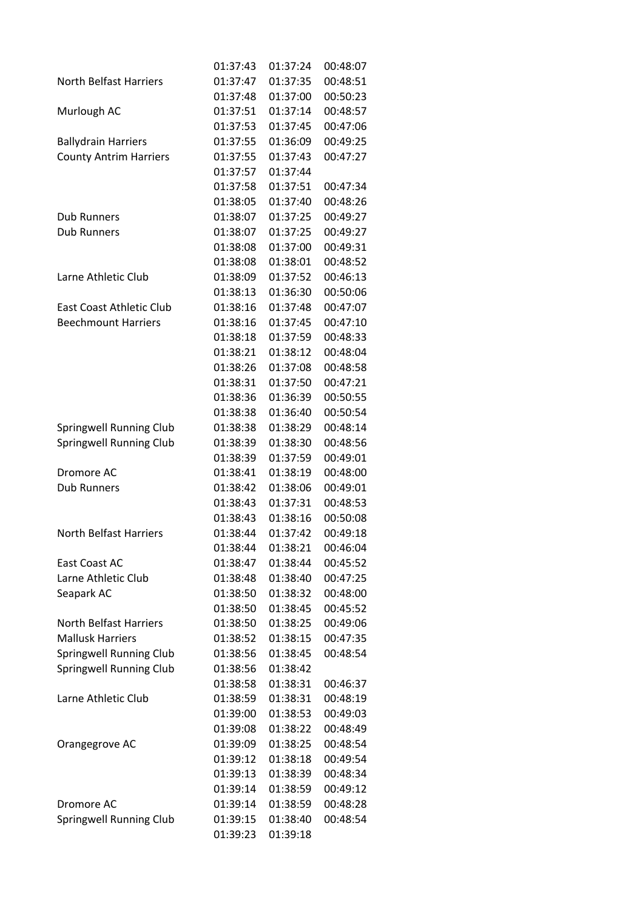| | | | |
|---|---|---|---|
| | 01:37:43 | 01:37:24 | 00:48:07 |
| North Belfast Harriers | 01:37:47 | 01:37:35 | 00:48:51 |
| | 01:37:48 | 01:37:00 | 00:50:23 |
| Murlough AC | 01:37:51 | 01:37:14 | 00:48:57 |
| | 01:37:53 | 01:37:45 | 00:47:06 |
| Ballydrain Harriers | 01:37:55 | 01:36:09 | 00:49:25 |
| County Antrim Harriers | 01:37:55 | 01:37:43 | 00:47:27 |
| | 01:37:57 | 01:37:44 | |
| | 01:37:58 | 01:37:51 | 00:47:34 |
| | 01:38:05 | 01:37:40 | 00:48:26 |
| Dub Runners | 01:38:07 | 01:37:25 | 00:49:27 |
| Dub Runners | 01:38:07 | 01:37:25 | 00:49:27 |
| | 01:38:08 | 01:37:00 | 00:49:31 |
| | 01:38:08 | 01:38:01 | 00:48:52 |
| Larne Athletic Club | 01:38:09 | 01:37:52 | 00:46:13 |
| | 01:38:13 | 01:36:30 | 00:50:06 |
| East Coast Athletic Club | 01:38:16 | 01:37:48 | 00:47:07 |
| Beechmount Harriers | 01:38:16 | 01:37:45 | 00:47:10 |
| | 01:38:18 | 01:37:59 | 00:48:33 |
| | 01:38:21 | 01:38:12 | 00:48:04 |
| | 01:38:26 | 01:37:08 | 00:48:58 |
| | 01:38:31 | 01:37:50 | 00:47:21 |
| | 01:38:36 | 01:36:39 | 00:50:55 |
| | 01:38:38 | 01:36:40 | 00:50:54 |
| Springwell Running Club | 01:38:38 | 01:38:29 | 00:48:14 |
| Springwell Running Club | 01:38:39 | 01:38:30 | 00:48:56 |
| | 01:38:39 | 01:37:59 | 00:49:01 |
| Dromore AC | 01:38:41 | 01:38:19 | 00:48:00 |
| Dub Runners | 01:38:42 | 01:38:06 | 00:49:01 |
| | 01:38:43 | 01:37:31 | 00:48:53 |
| | 01:38:43 | 01:38:16 | 00:50:08 |
| North Belfast Harriers | 01:38:44 | 01:37:42 | 00:49:18 |
| | 01:38:44 | 01:38:21 | 00:46:04 |
| East Coast AC | 01:38:47 | 01:38:44 | 00:45:52 |
| Larne Athletic Club | 01:38:48 | 01:38:40 | 00:47:25 |
| Seapark AC | 01:38:50 | 01:38:32 | 00:48:00 |
| | 01:38:50 | 01:38:45 | 00:45:52 |
| North Belfast Harriers | 01:38:50 | 01:38:25 | 00:49:06 |
| Mallusk Harriers | 01:38:52 | 01:38:15 | 00:47:35 |
| Springwell Running Club | 01:38:56 | 01:38:45 | 00:48:54 |
| Springwell Running Club | 01:38:56 | 01:38:42 | |
| | 01:38:58 | 01:38:31 | 00:46:37 |
| Larne Athletic Club | 01:38:59 | 01:38:31 | 00:48:19 |
| | 01:39:00 | 01:38:53 | 00:49:03 |
| | 01:39:08 | 01:38:22 | 00:48:49 |
| Orangegrove AC | 01:39:09 | 01:38:25 | 00:48:54 |
| | 01:39:12 | 01:38:18 | 00:49:54 |
| | 01:39:13 | 01:38:39 | 00:48:34 |
| | 01:39:14 | 01:38:59 | 00:49:12 |
| Dromore AC | 01:39:14 | 01:38:59 | 00:48:28 |
| Springwell Running Club | 01:39:15 | 01:38:40 | 00:48:54 |
| | 01:39:23 | 01:39:18 | |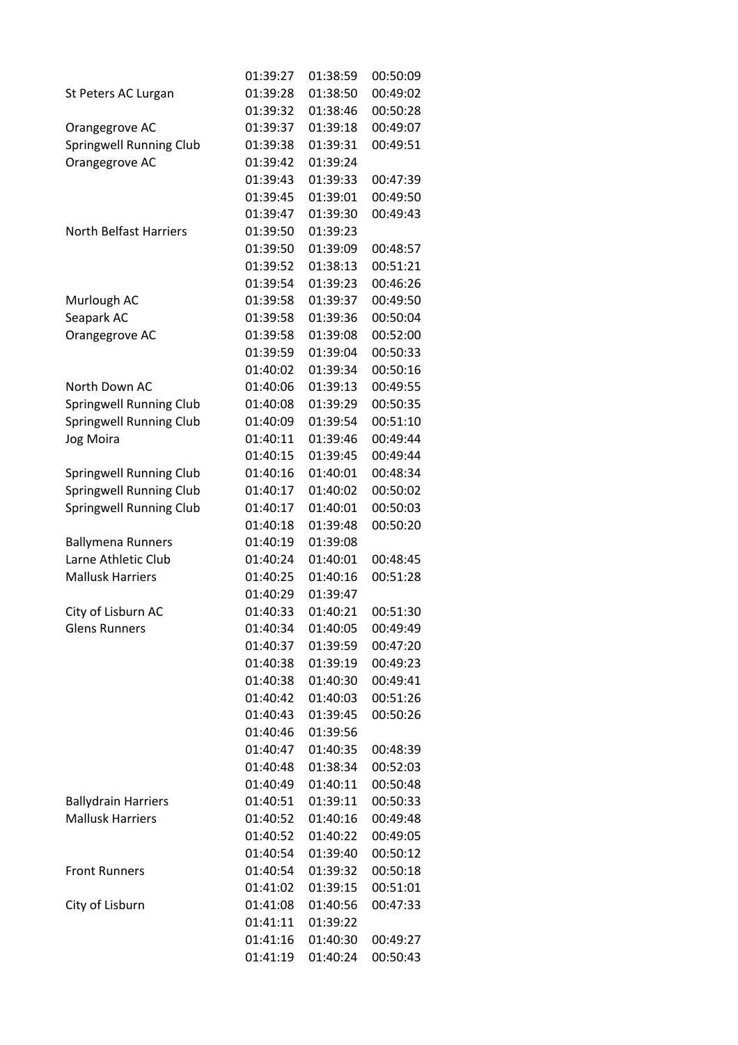| | | | |
|---|---|---|---|
| | 01:39:27 | 01:38:59 | 00:50:09 |
| St Peters AC Lurgan | 01:39:28 | 01:38:50 | 00:49:02 |
| | 01:39:32 | 01:38:46 | 00:50:28 |
| Orangegrove AC | 01:39:37 | 01:39:18 | 00:49:07 |
| Springwell Running Club | 01:39:38 | 01:39:31 | 00:49:51 |
| Orangegrove AC | 01:39:42 | 01:39:24 | |
| | 01:39:43 | 01:39:33 | 00:47:39 |
| | 01:39:45 | 01:39:01 | 00:49:50 |
| | 01:39:47 | 01:39:30 | 00:49:43 |
| North Belfast Harriers | 01:39:50 | 01:39:23 | |
| | 01:39:50 | 01:39:09 | 00:48:57 |
| | 01:39:52 | 01:38:13 | 00:51:21 |
| | 01:39:54 | 01:39:23 | 00:46:26 |
| Murlough AC | 01:39:58 | 01:39:37 | 00:49:50 |
| Seapark AC | 01:39:58 | 01:39:36 | 00:50:04 |
| Orangegrove AC | 01:39:58 | 01:39:08 | 00:52:00 |
| | 01:39:59 | 01:39:04 | 00:50:33 |
| | 01:40:02 | 01:39:34 | 00:50:16 |
| North Down AC | 01:40:06 | 01:39:13 | 00:49:55 |
| Springwell Running Club | 01:40:08 | 01:39:29 | 00:50:35 |
| Springwell Running Club | 01:40:09 | 01:39:54 | 00:51:10 |
| Jog Moira | 01:40:11 | 01:39:46 | 00:49:44 |
| | 01:40:15 | 01:39:45 | 00:49:44 |
| Springwell Running Club | 01:40:16 | 01:40:01 | 00:48:34 |
| Springwell Running Club | 01:40:17 | 01:40:02 | 00:50:02 |
| Springwell Running Club | 01:40:17 | 01:40:01 | 00:50:03 |
| | 01:40:18 | 01:39:48 | 00:50:20 |
| Ballymena Runners | 01:40:19 | 01:39:08 | |
| Larne Athletic Club | 01:40:24 | 01:40:01 | 00:48:45 |
| Mallusk Harriers | 01:40:25 | 01:40:16 | 00:51:28 |
| | 01:40:29 | 01:39:47 | |
| City of Lisburn AC | 01:40:33 | 01:40:21 | 00:51:30 |
| Glens Runners | 01:40:34 | 01:40:05 | 00:49:49 |
| | 01:40:37 | 01:39:59 | 00:47:20 |
| | 01:40:38 | 01:39:19 | 00:49:23 |
| | 01:40:38 | 01:40:30 | 00:49:41 |
| | 01:40:42 | 01:40:03 | 00:51:26 |
| | 01:40:43 | 01:39:45 | 00:50:26 |
| | 01:40:46 | 01:39:56 | |
| | 01:40:47 | 01:40:35 | 00:48:39 |
| | 01:40:48 | 01:38:34 | 00:52:03 |
| | 01:40:49 | 01:40:11 | 00:50:48 |
| Ballydrain Harriers | 01:40:51 | 01:39:11 | 00:50:33 |
| Mallusk Harriers | 01:40:52 | 01:40:16 | 00:49:48 |
| | 01:40:52 | 01:40:22 | 00:49:05 |
| | 01:40:54 | 01:39:40 | 00:50:12 |
| Front Runners | 01:40:54 | 01:39:32 | 00:50:18 |
| | 01:41:02 | 01:39:15 | 00:51:01 |
| City of Lisburn | 01:41:08 | 01:40:56 | 00:47:33 |
| | 01:41:11 | 01:39:22 | |
| | 01:41:16 | 01:40:30 | 00:49:27 |
| | 01:41:19 | 01:40:24 | 00:50:43 |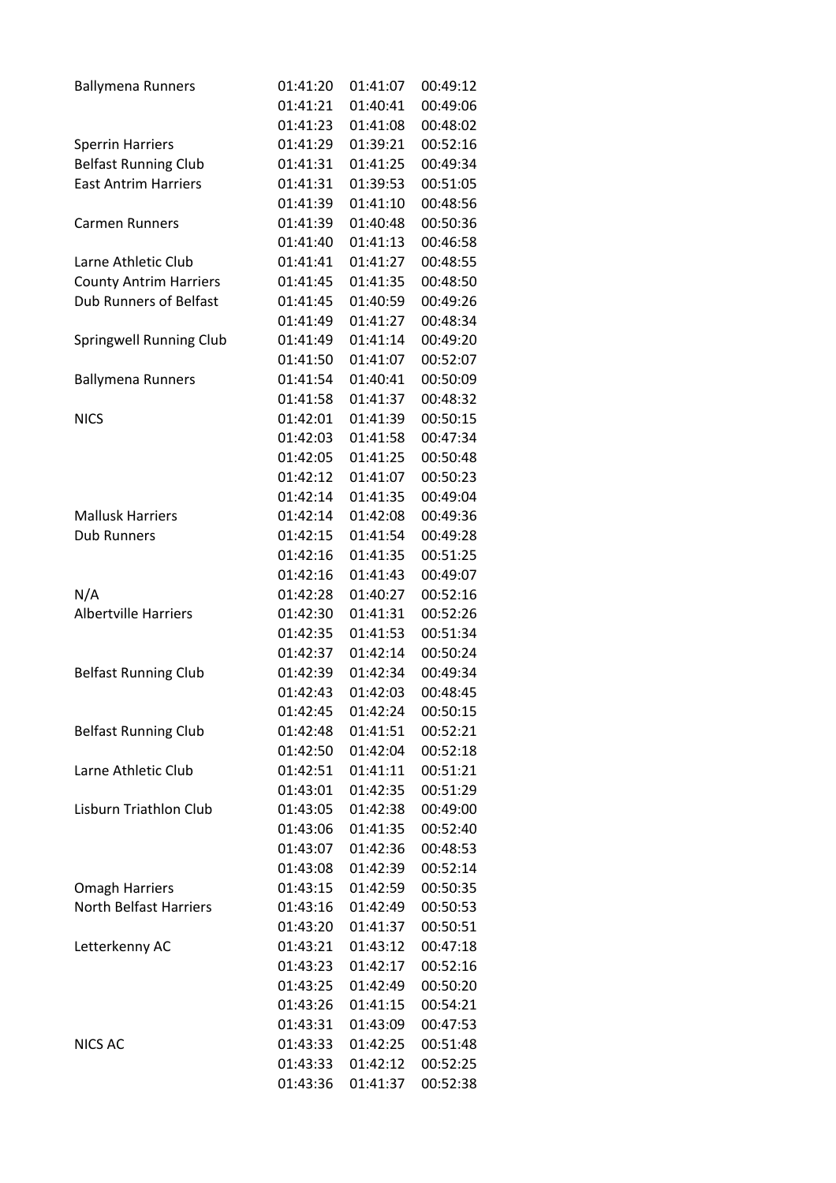| | | | |
|---|---|---|---|
| Ballymena Runners | 01:41:20 | 01:41:07 | 00:49:12 |
| | 01:41:21 | 01:40:41 | 00:49:06 |
| | 01:41:23 | 01:41:08 | 00:48:02 |
| Sperrin Harriers | 01:41:29 | 01:39:21 | 00:52:16 |
| Belfast Running Club | 01:41:31 | 01:41:25 | 00:49:34 |
| East Antrim Harriers | 01:41:31 | 01:39:53 | 00:51:05 |
| | 01:41:39 | 01:41:10 | 00:48:56 |
| Carmen Runners | 01:41:39 | 01:40:48 | 00:50:36 |
| | 01:41:40 | 01:41:13 | 00:46:58 |
| Larne Athletic Club | 01:41:41 | 01:41:27 | 00:48:55 |
| County Antrim Harriers | 01:41:45 | 01:41:35 | 00:48:50 |
| Dub Runners of Belfast | 01:41:45 | 01:40:59 | 00:49:26 |
| | 01:41:49 | 01:41:27 | 00:48:34 |
| Springwell Running Club | 01:41:49 | 01:41:14 | 00:49:20 |
| | 01:41:50 | 01:41:07 | 00:52:07 |
| Ballymena Runners | 01:41:54 | 01:40:41 | 00:50:09 |
| | 01:41:58 | 01:41:37 | 00:48:32 |
| NICS | 01:42:01 | 01:41:39 | 00:50:15 |
| | 01:42:03 | 01:41:58 | 00:47:34 |
| | 01:42:05 | 01:41:25 | 00:50:48 |
| | 01:42:12 | 01:41:07 | 00:50:23 |
| | 01:42:14 | 01:41:35 | 00:49:04 |
| Mallusk Harriers | 01:42:14 | 01:42:08 | 00:49:36 |
| Dub Runners | 01:42:15 | 01:41:54 | 00:49:28 |
| | 01:42:16 | 01:41:35 | 00:51:25 |
| | 01:42:16 | 01:41:43 | 00:49:07 |
| N/A | 01:42:28 | 01:40:27 | 00:52:16 |
| Albertville Harriers | 01:42:30 | 01:41:31 | 00:52:26 |
| | 01:42:35 | 01:41:53 | 00:51:34 |
| | 01:42:37 | 01:42:14 | 00:50:24 |
| Belfast Running Club | 01:42:39 | 01:42:34 | 00:49:34 |
| | 01:42:43 | 01:42:03 | 00:48:45 |
| | 01:42:45 | 01:42:24 | 00:50:15 |
| Belfast Running Club | 01:42:48 | 01:41:51 | 00:52:21 |
| | 01:42:50 | 01:42:04 | 00:52:18 |
| Larne Athletic Club | 01:42:51 | 01:41:11 | 00:51:21 |
| | 01:43:01 | 01:42:35 | 00:51:29 |
| Lisburn Triathlon Club | 01:43:05 | 01:42:38 | 00:49:00 |
| | 01:43:06 | 01:41:35 | 00:52:40 |
| | 01:43:07 | 01:42:36 | 00:48:53 |
| | 01:43:08 | 01:42:39 | 00:52:14 |
| Omagh Harriers | 01:43:15 | 01:42:59 | 00:50:35 |
| North Belfast Harriers | 01:43:16 | 01:42:49 | 00:50:53 |
| | 01:43:20 | 01:41:37 | 00:50:51 |
| Letterkenny AC | 01:43:21 | 01:43:12 | 00:47:18 |
| | 01:43:23 | 01:42:17 | 00:52:16 |
| | 01:43:25 | 01:42:49 | 00:50:20 |
| | 01:43:26 | 01:41:15 | 00:54:21 |
| | 01:43:31 | 01:43:09 | 00:47:53 |
| NICS AC | 01:43:33 | 01:42:25 | 00:51:48 |
| | 01:43:33 | 01:42:12 | 00:52:25 |
| | 01:43:36 | 01:41:37 | 00:52:38 |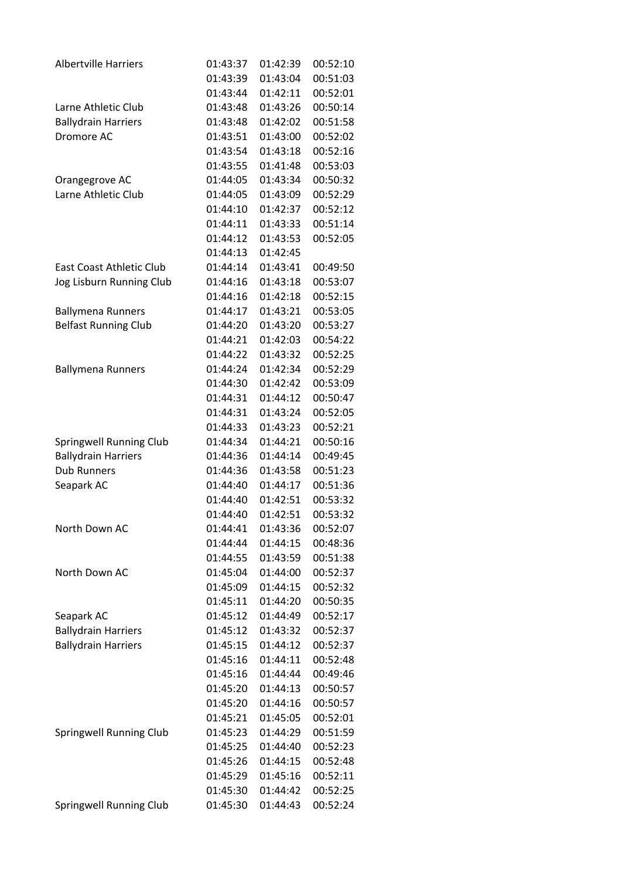| | | | |
|---|---|---|---|
| Albertville Harriers | 01:43:37 | 01:42:39 | 00:52:10 |
| | 01:43:39 | 01:43:04 | 00:51:03 |
| | 01:43:44 | 01:42:11 | 00:52:01 |
| Larne Athletic Club | 01:43:48 | 01:43:26 | 00:50:14 |
| Ballydrain Harriers | 01:43:48 | 01:42:02 | 00:51:58 |
| Dromore AC | 01:43:51 | 01:43:00 | 00:52:02 |
| | 01:43:54 | 01:43:18 | 00:52:16 |
| | 01:43:55 | 01:41:48 | 00:53:03 |
| Orangegrove AC | 01:44:05 | 01:43:34 | 00:50:32 |
| Larne Athletic Club | 01:44:05 | 01:43:09 | 00:52:29 |
| | 01:44:10 | 01:42:37 | 00:52:12 |
| | 01:44:11 | 01:43:33 | 00:51:14 |
| | 01:44:12 | 01:43:53 | 00:52:05 |
| | 01:44:13 | 01:42:45 | |
| East Coast Athletic Club | 01:44:14 | 01:43:41 | 00:49:50 |
| Jog Lisburn Running Club | 01:44:16 | 01:43:18 | 00:53:07 |
| | 01:44:16 | 01:42:18 | 00:52:15 |
| Ballymena Runners | 01:44:17 | 01:43:21 | 00:53:05 |
| Belfast Running Club | 01:44:20 | 01:43:20 | 00:53:27 |
| | 01:44:21 | 01:42:03 | 00:54:22 |
| | 01:44:22 | 01:43:32 | 00:52:25 |
| Ballymena Runners | 01:44:24 | 01:42:34 | 00:52:29 |
| | 01:44:30 | 01:42:42 | 00:53:09 |
| | 01:44:31 | 01:44:12 | 00:50:47 |
| | 01:44:31 | 01:43:24 | 00:52:05 |
| | 01:44:33 | 01:43:23 | 00:52:21 |
| Springwell Running Club | 01:44:34 | 01:44:21 | 00:50:16 |
| Ballydrain Harriers | 01:44:36 | 01:44:14 | 00:49:45 |
| Dub Runners | 01:44:36 | 01:43:58 | 00:51:23 |
| Seapark AC | 01:44:40 | 01:44:17 | 00:51:36 |
| | 01:44:40 | 01:42:51 | 00:53:32 |
| | 01:44:40 | 01:42:51 | 00:53:32 |
| North Down AC | 01:44:41 | 01:43:36 | 00:52:07 |
| | 01:44:44 | 01:44:15 | 00:48:36 |
| | 01:44:55 | 01:43:59 | 00:51:38 |
| North Down AC | 01:45:04 | 01:44:00 | 00:52:37 |
| | 01:45:09 | 01:44:15 | 00:52:32 |
| | 01:45:11 | 01:44:20 | 00:50:35 |
| Seapark AC | 01:45:12 | 01:44:49 | 00:52:17 |
| Ballydrain Harriers | 01:45:12 | 01:43:32 | 00:52:37 |
| Ballydrain Harriers | 01:45:15 | 01:44:12 | 00:52:37 |
| | 01:45:16 | 01:44:11 | 00:52:48 |
| | 01:45:16 | 01:44:44 | 00:49:46 |
| | 01:45:20 | 01:44:13 | 00:50:57 |
| | 01:45:20 | 01:44:16 | 00:50:57 |
| | 01:45:21 | 01:45:05 | 00:52:01 |
| Springwell Running Club | 01:45:23 | 01:44:29 | 00:51:59 |
| | 01:45:25 | 01:44:40 | 00:52:23 |
| | 01:45:26 | 01:44:15 | 00:52:48 |
| | 01:45:29 | 01:45:16 | 00:52:11 |
| | 01:45:30 | 01:44:42 | 00:52:25 |
| Springwell Running Club | 01:45:30 | 01:44:43 | 00:52:24 |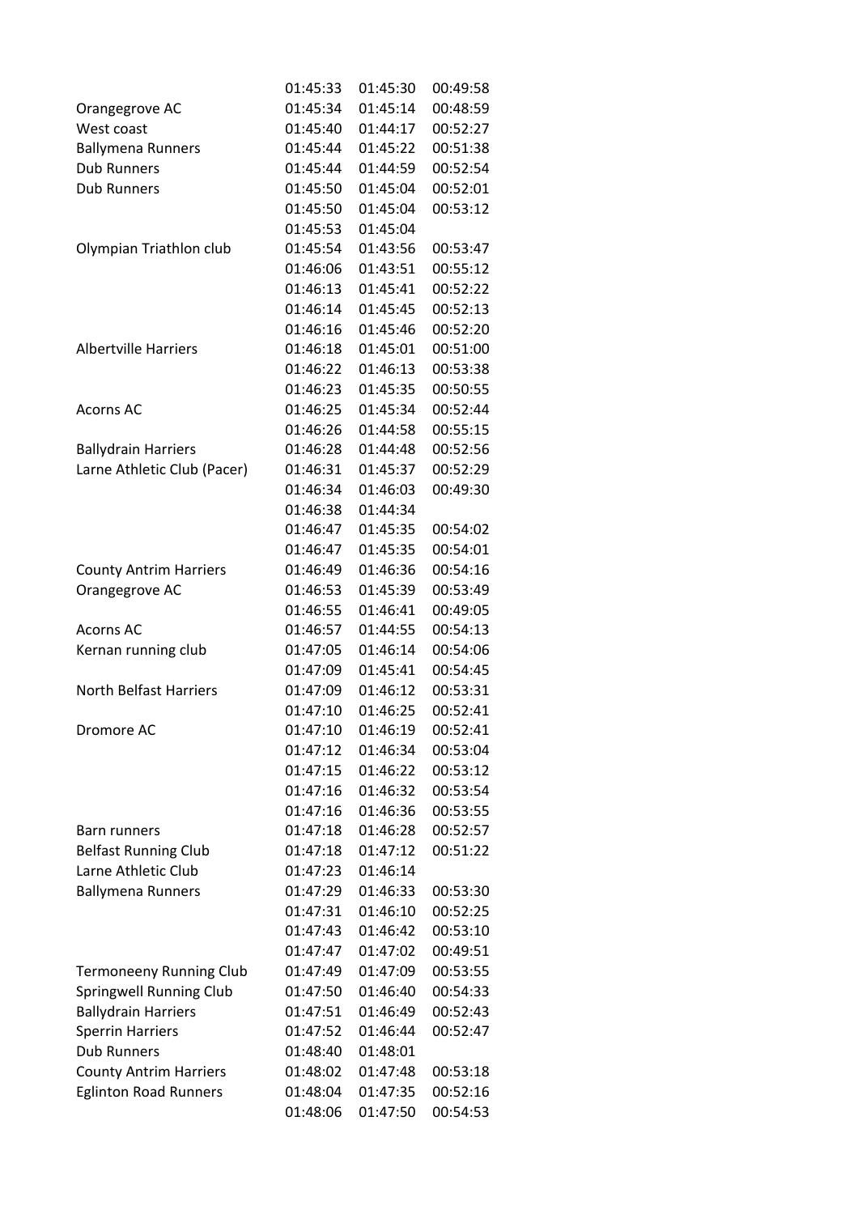| | | | |
|---|---|---|---|
| | 01:45:33 | 01:45:30 | 00:49:58 |
| Orangegrove AC | 01:45:34 | 01:45:14 | 00:48:59 |
| West coast | 01:45:40 | 01:44:17 | 00:52:27 |
| Ballymena Runners | 01:45:44 | 01:45:22 | 00:51:38 |
| Dub Runners | 01:45:44 | 01:44:59 | 00:52:54 |
| Dub Runners | 01:45:50 | 01:45:04 | 00:52:01 |
| | 01:45:50 | 01:45:04 | 00:53:12 |
| | 01:45:53 | 01:45:04 | |
| Olympian Triathlon club | 01:45:54 | 01:43:56 | 00:53:47 |
| | 01:46:06 | 01:43:51 | 00:55:12 |
| | 01:46:13 | 01:45:41 | 00:52:22 |
| | 01:46:14 | 01:45:45 | 00:52:13 |
| | 01:46:16 | 01:45:46 | 00:52:20 |
| Albertville Harriers | 01:46:18 | 01:45:01 | 00:51:00 |
| | 01:46:22 | 01:46:13 | 00:53:38 |
| | 01:46:23 | 01:45:35 | 00:50:55 |
| Acorns AC | 01:46:25 | 01:45:34 | 00:52:44 |
| | 01:46:26 | 01:44:58 | 00:55:15 |
| Ballydrain Harriers | 01:46:28 | 01:44:48 | 00:52:56 |
| Larne Athletic Club (Pacer) | 01:46:31 | 01:45:37 | 00:52:29 |
| | 01:46:34 | 01:46:03 | 00:49:30 |
| | 01:46:38 | 01:44:34 | |
| | 01:46:47 | 01:45:35 | 00:54:02 |
| | 01:46:47 | 01:45:35 | 00:54:01 |
| County Antrim Harriers | 01:46:49 | 01:46:36 | 00:54:16 |
| Orangegrove AC | 01:46:53 | 01:45:39 | 00:53:49 |
| | 01:46:55 | 01:46:41 | 00:49:05 |
| Acorns AC | 01:46:57 | 01:44:55 | 00:54:13 |
| Kernan running club | 01:47:05 | 01:46:14 | 00:54:06 |
| | 01:47:09 | 01:45:41 | 00:54:45 |
| North Belfast Harriers | 01:47:09 | 01:46:12 | 00:53:31 |
| | 01:47:10 | 01:46:25 | 00:52:41 |
| Dromore AC | 01:47:10 | 01:46:19 | 00:52:41 |
| | 01:47:12 | 01:46:34 | 00:53:04 |
| | 01:47:15 | 01:46:22 | 00:53:12 |
| | 01:47:16 | 01:46:32 | 00:53:54 |
| | 01:47:16 | 01:46:36 | 00:53:55 |
| Barn runners | 01:47:18 | 01:46:28 | 00:52:57 |
| Belfast Running Club | 01:47:18 | 01:47:12 | 00:51:22 |
| Larne Athletic Club | 01:47:23 | 01:46:14 | |
| Ballymena Runners | 01:47:29 | 01:46:33 | 00:53:30 |
| | 01:47:31 | 01:46:10 | 00:52:25 |
| | 01:47:43 | 01:46:42 | 00:53:10 |
| | 01:47:47 | 01:47:02 | 00:49:51 |
| Termoneeny Running Club | 01:47:49 | 01:47:09 | 00:53:55 |
| Springwell Running Club | 01:47:50 | 01:46:40 | 00:54:33 |
| Ballydrain Harriers | 01:47:51 | 01:46:49 | 00:52:43 |
| Sperrin Harriers | 01:47:52 | 01:46:44 | 00:52:47 |
| Dub Runners | 01:48:40 | 01:48:01 | |
| County Antrim Harriers | 01:48:02 | 01:47:48 | 00:53:18 |
| Eglinton Road Runners | 01:48:04 | 01:47:35 | 00:52:16 |
| | 01:48:06 | 01:47:50 | 00:54:53 |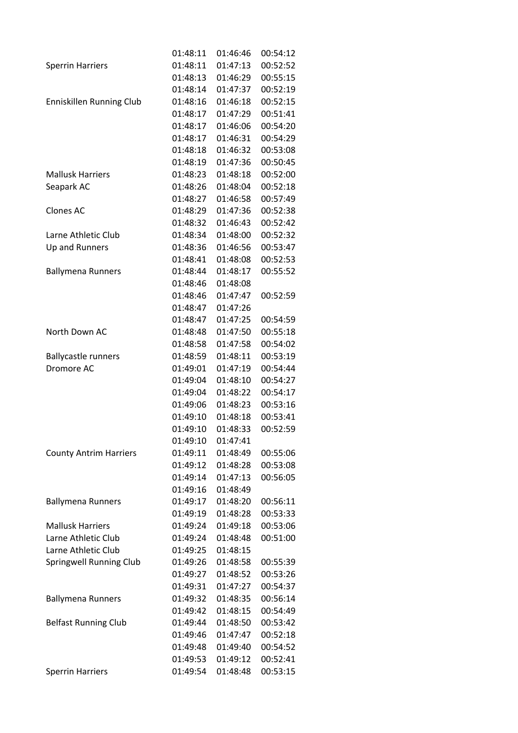| | | | |
|---|---|---|---|
| | 01:48:11 | 01:46:46 | 00:54:12 |
| Sperrin Harriers | 01:48:11 | 01:47:13 | 00:52:52 |
| | 01:48:13 | 01:46:29 | 00:55:15 |
| | 01:48:14 | 01:47:37 | 00:52:19 |
| Enniskillen Running Club | 01:48:16 | 01:46:18 | 00:52:15 |
| | 01:48:17 | 01:47:29 | 00:51:41 |
| | 01:48:17 | 01:46:06 | 00:54:20 |
| | 01:48:17 | 01:46:31 | 00:54:29 |
| | 01:48:18 | 01:46:32 | 00:53:08 |
| | 01:48:19 | 01:47:36 | 00:50:45 |
| Mallusk Harriers | 01:48:23 | 01:48:18 | 00:52:00 |
| Seapark AC | 01:48:26 | 01:48:04 | 00:52:18 |
| | 01:48:27 | 01:46:58 | 00:57:49 |
| Clones AC | 01:48:29 | 01:47:36 | 00:52:38 |
| | 01:48:32 | 01:46:43 | 00:52:42 |
| Larne Athletic Club | 01:48:34 | 01:48:00 | 00:52:32 |
| Up and Runners | 01:48:36 | 01:46:56 | 00:53:47 |
| | 01:48:41 | 01:48:08 | 00:52:53 |
| Ballymena Runners | 01:48:44 | 01:48:17 | 00:55:52 |
| | 01:48:46 | 01:48:08 | |
| | 01:48:46 | 01:47:47 | 00:52:59 |
| | 01:48:47 | 01:47:26 | |
| | 01:48:47 | 01:47:25 | 00:54:59 |
| North Down AC | 01:48:48 | 01:47:50 | 00:55:18 |
| | 01:48:58 | 01:47:58 | 00:54:02 |
| Ballycastle runners | 01:48:59 | 01:48:11 | 00:53:19 |
| Dromore AC | 01:49:01 | 01:47:19 | 00:54:44 |
| | 01:49:04 | 01:48:10 | 00:54:27 |
| | 01:49:04 | 01:48:22 | 00:54:17 |
| | 01:49:06 | 01:48:23 | 00:53:16 |
| | 01:49:10 | 01:48:18 | 00:53:41 |
| | 01:49:10 | 01:48:33 | 00:52:59 |
| | 01:49:10 | 01:47:41 | |
| County Antrim Harriers | 01:49:11 | 01:48:49 | 00:55:06 |
| | 01:49:12 | 01:48:28 | 00:53:08 |
| | 01:49:14 | 01:47:13 | 00:56:05 |
| | 01:49:16 | 01:48:49 | |
| Ballymena Runners | 01:49:17 | 01:48:20 | 00:56:11 |
| | 01:49:19 | 01:48:28 | 00:53:33 |
| Mallusk Harriers | 01:49:24 | 01:49:18 | 00:53:06 |
| Larne Athletic Club | 01:49:24 | 01:48:48 | 00:51:00 |
| Larne Athletic Club | 01:49:25 | 01:48:15 | |
| Springwell Running Club | 01:49:26 | 01:48:58 | 00:55:39 |
| | 01:49:27 | 01:48:52 | 00:53:26 |
| | 01:49:31 | 01:47:27 | 00:54:37 |
| Ballymena Runners | 01:49:32 | 01:48:35 | 00:56:14 |
| | 01:49:42 | 01:48:15 | 00:54:49 |
| Belfast Running Club | 01:49:44 | 01:48:50 | 00:53:42 |
| | 01:49:46 | 01:47:47 | 00:52:18 |
| | 01:49:48 | 01:49:40 | 00:54:52 |
| | 01:49:53 | 01:49:12 | 00:52:41 |
| Sperrin Harriers | 01:49:54 | 01:48:48 | 00:53:15 |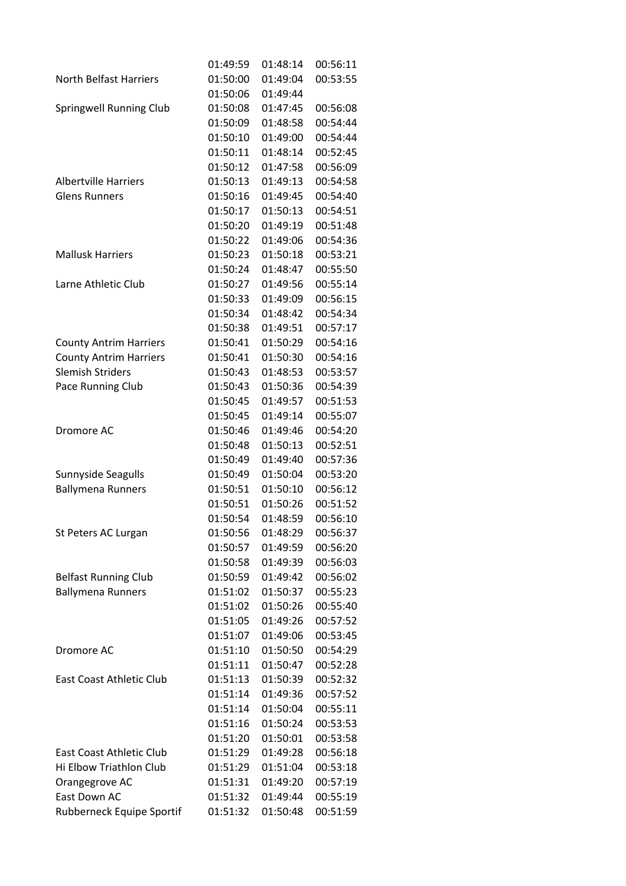| | | | |
|---|---|---|---|
| | 01:49:59 | 01:48:14 | 00:56:11 |
| North Belfast Harriers | 01:50:00 | 01:49:04 | 00:53:55 |
| | 01:50:06 | 01:49:44 | |
| Springwell Running Club | 01:50:08 | 01:47:45 | 00:56:08 |
| | 01:50:09 | 01:48:58 | 00:54:44 |
| | 01:50:10 | 01:49:00 | 00:54:44 |
| | 01:50:11 | 01:48:14 | 00:52:45 |
| | 01:50:12 | 01:47:58 | 00:56:09 |
| Albertville Harriers | 01:50:13 | 01:49:13 | 00:54:58 |
| Glens Runners | 01:50:16 | 01:49:45 | 00:54:40 |
| | 01:50:17 | 01:50:13 | 00:54:51 |
| | 01:50:20 | 01:49:19 | 00:51:48 |
| | 01:50:22 | 01:49:06 | 00:54:36 |
| Mallusk Harriers | 01:50:23 | 01:50:18 | 00:53:21 |
| | 01:50:24 | 01:48:47 | 00:55:50 |
| Larne Athletic Club | 01:50:27 | 01:49:56 | 00:55:14 |
| | 01:50:33 | 01:49:09 | 00:56:15 |
| | 01:50:34 | 01:48:42 | 00:54:34 |
| | 01:50:38 | 01:49:51 | 00:57:17 |
| County Antrim Harriers | 01:50:41 | 01:50:29 | 00:54:16 |
| County Antrim Harriers | 01:50:41 | 01:50:30 | 00:54:16 |
| Slemish Striders | 01:50:43 | 01:48:53 | 00:53:57 |
| Pace Running Club | 01:50:43 | 01:50:36 | 00:54:39 |
| | 01:50:45 | 01:49:57 | 00:51:53 |
| | 01:50:45 | 01:49:14 | 00:55:07 |
| Dromore AC | 01:50:46 | 01:49:46 | 00:54:20 |
| | 01:50:48 | 01:50:13 | 00:52:51 |
| | 01:50:49 | 01:49:40 | 00:57:36 |
| Sunnyside Seagulls | 01:50:49 | 01:50:04 | 00:53:20 |
| Ballymena Runners | 01:50:51 | 01:50:10 | 00:56:12 |
| | 01:50:51 | 01:50:26 | 00:51:52 |
| | 01:50:54 | 01:48:59 | 00:56:10 |
| St Peters AC Lurgan | 01:50:56 | 01:48:29 | 00:56:37 |
| | 01:50:57 | 01:49:59 | 00:56:20 |
| | 01:50:58 | 01:49:39 | 00:56:03 |
| Belfast Running Club | 01:50:59 | 01:49:42 | 00:56:02 |
| Ballymena Runners | 01:51:02 | 01:50:37 | 00:55:23 |
| | 01:51:02 | 01:50:26 | 00:55:40 |
| | 01:51:05 | 01:49:26 | 00:57:52 |
| | 01:51:07 | 01:49:06 | 00:53:45 |
| Dromore AC | 01:51:10 | 01:50:50 | 00:54:29 |
| | 01:51:11 | 01:50:47 | 00:52:28 |
| East Coast Athletic Club | 01:51:13 | 01:50:39 | 00:52:32 |
| | 01:51:14 | 01:49:36 | 00:57:52 |
| | 01:51:14 | 01:50:04 | 00:55:11 |
| | 01:51:16 | 01:50:24 | 00:53:53 |
| | 01:51:20 | 01:50:01 | 00:53:58 |
| East Coast Athletic Club | 01:51:29 | 01:49:28 | 00:56:18 |
| Hi Elbow Triathlon Club | 01:51:29 | 01:51:04 | 00:53:18 |
| Orangegrove AC | 01:51:31 | 01:49:20 | 00:57:19 |
| East Down AC | 01:51:32 | 01:49:44 | 00:55:19 |
| Rubberneck Equipe Sportif | 01:51:32 | 01:50:48 | 00:51:59 |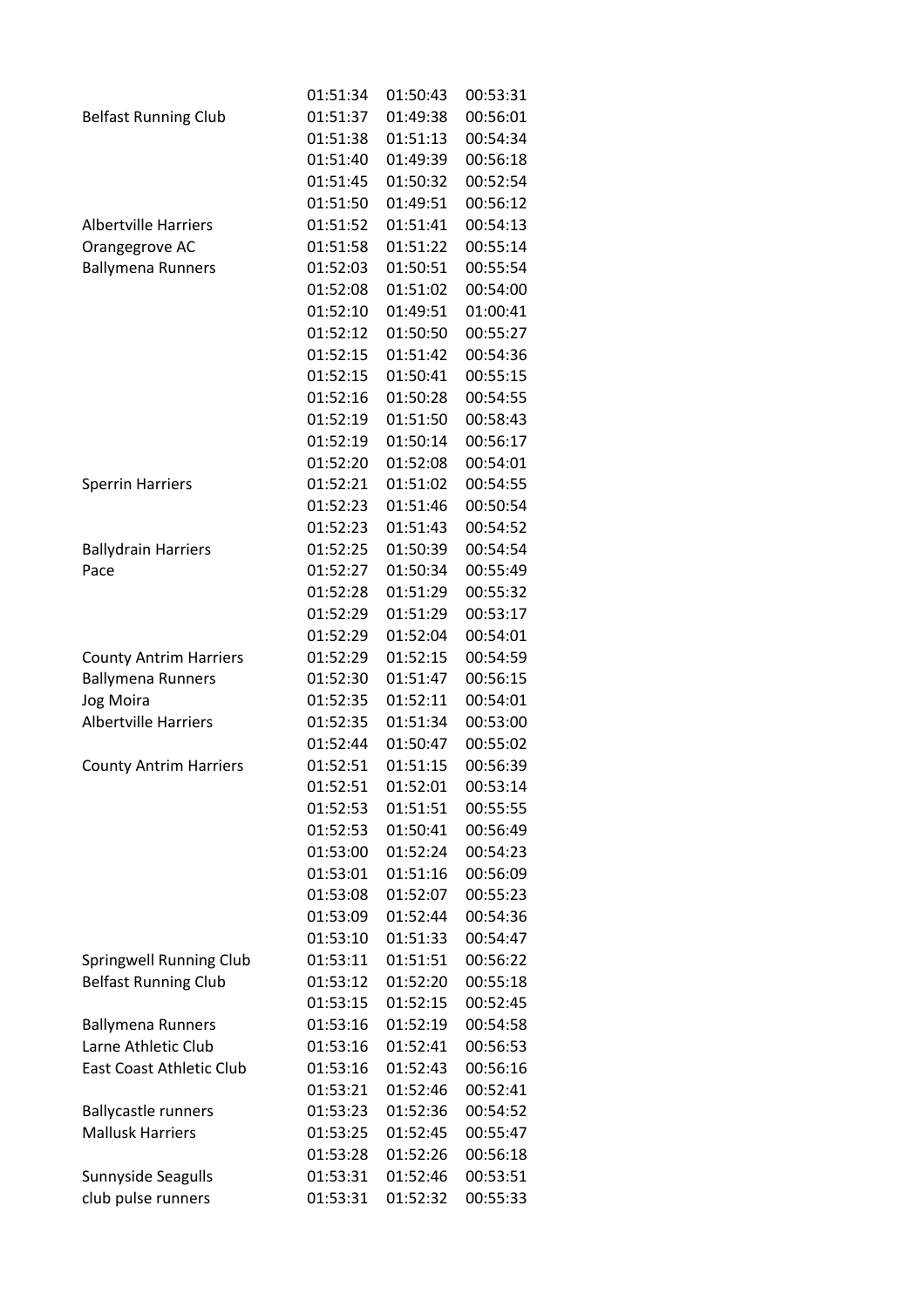| | | | |
|---|---|---|---|
| | 01:51:34 | 01:50:43 | 00:53:31 |
| Belfast Running Club | 01:51:37 | 01:49:38 | 00:56:01 |
| | 01:51:38 | 01:51:13 | 00:54:34 |
| | 01:51:40 | 01:49:39 | 00:56:18 |
| | 01:51:45 | 01:50:32 | 00:52:54 |
| | 01:51:50 | 01:49:51 | 00:56:12 |
| Albertville Harriers | 01:51:52 | 01:51:41 | 00:54:13 |
| Orangegrove AC | 01:51:58 | 01:51:22 | 00:55:14 |
| Ballymena Runners | 01:52:03 | 01:50:51 | 00:55:54 |
| | 01:52:08 | 01:51:02 | 00:54:00 |
| | 01:52:10 | 01:49:51 | 01:00:41 |
| | 01:52:12 | 01:50:50 | 00:55:27 |
| | 01:52:15 | 01:51:42 | 00:54:36 |
| | 01:52:15 | 01:50:41 | 00:55:15 |
| | 01:52:16 | 01:50:28 | 00:54:55 |
| | 01:52:19 | 01:51:50 | 00:58:43 |
| | 01:52:19 | 01:50:14 | 00:56:17 |
| | 01:52:20 | 01:52:08 | 00:54:01 |
| Sperrin Harriers | 01:52:21 | 01:51:02 | 00:54:55 |
| | 01:52:23 | 01:51:46 | 00:50:54 |
| | 01:52:23 | 01:51:43 | 00:54:52 |
| Ballydrain Harriers | 01:52:25 | 01:50:39 | 00:54:54 |
| Pace | 01:52:27 | 01:50:34 | 00:55:49 |
| | 01:52:28 | 01:51:29 | 00:55:32 |
| | 01:52:29 | 01:51:29 | 00:53:17 |
| | 01:52:29 | 01:52:04 | 00:54:01 |
| County Antrim Harriers | 01:52:29 | 01:52:15 | 00:54:59 |
| Ballymena Runners | 01:52:30 | 01:51:47 | 00:56:15 |
| Jog Moira | 01:52:35 | 01:52:11 | 00:54:01 |
| Albertville Harriers | 01:52:35 | 01:51:34 | 00:53:00 |
| | 01:52:44 | 01:50:47 | 00:55:02 |
| County Antrim Harriers | 01:52:51 | 01:51:15 | 00:56:39 |
| | 01:52:51 | 01:52:01 | 00:53:14 |
| | 01:52:53 | 01:51:51 | 00:55:55 |
| | 01:52:53 | 01:50:41 | 00:56:49 |
| | 01:53:00 | 01:52:24 | 00:54:23 |
| | 01:53:01 | 01:51:16 | 00:56:09 |
| | 01:53:08 | 01:52:07 | 00:55:23 |
| | 01:53:09 | 01:52:44 | 00:54:36 |
| | 01:53:10 | 01:51:33 | 00:54:47 |
| Springwell Running Club | 01:53:11 | 01:51:51 | 00:56:22 |
| Belfast Running Club | 01:53:12 | 01:52:20 | 00:55:18 |
| | 01:53:15 | 01:52:15 | 00:52:45 |
| Ballymena Runners | 01:53:16 | 01:52:19 | 00:54:58 |
| Larne Athletic Club | 01:53:16 | 01:52:41 | 00:56:53 |
| East Coast Athletic Club | 01:53:16 | 01:52:43 | 00:56:16 |
| | 01:53:21 | 01:52:46 | 00:52:41 |
| Ballycastle runners | 01:53:23 | 01:52:36 | 00:54:52 |
| Mallusk Harriers | 01:53:25 | 01:52:45 | 00:55:47 |
| | 01:53:28 | 01:52:26 | 00:56:18 |
| Sunnyside Seagulls | 01:53:31 | 01:52:46 | 00:53:51 |
| club pulse runners | 01:53:31 | 01:52:32 | 00:55:33 |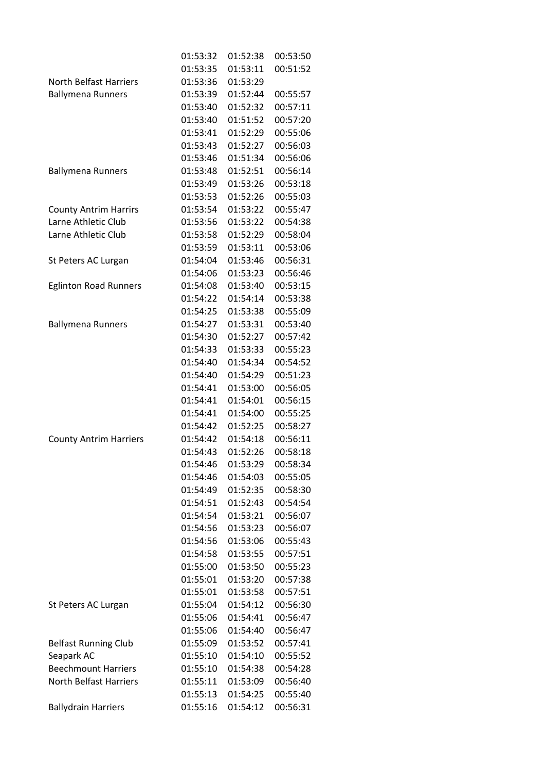| | | | |
|---|---|---|---|
| | 01:53:32 | 01:52:38 | 00:53:50 |
| | 01:53:35 | 01:53:11 | 00:51:52 |
| North Belfast Harriers | 01:53:36 | 01:53:29 | |
| Ballymena Runners | 01:53:39 | 01:52:44 | 00:55:57 |
| | 01:53:40 | 01:52:32 | 00:57:11 |
| | 01:53:40 | 01:51:52 | 00:57:20 |
| | 01:53:41 | 01:52:29 | 00:55:06 |
| | 01:53:43 | 01:52:27 | 00:56:03 |
| | 01:53:46 | 01:51:34 | 00:56:06 |
| Ballymena Runners | 01:53:48 | 01:52:51 | 00:56:14 |
| | 01:53:49 | 01:53:26 | 00:53:18 |
| | 01:53:53 | 01:52:26 | 00:55:03 |
| County Antrim Harrirs | 01:53:54 | 01:53:22 | 00:55:47 |
| Larne Athletic Club | 01:53:56 | 01:53:22 | 00:54:38 |
| Larne Athletic Club | 01:53:58 | 01:52:29 | 00:58:04 |
| | 01:53:59 | 01:53:11 | 00:53:06 |
| St Peters AC Lurgan | 01:54:04 | 01:53:46 | 00:56:31 |
| | 01:54:06 | 01:53:23 | 00:56:46 |
| Eglinton Road Runners | 01:54:08 | 01:53:40 | 00:53:15 |
| | 01:54:22 | 01:54:14 | 00:53:38 |
| | 01:54:25 | 01:53:38 | 00:55:09 |
| Ballymena Runners | 01:54:27 | 01:53:31 | 00:53:40 |
| | 01:54:30 | 01:52:27 | 00:57:42 |
| | 01:54:33 | 01:53:33 | 00:55:23 |
| | 01:54:40 | 01:54:34 | 00:54:52 |
| | 01:54:40 | 01:54:29 | 00:51:23 |
| | 01:54:41 | 01:53:00 | 00:56:05 |
| | 01:54:41 | 01:54:01 | 00:56:15 |
| | 01:54:41 | 01:54:00 | 00:55:25 |
| | 01:54:42 | 01:52:25 | 00:58:27 |
| County Antrim Harriers | 01:54:42 | 01:54:18 | 00:56:11 |
| | 01:54:43 | 01:52:26 | 00:58:18 |
| | 01:54:46 | 01:53:29 | 00:58:34 |
| | 01:54:46 | 01:54:03 | 00:55:05 |
| | 01:54:49 | 01:52:35 | 00:58:30 |
| | 01:54:51 | 01:52:43 | 00:54:54 |
| | 01:54:54 | 01:53:21 | 00:56:07 |
| | 01:54:56 | 01:53:23 | 00:56:07 |
| | 01:54:56 | 01:53:06 | 00:55:43 |
| | 01:54:58 | 01:53:55 | 00:57:51 |
| | 01:55:00 | 01:53:50 | 00:55:23 |
| | 01:55:01 | 01:53:20 | 00:57:38 |
| | 01:55:01 | 01:53:58 | 00:57:51 |
| St Peters AC Lurgan | 01:55:04 | 01:54:12 | 00:56:30 |
| | 01:55:06 | 01:54:41 | 00:56:47 |
| | 01:55:06 | 01:54:40 | 00:56:47 |
| Belfast Running Club | 01:55:09 | 01:53:52 | 00:57:41 |
| Seapark AC | 01:55:10 | 01:54:10 | 00:55:52 |
| Beechmount Harriers | 01:55:10 | 01:54:38 | 00:54:28 |
| North Belfast Harriers | 01:55:11 | 01:53:09 | 00:56:40 |
| | 01:55:13 | 01:54:25 | 00:55:40 |
| Ballydrain Harriers | 01:55:16 | 01:54:12 | 00:56:31 |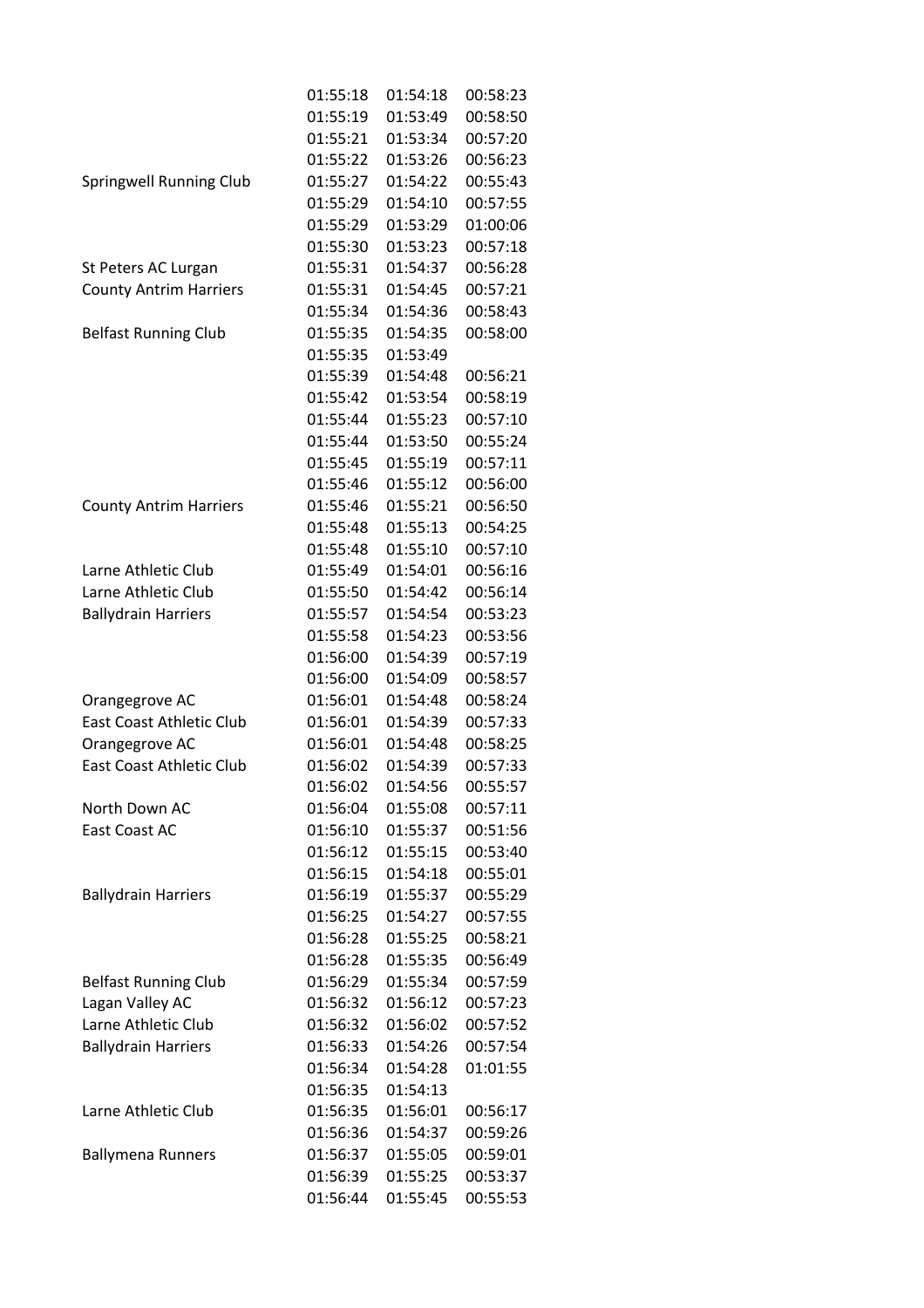| | | | |
|---|---|---|---|
| | 01:55:18 | 01:54:18 | 00:58:23 |
| | 01:55:19 | 01:53:49 | 00:58:50 |
| | 01:55:21 | 01:53:34 | 00:57:20 |
| | 01:55:22 | 01:53:26 | 00:56:23 |
| Springwell Running Club | 01:55:27 | 01:54:22 | 00:55:43 |
| | 01:55:29 | 01:54:10 | 00:57:55 |
| | 01:55:29 | 01:53:29 | 01:00:06 |
| | 01:55:30 | 01:53:23 | 00:57:18 |
| St Peters AC Lurgan | 01:55:31 | 01:54:37 | 00:56:28 |
| County Antrim Harriers | 01:55:31 | 01:54:45 | 00:57:21 |
| | 01:55:34 | 01:54:36 | 00:58:43 |
| Belfast Running Club | 01:55:35 | 01:54:35 | 00:58:00 |
| | 01:55:35 | 01:53:49 | |
| | 01:55:39 | 01:54:48 | 00:56:21 |
| | 01:55:42 | 01:53:54 | 00:58:19 |
| | 01:55:44 | 01:55:23 | 00:57:10 |
| | 01:55:44 | 01:53:50 | 00:55:24 |
| | 01:55:45 | 01:55:19 | 00:57:11 |
| | 01:55:46 | 01:55:12 | 00:56:00 |
| County Antrim Harriers | 01:55:46 | 01:55:21 | 00:56:50 |
| | 01:55:48 | 01:55:13 | 00:54:25 |
| | 01:55:48 | 01:55:10 | 00:57:10 |
| Larne Athletic Club | 01:55:49 | 01:54:01 | 00:56:16 |
| Larne Athletic Club | 01:55:50 | 01:54:42 | 00:56:14 |
| Ballydrain Harriers | 01:55:57 | 01:54:54 | 00:53:23 |
| | 01:55:58 | 01:54:23 | 00:53:56 |
| | 01:56:00 | 01:54:39 | 00:57:19 |
| | 01:56:00 | 01:54:09 | 00:58:57 |
| Orangegrove AC | 01:56:01 | 01:54:48 | 00:58:24 |
| East Coast Athletic Club | 01:56:01 | 01:54:39 | 00:57:33 |
| Orangegrove AC | 01:56:01 | 01:54:48 | 00:58:25 |
| East Coast Athletic Club | 01:56:02 | 01:54:39 | 00:57:33 |
| | 01:56:02 | 01:54:56 | 00:55:57 |
| North Down AC | 01:56:04 | 01:55:08 | 00:57:11 |
| East Coast AC | 01:56:10 | 01:55:37 | 00:51:56 |
| | 01:56:12 | 01:55:15 | 00:53:40 |
| | 01:56:15 | 01:54:18 | 00:55:01 |
| Ballydrain Harriers | 01:56:19 | 01:55:37 | 00:55:29 |
| | 01:56:25 | 01:54:27 | 00:57:55 |
| | 01:56:28 | 01:55:25 | 00:58:21 |
| | 01:56:28 | 01:55:35 | 00:56:49 |
| Belfast Running Club | 01:56:29 | 01:55:34 | 00:57:59 |
| Lagan Valley AC | 01:56:32 | 01:56:12 | 00:57:23 |
| Larne Athletic Club | 01:56:32 | 01:56:02 | 00:57:52 |
| Ballydrain Harriers | 01:56:33 | 01:54:26 | 00:57:54 |
| | 01:56:34 | 01:54:28 | 01:01:55 |
| | 01:56:35 | 01:54:13 | |
| Larne Athletic Club | 01:56:35 | 01:56:01 | 00:56:17 |
| | 01:56:36 | 01:54:37 | 00:59:26 |
| Ballymena Runners | 01:56:37 | 01:55:05 | 00:59:01 |
| | 01:56:39 | 01:55:25 | 00:53:37 |
| | 01:56:44 | 01:55:45 | 00:55:53 |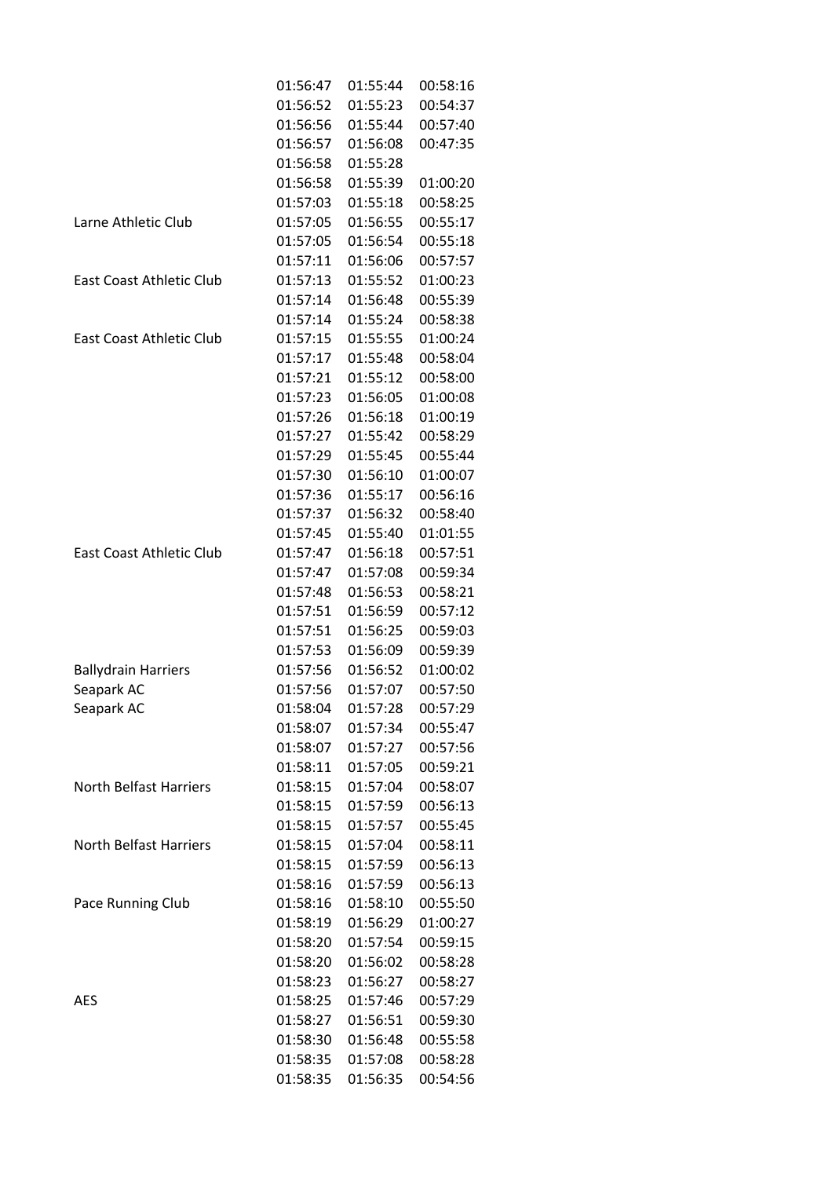| | | | |
|---|---|---|---|
| | 01:56:47 | 01:55:44 | 00:58:16 |
| | 01:56:52 | 01:55:23 | 00:54:37 |
| | 01:56:56 | 01:55:44 | 00:57:40 |
| | 01:56:57 | 01:56:08 | 00:47:35 |
| | 01:56:58 | 01:55:28 | |
| | 01:56:58 | 01:55:39 | 01:00:20 |
| | 01:57:03 | 01:55:18 | 00:58:25 |
| Larne Athletic Club | 01:57:05 | 01:56:55 | 00:55:17 |
| | 01:57:05 | 01:56:54 | 00:55:18 |
| | 01:57:11 | 01:56:06 | 00:57:57 |
| East Coast Athletic Club | 01:57:13 | 01:55:52 | 01:00:23 |
| | 01:57:14 | 01:56:48 | 00:55:39 |
| | 01:57:14 | 01:55:24 | 00:58:38 |
| East Coast Athletic Club | 01:57:15 | 01:55:55 | 01:00:24 |
| | 01:57:17 | 01:55:48 | 00:58:04 |
| | 01:57:21 | 01:55:12 | 00:58:00 |
| | 01:57:23 | 01:56:05 | 01:00:08 |
| | 01:57:26 | 01:56:18 | 01:00:19 |
| | 01:57:27 | 01:55:42 | 00:58:29 |
| | 01:57:29 | 01:55:45 | 00:55:44 |
| | 01:57:30 | 01:56:10 | 01:00:07 |
| | 01:57:36 | 01:55:17 | 00:56:16 |
| | 01:57:37 | 01:56:32 | 00:58:40 |
| | 01:57:45 | 01:55:40 | 01:01:55 |
| East Coast Athletic Club | 01:57:47 | 01:56:18 | 00:57:51 |
| | 01:57:47 | 01:57:08 | 00:59:34 |
| | 01:57:48 | 01:56:53 | 00:58:21 |
| | 01:57:51 | 01:56:59 | 00:57:12 |
| | 01:57:51 | 01:56:25 | 00:59:03 |
| | 01:57:53 | 01:56:09 | 00:59:39 |
| Ballydrain Harriers | 01:57:56 | 01:56:52 | 01:00:02 |
| Seapark AC | 01:57:56 | 01:57:07 | 00:57:50 |
| Seapark AC | 01:58:04 | 01:57:28 | 00:57:29 |
| | 01:58:07 | 01:57:34 | 00:55:47 |
| | 01:58:07 | 01:57:27 | 00:57:56 |
| | 01:58:11 | 01:57:05 | 00:59:21 |
| North Belfast Harriers | 01:58:15 | 01:57:04 | 00:58:07 |
| | 01:58:15 | 01:57:59 | 00:56:13 |
| | 01:58:15 | 01:57:57 | 00:55:45 |
| North Belfast Harriers | 01:58:15 | 01:57:04 | 00:58:11 |
| | 01:58:15 | 01:57:59 | 00:56:13 |
| | 01:58:16 | 01:57:59 | 00:56:13 |
| Pace Running Club | 01:58:16 | 01:58:10 | 00:55:50 |
| | 01:58:19 | 01:56:29 | 01:00:27 |
| | 01:58:20 | 01:57:54 | 00:59:15 |
| | 01:58:20 | 01:56:02 | 00:58:28 |
| | 01:58:23 | 01:56:27 | 00:58:27 |
| AES | 01:58:25 | 01:57:46 | 00:57:29 |
| | 01:58:27 | 01:56:51 | 00:59:30 |
| | 01:58:30 | 01:56:48 | 00:55:58 |
| | 01:58:35 | 01:57:08 | 00:58:28 |
| | 01:58:35 | 01:56:35 | 00:54:56 |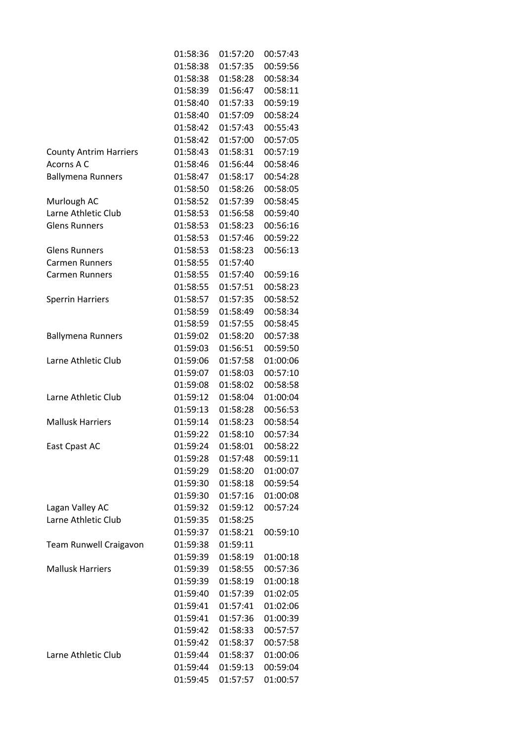| | | | |
|---|---|---|---|
| | 01:58:36 | 01:57:20 | 00:57:43 |
| | 01:58:38 | 01:57:35 | 00:59:56 |
| | 01:58:38 | 01:58:28 | 00:58:34 |
| | 01:58:39 | 01:56:47 | 00:58:11 |
| | 01:58:40 | 01:57:33 | 00:59:19 |
| | 01:58:40 | 01:57:09 | 00:58:24 |
| | 01:58:42 | 01:57:43 | 00:55:43 |
| | 01:58:42 | 01:57:00 | 00:57:05 |
| County Antrim Harriers | 01:58:43 | 01:58:31 | 00:57:19 |
| Acorns A C | 01:58:46 | 01:56:44 | 00:58:46 |
| Ballymena Runners | 01:58:47 | 01:58:17 | 00:54:28 |
| | 01:58:50 | 01:58:26 | 00:58:05 |
| Murlough AC | 01:58:52 | 01:57:39 | 00:58:45 |
| Larne Athletic Club | 01:58:53 | 01:56:58 | 00:59:40 |
| Glens Runners | 01:58:53 | 01:58:23 | 00:56:16 |
| | 01:58:53 | 01:57:46 | 00:59:22 |
| Glens Runners | 01:58:53 | 01:58:23 | 00:56:13 |
| Carmen Runners | 01:58:55 | 01:57:40 | |
| Carmen Runners | 01:58:55 | 01:57:40 | 00:59:16 |
| | 01:58:55 | 01:57:51 | 00:58:23 |
| Sperrin Harriers | 01:58:57 | 01:57:35 | 00:58:52 |
| | 01:58:59 | 01:58:49 | 00:58:34 |
| | 01:58:59 | 01:57:55 | 00:58:45 |
| Ballymena Runners | 01:59:02 | 01:58:20 | 00:57:38 |
| | 01:59:03 | 01:56:51 | 00:59:50 |
| Larne Athletic Club | 01:59:06 | 01:57:58 | 01:00:06 |
| | 01:59:07 | 01:58:03 | 00:57:10 |
| | 01:59:08 | 01:58:02 | 00:58:58 |
| Larne Athletic Club | 01:59:12 | 01:58:04 | 01:00:04 |
| | 01:59:13 | 01:58:28 | 00:56:53 |
| Mallusk Harriers | 01:59:14 | 01:58:23 | 00:58:54 |
| | 01:59:22 | 01:58:10 | 00:57:34 |
| East Cpast AC | 01:59:24 | 01:58:01 | 00:58:22 |
| | 01:59:28 | 01:57:48 | 00:59:11 |
| | 01:59:29 | 01:58:20 | 01:00:07 |
| | 01:59:30 | 01:58:18 | 00:59:54 |
| | 01:59:30 | 01:57:16 | 01:00:08 |
| Lagan Valley AC | 01:59:32 | 01:59:12 | 00:57:24 |
| Larne Athletic Club | 01:59:35 | 01:58:25 | |
| | 01:59:37 | 01:58:21 | 00:59:10 |
| Team Runwell Craigavon | 01:59:38 | 01:59:11 | |
| | 01:59:39 | 01:58:19 | 01:00:18 |
| Mallusk Harriers | 01:59:39 | 01:58:55 | 00:57:36 |
| | 01:59:39 | 01:58:19 | 01:00:18 |
| | 01:59:40 | 01:57:39 | 01:02:05 |
| | 01:59:41 | 01:57:41 | 01:02:06 |
| | 01:59:41 | 01:57:36 | 01:00:39 |
| | 01:59:42 | 01:58:33 | 00:57:57 |
| | 01:59:42 | 01:58:37 | 00:57:58 |
| Larne Athletic Club | 01:59:44 | 01:58:37 | 01:00:06 |
| | 01:59:44 | 01:59:13 | 00:59:04 |
| | 01:59:45 | 01:57:57 | 01:00:57 |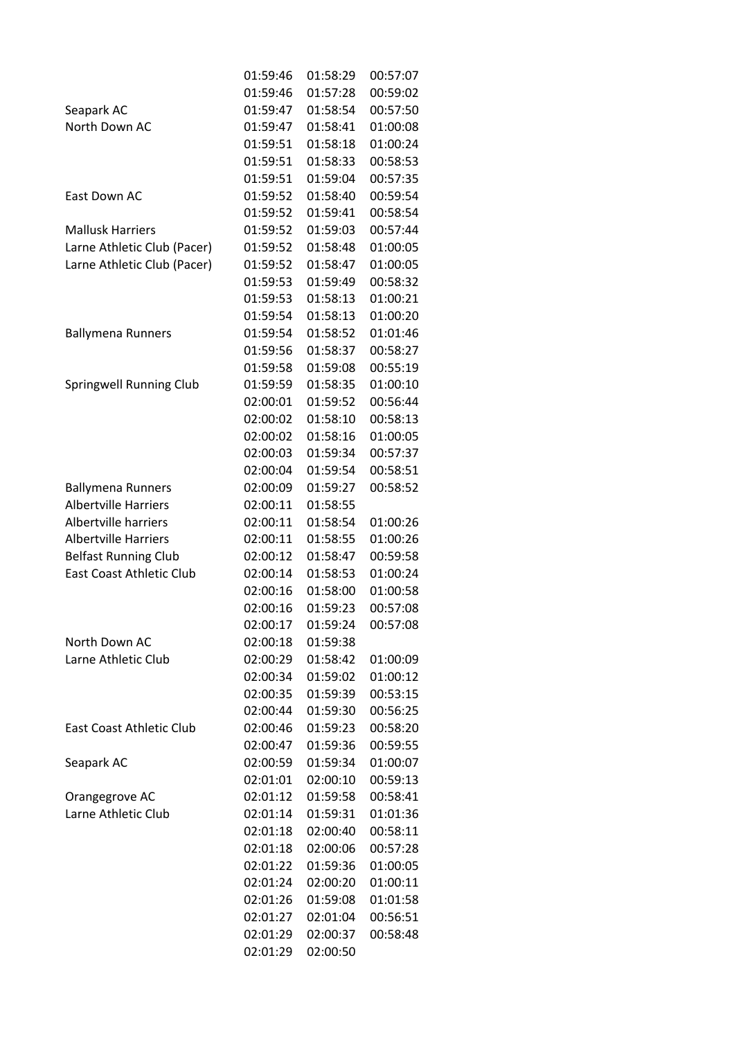| | | | |
|---|---|---|---|
| | 01:59:46 | 01:58:29 | 00:57:07 |
| | 01:59:46 | 01:57:28 | 00:59:02 |
| Seapark AC | 01:59:47 | 01:58:54 | 00:57:50 |
| North Down AC | 01:59:47 | 01:58:41 | 01:00:08 |
| | 01:59:51 | 01:58:18 | 01:00:24 |
| | 01:59:51 | 01:58:33 | 00:58:53 |
| | 01:59:51 | 01:59:04 | 00:57:35 |
| East Down AC | 01:59:52 | 01:58:40 | 00:59:54 |
| | 01:59:52 | 01:59:41 | 00:58:54 |
| Mallusk Harriers | 01:59:52 | 01:59:03 | 00:57:44 |
| Larne Athletic Club (Pacer) | 01:59:52 | 01:58:48 | 01:00:05 |
| Larne Athletic Club (Pacer) | 01:59:52 | 01:58:47 | 01:00:05 |
| | 01:59:53 | 01:59:49 | 00:58:32 |
| | 01:59:53 | 01:58:13 | 01:00:21 |
| | 01:59:54 | 01:58:13 | 01:00:20 |
| Ballymena Runners | 01:59:54 | 01:58:52 | 01:01:46 |
| | 01:59:56 | 01:58:37 | 00:58:27 |
| | 01:59:58 | 01:59:08 | 00:55:19 |
| Springwell Running Club | 01:59:59 | 01:58:35 | 01:00:10 |
| | 02:00:01 | 01:59:52 | 00:56:44 |
| | 02:00:02 | 01:58:10 | 00:58:13 |
| | 02:00:02 | 01:58:16 | 01:00:05 |
| | 02:00:03 | 01:59:34 | 00:57:37 |
| | 02:00:04 | 01:59:54 | 00:58:51 |
| Ballymena Runners | 02:00:09 | 01:59:27 | 00:58:52 |
| Albertville Harriers | 02:00:11 | 01:58:55 | |
| Albertville harriers | 02:00:11 | 01:58:54 | 01:00:26 |
| Albertville Harriers | 02:00:11 | 01:58:55 | 01:00:26 |
| Belfast Running Club | 02:00:12 | 01:58:47 | 00:59:58 |
| East Coast Athletic Club | 02:00:14 | 01:58:53 | 01:00:24 |
| | 02:00:16 | 01:58:00 | 01:00:58 |
| | 02:00:16 | 01:59:23 | 00:57:08 |
| | 02:00:17 | 01:59:24 | 00:57:08 |
| North Down AC | 02:00:18 | 01:59:38 | |
| Larne Athletic Club | 02:00:29 | 01:58:42 | 01:00:09 |
| | 02:00:34 | 01:59:02 | 01:00:12 |
| | 02:00:35 | 01:59:39 | 00:53:15 |
| | 02:00:44 | 01:59:30 | 00:56:25 |
| East Coast Athletic Club | 02:00:46 | 01:59:23 | 00:58:20 |
| | 02:00:47 | 01:59:36 | 00:59:55 |
| Seapark AC | 02:00:59 | 01:59:34 | 01:00:07 |
| | 02:01:01 | 02:00:10 | 00:59:13 |
| Orangegrove AC | 02:01:12 | 01:59:58 | 00:58:41 |
| Larne Athletic Club | 02:01:14 | 01:59:31 | 01:01:36 |
| | 02:01:18 | 02:00:40 | 00:58:11 |
| | 02:01:18 | 02:00:06 | 00:57:28 |
| | 02:01:22 | 01:59:36 | 01:00:05 |
| | 02:01:24 | 02:00:20 | 01:00:11 |
| | 02:01:26 | 01:59:08 | 01:01:58 |
| | 02:01:27 | 02:01:04 | 00:56:51 |
| | 02:01:29 | 02:00:37 | 00:58:48 |
| | 02:01:29 | 02:00:50 | |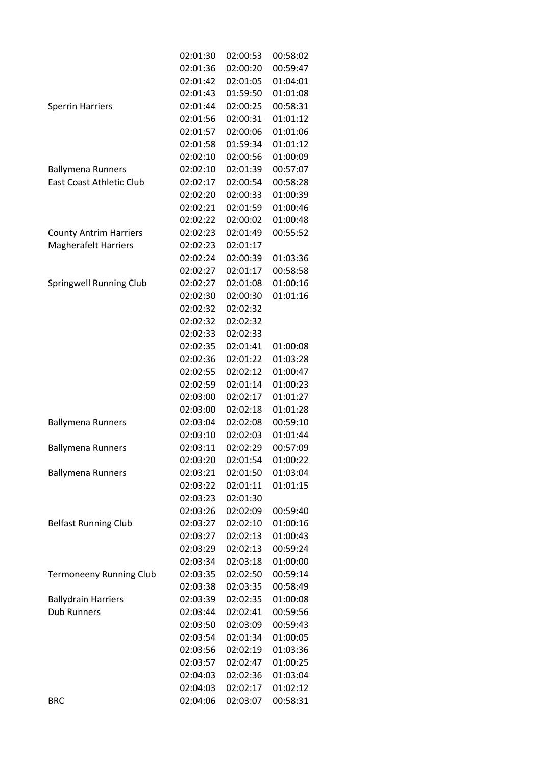| | | | |
|---|---|---|---|
| | 02:01:30 | 02:00:53 | 00:58:02 |
| | 02:01:36 | 02:00:20 | 00:59:47 |
| | 02:01:42 | 02:01:05 | 01:04:01 |
| | 02:01:43 | 01:59:50 | 01:01:08 |
| Sperrin Harriers | 02:01:44 | 02:00:25 | 00:58:31 |
| | 02:01:56 | 02:00:31 | 01:01:12 |
| | 02:01:57 | 02:00:06 | 01:01:06 |
| | 02:01:58 | 01:59:34 | 01:01:12 |
| | 02:02:10 | 02:00:56 | 01:00:09 |
| Ballymena Runners | 02:02:10 | 02:01:39 | 00:57:07 |
| East Coast Athletic Club | 02:02:17 | 02:00:54 | 00:58:28 |
| | 02:02:20 | 02:00:33 | 01:00:39 |
| | 02:02:21 | 02:01:59 | 01:00:46 |
| | 02:02:22 | 02:00:02 | 01:00:48 |
| County Antrim Harriers | 02:02:23 | 02:01:49 | 00:55:52 |
| Magherafelt Harriers | 02:02:23 | 02:01:17 | |
| | 02:02:24 | 02:00:39 | 01:03:36 |
| | 02:02:27 | 02:01:17 | 00:58:58 |
| Springwell Running Club | 02:02:27 | 02:01:08 | 01:00:16 |
| | 02:02:30 | 02:00:30 | 01:01:16 |
| | 02:02:32 | 02:02:32 | |
| | 02:02:32 | 02:02:32 | |
| | 02:02:33 | 02:02:33 | |
| | 02:02:35 | 02:01:41 | 01:00:08 |
| | 02:02:36 | 02:01:22 | 01:03:28 |
| | 02:02:55 | 02:02:12 | 01:00:47 |
| | 02:02:59 | 02:01:14 | 01:00:23 |
| | 02:03:00 | 02:02:17 | 01:01:27 |
| | 02:03:00 | 02:02:18 | 01:01:28 |
| Ballymena Runners | 02:03:04 | 02:02:08 | 00:59:10 |
| | 02:03:10 | 02:02:03 | 01:01:44 |
| Ballymena Runners | 02:03:11 | 02:02:29 | 00:57:09 |
| | 02:03:20 | 02:01:54 | 01:00:22 |
| Ballymena Runners | 02:03:21 | 02:01:50 | 01:03:04 |
| | 02:03:22 | 02:01:11 | 01:01:15 |
| | 02:03:23 | 02:01:30 | |
| | 02:03:26 | 02:02:09 | 00:59:40 |
| Belfast Running Club | 02:03:27 | 02:02:10 | 01:00:16 |
| | 02:03:27 | 02:02:13 | 01:00:43 |
| | 02:03:29 | 02:02:13 | 00:59:24 |
| | 02:03:34 | 02:03:18 | 01:00:00 |
| Termoneeny Running Club | 02:03:35 | 02:02:50 | 00:59:14 |
| | 02:03:38 | 02:03:35 | 00:58:49 |
| Ballydrain Harriers | 02:03:39 | 02:02:35 | 01:00:08 |
| Dub Runners | 02:03:44 | 02:02:41 | 00:59:56 |
| | 02:03:50 | 02:03:09 | 00:59:43 |
| | 02:03:54 | 02:01:34 | 01:00:05 |
| | 02:03:56 | 02:02:19 | 01:03:36 |
| | 02:03:57 | 02:02:47 | 01:00:25 |
| | 02:04:03 | 02:02:36 | 01:03:04 |
| | 02:04:03 | 02:02:17 | 01:02:12 |
| BRC | 02:04:06 | 02:03:07 | 00:58:31 |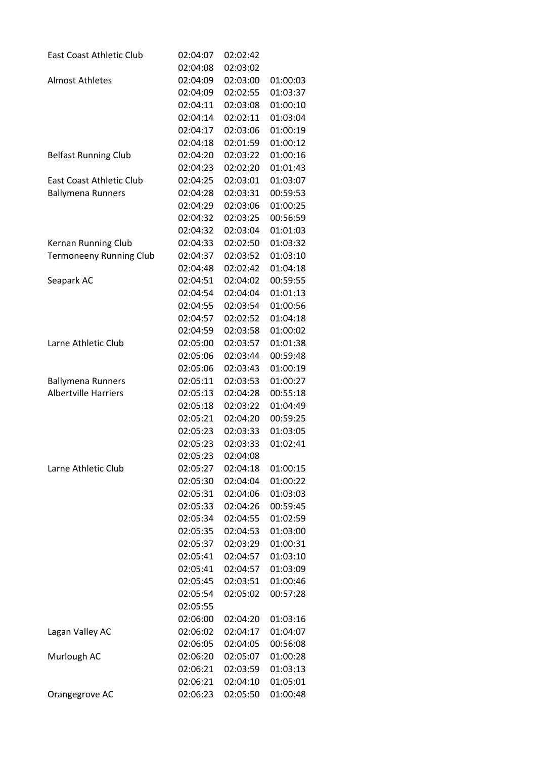| | | | |
|---|---|---|---|
| East Coast Athletic Club | 02:04:07 | 02:02:42 | |
| | 02:04:08 | 02:03:02 | |
| Almost Athletes | 02:04:09 | 02:03:00 | 01:00:03 |
| | 02:04:09 | 02:02:55 | 01:03:37 |
| | 02:04:11 | 02:03:08 | 01:00:10 |
| | 02:04:14 | 02:02:11 | 01:03:04 |
| | 02:04:17 | 02:03:06 | 01:00:19 |
| | 02:04:18 | 02:01:59 | 01:00:12 |
| Belfast Running Club | 02:04:20 | 02:03:22 | 01:00:16 |
| | 02:04:23 | 02:02:20 | 01:01:43 |
| East Coast Athletic Club | 02:04:25 | 02:03:01 | 01:03:07 |
| Ballymena Runners | 02:04:28 | 02:03:31 | 00:59:53 |
| | 02:04:29 | 02:03:06 | 01:00:25 |
| | 02:04:32 | 02:03:25 | 00:56:59 |
| | 02:04:32 | 02:03:04 | 01:01:03 |
| Kernan Running Club | 02:04:33 | 02:02:50 | 01:03:32 |
| Termoneeny Running Club | 02:04:37 | 02:03:52 | 01:03:10 |
| | 02:04:48 | 02:02:42 | 01:04:18 |
| Seapark AC | 02:04:51 | 02:04:02 | 00:59:55 |
| | 02:04:54 | 02:04:04 | 01:01:13 |
| | 02:04:55 | 02:03:54 | 01:00:56 |
| | 02:04:57 | 02:02:52 | 01:04:18 |
| | 02:04:59 | 02:03:58 | 01:00:02 |
| Larne Athletic Club | 02:05:00 | 02:03:57 | 01:01:38 |
| | 02:05:06 | 02:03:44 | 00:59:48 |
| | 02:05:06 | 02:03:43 | 01:00:19 |
| Ballymena Runners | 02:05:11 | 02:03:53 | 01:00:27 |
| Albertville Harriers | 02:05:13 | 02:04:28 | 00:55:18 |
| | 02:05:18 | 02:03:22 | 01:04:49 |
| | 02:05:21 | 02:04:20 | 00:59:25 |
| | 02:05:23 | 02:03:33 | 01:03:05 |
| | 02:05:23 | 02:03:33 | 01:02:41 |
| | 02:05:23 | 02:04:08 | |
| Larne Athletic Club | 02:05:27 | 02:04:18 | 01:00:15 |
| | 02:05:30 | 02:04:04 | 01:00:22 |
| | 02:05:31 | 02:04:06 | 01:03:03 |
| | 02:05:33 | 02:04:26 | 00:59:45 |
| | 02:05:34 | 02:04:55 | 01:02:59 |
| | 02:05:35 | 02:04:53 | 01:03:00 |
| | 02:05:37 | 02:03:29 | 01:00:31 |
| | 02:05:41 | 02:04:57 | 01:03:10 |
| | 02:05:41 | 02:04:57 | 01:03:09 |
| | 02:05:45 | 02:03:51 | 01:00:46 |
| | 02:05:54 | 02:05:02 | 00:57:28 |
| | 02:05:55 | | |
| | 02:06:00 | 02:04:20 | 01:03:16 |
| Lagan Valley AC | 02:06:02 | 02:04:17 | 01:04:07 |
| | 02:06:05 | 02:04:05 | 00:56:08 |
| Murlough AC | 02:06:20 | 02:05:07 | 01:00:28 |
| | 02:06:21 | 02:03:59 | 01:03:13 |
| | 02:06:21 | 02:04:10 | 01:05:01 |
| Orangegrove AC | 02:06:23 | 02:05:50 | 01:00:48 |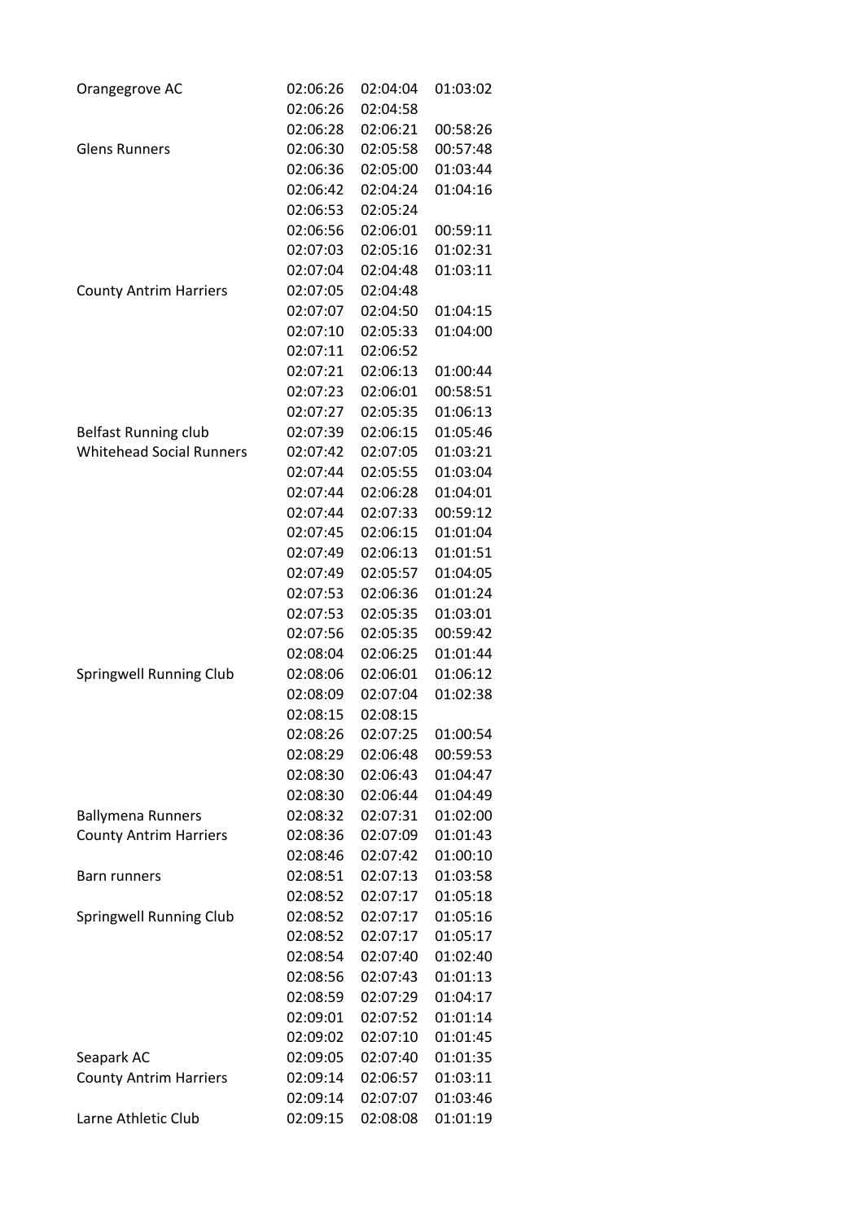| | | | |
|---|---|---|---|
| Orangegrove AC | 02:06:26 | 02:04:04 | 01:03:02 |
| | 02:06:26 | 02:04:58 | |
| | 02:06:28 | 02:06:21 | 00:58:26 |
| Glens Runners | 02:06:30 | 02:05:58 | 00:57:48 |
| | 02:06:36 | 02:05:00 | 01:03:44 |
| | 02:06:42 | 02:04:24 | 01:04:16 |
| | 02:06:53 | 02:05:24 | |
| | 02:06:56 | 02:06:01 | 00:59:11 |
| | 02:07:03 | 02:05:16 | 01:02:31 |
| | 02:07:04 | 02:04:48 | 01:03:11 |
| County Antrim Harriers | 02:07:05 | 02:04:48 | |
| | 02:07:07 | 02:04:50 | 01:04:15 |
| | 02:07:10 | 02:05:33 | 01:04:00 |
| | 02:07:11 | 02:06:52 | |
| | 02:07:21 | 02:06:13 | 01:00:44 |
| | 02:07:23 | 02:06:01 | 00:58:51 |
| | 02:07:27 | 02:05:35 | 01:06:13 |
| Belfast Running club | 02:07:39 | 02:06:15 | 01:05:46 |
| Whitehead Social Runners | 02:07:42 | 02:07:05 | 01:03:21 |
| | 02:07:44 | 02:05:55 | 01:03:04 |
| | 02:07:44 | 02:06:28 | 01:04:01 |
| | 02:07:44 | 02:07:33 | 00:59:12 |
| | 02:07:45 | 02:06:15 | 01:01:04 |
| | 02:07:49 | 02:06:13 | 01:01:51 |
| | 02:07:49 | 02:05:57 | 01:04:05 |
| | 02:07:53 | 02:06:36 | 01:01:24 |
| | 02:07:53 | 02:05:35 | 01:03:01 |
| | 02:07:56 | 02:05:35 | 00:59:42 |
| | 02:08:04 | 02:06:25 | 01:01:44 |
| Springwell Running Club | 02:08:06 | 02:06:01 | 01:06:12 |
| | 02:08:09 | 02:07:04 | 01:02:38 |
| | 02:08:15 | 02:08:15 | |
| | 02:08:26 | 02:07:25 | 01:00:54 |
| | 02:08:29 | 02:06:48 | 00:59:53 |
| | 02:08:30 | 02:06:43 | 01:04:47 |
| | 02:08:30 | 02:06:44 | 01:04:49 |
| Ballymena Runners | 02:08:32 | 02:07:31 | 01:02:00 |
| County Antrim Harriers | 02:08:36 | 02:07:09 | 01:01:43 |
| | 02:08:46 | 02:07:42 | 01:00:10 |
| Barn runners | 02:08:51 | 02:07:13 | 01:03:58 |
| | 02:08:52 | 02:07:17 | 01:05:18 |
| Springwell Running Club | 02:08:52 | 02:07:17 | 01:05:16 |
| | 02:08:52 | 02:07:17 | 01:05:17 |
| | 02:08:54 | 02:07:40 | 01:02:40 |
| | 02:08:56 | 02:07:43 | 01:01:13 |
| | 02:08:59 | 02:07:29 | 01:04:17 |
| | 02:09:01 | 02:07:52 | 01:01:14 |
| | 02:09:02 | 02:07:10 | 01:01:45 |
| Seapark AC | 02:09:05 | 02:07:40 | 01:01:35 |
| County Antrim Harriers | 02:09:14 | 02:06:57 | 01:03:11 |
| | 02:09:14 | 02:07:07 | 01:03:46 |
| Larne Athletic Club | 02:09:15 | 02:08:08 | 01:01:19 |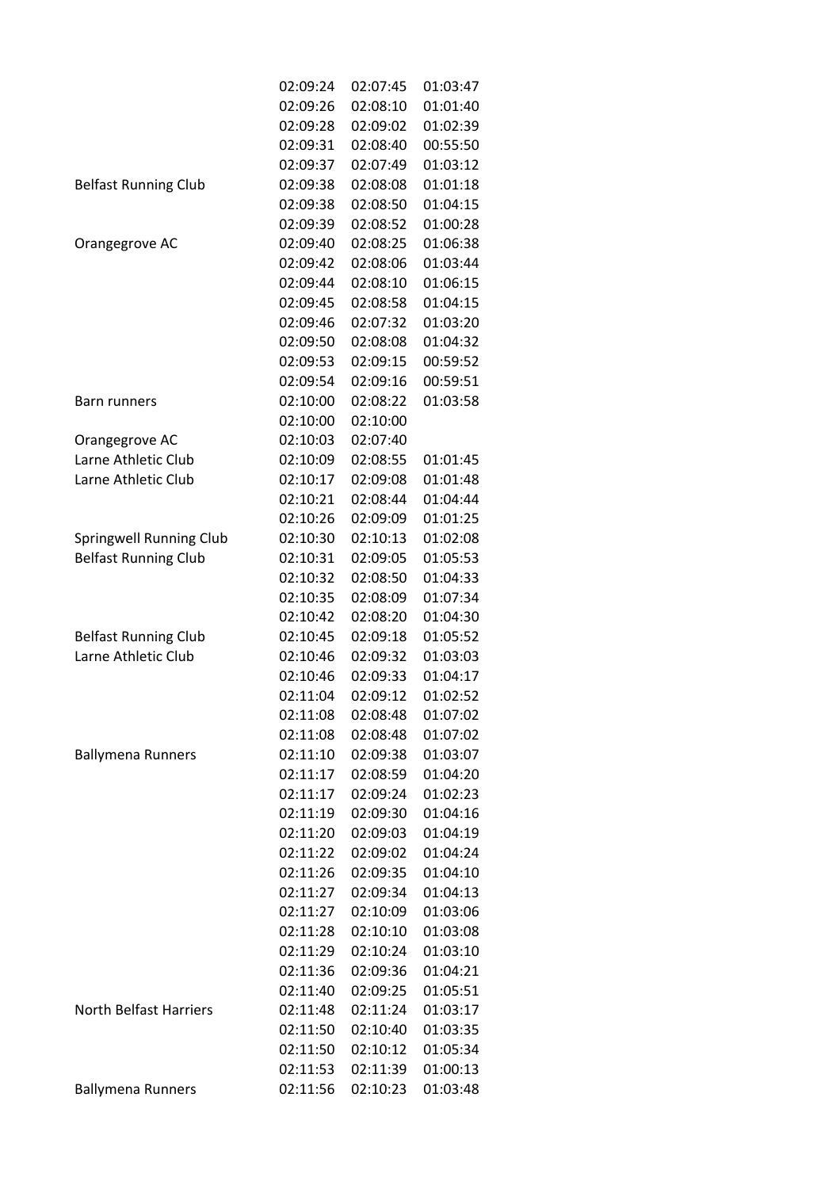| | | | |
|---|---|---|---|
| | 02:09:24 | 02:07:45 | 01:03:47 |
| | 02:09:26 | 02:08:10 | 01:01:40 |
| | 02:09:28 | 02:09:02 | 01:02:39 |
| | 02:09:31 | 02:08:40 | 00:55:50 |
| | 02:09:37 | 02:07:49 | 01:03:12 |
| Belfast Running Club | 02:09:38 | 02:08:08 | 01:01:18 |
| | 02:09:38 | 02:08:50 | 01:04:15 |
| | 02:09:39 | 02:08:52 | 01:00:28 |
| Orangegrove AC | 02:09:40 | 02:08:25 | 01:06:38 |
| | 02:09:42 | 02:08:06 | 01:03:44 |
| | 02:09:44 | 02:08:10 | 01:06:15 |
| | 02:09:45 | 02:08:58 | 01:04:15 |
| | 02:09:46 | 02:07:32 | 01:03:20 |
| | 02:09:50 | 02:08:08 | 01:04:32 |
| | 02:09:53 | 02:09:15 | 00:59:52 |
| | 02:09:54 | 02:09:16 | 00:59:51 |
| Barn runners | 02:10:00 | 02:08:22 | 01:03:58 |
| | 02:10:00 | 02:10:00 | |
| Orangegrove AC | 02:10:03 | 02:07:40 | |
| Larne Athletic Club | 02:10:09 | 02:08:55 | 01:01:45 |
| Larne Athletic Club | 02:10:17 | 02:09:08 | 01:01:48 |
| | 02:10:21 | 02:08:44 | 01:04:44 |
| | 02:10:26 | 02:09:09 | 01:01:25 |
| Springwell Running Club | 02:10:30 | 02:10:13 | 01:02:08 |
| Belfast Running Club | 02:10:31 | 02:09:05 | 01:05:53 |
| | 02:10:32 | 02:08:50 | 01:04:33 |
| | 02:10:35 | 02:08:09 | 01:07:34 |
| | 02:10:42 | 02:08:20 | 01:04:30 |
| Belfast Running Club | 02:10:45 | 02:09:18 | 01:05:52 |
| Larne Athletic Club | 02:10:46 | 02:09:32 | 01:03:03 |
| | 02:10:46 | 02:09:33 | 01:04:17 |
| | 02:11:04 | 02:09:12 | 01:02:52 |
| | 02:11:08 | 02:08:48 | 01:07:02 |
| | 02:11:08 | 02:08:48 | 01:07:02 |
| Ballymena Runners | 02:11:10 | 02:09:38 | 01:03:07 |
| | 02:11:17 | 02:08:59 | 01:04:20 |
| | 02:11:17 | 02:09:24 | 01:02:23 |
| | 02:11:19 | 02:09:30 | 01:04:16 |
| | 02:11:20 | 02:09:03 | 01:04:19 |
| | 02:11:22 | 02:09:02 | 01:04:24 |
| | 02:11:26 | 02:09:35 | 01:04:10 |
| | 02:11:27 | 02:09:34 | 01:04:13 |
| | 02:11:27 | 02:10:09 | 01:03:06 |
| | 02:11:28 | 02:10:10 | 01:03:08 |
| | 02:11:29 | 02:10:24 | 01:03:10 |
| | 02:11:36 | 02:09:36 | 01:04:21 |
| | 02:11:40 | 02:09:25 | 01:05:51 |
| North Belfast Harriers | 02:11:48 | 02:11:24 | 01:03:17 |
| | 02:11:50 | 02:10:40 | 01:03:35 |
| | 02:11:50 | 02:10:12 | 01:05:34 |
| | 02:11:53 | 02:11:39 | 01:00:13 |
| Ballymena Runners | 02:11:56 | 02:10:23 | 01:03:48 |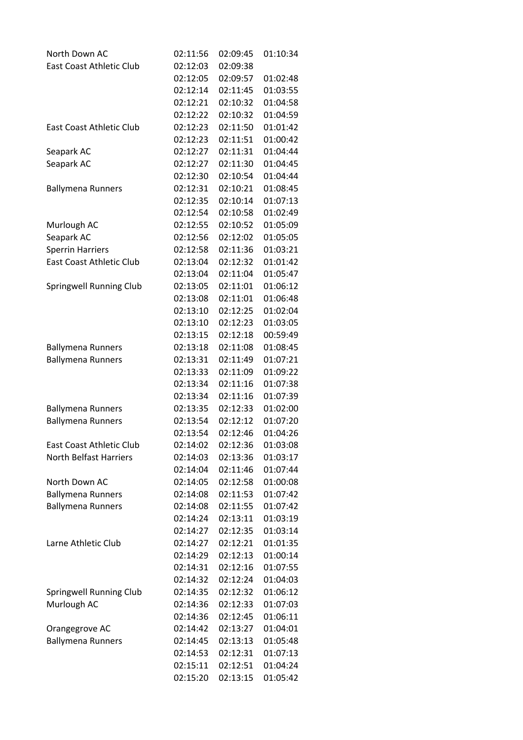| | | | |
|---|---|---|---|
| North Down AC | 02:11:56 | 02:09:45 | 01:10:34 |
| East Coast Athletic Club | 02:12:03 | 02:09:38 | |
| | 02:12:05 | 02:09:57 | 01:02:48 |
| | 02:12:14 | 02:11:45 | 01:03:55 |
| | 02:12:21 | 02:10:32 | 01:04:58 |
| | 02:12:22 | 02:10:32 | 01:04:59 |
| East Coast Athletic Club | 02:12:23 | 02:11:50 | 01:01:42 |
| | 02:12:23 | 02:11:51 | 01:00:42 |
| Seapark AC | 02:12:27 | 02:11:31 | 01:04:44 |
| Seapark AC | 02:12:27 | 02:11:30 | 01:04:45 |
| | 02:12:30 | 02:10:54 | 01:04:44 |
| Ballymena Runners | 02:12:31 | 02:10:21 | 01:08:45 |
| | 02:12:35 | 02:10:14 | 01:07:13 |
| | 02:12:54 | 02:10:58 | 01:02:49 |
| Murlough AC | 02:12:55 | 02:10:52 | 01:05:09 |
| Seapark AC | 02:12:56 | 02:12:02 | 01:05:05 |
| Sperrin Harriers | 02:12:58 | 02:11:36 | 01:03:21 |
| East Coast Athletic Club | 02:13:04 | 02:12:32 | 01:01:42 |
| | 02:13:04 | 02:11:04 | 01:05:47 |
| Springwell Running Club | 02:13:05 | 02:11:01 | 01:06:12 |
| | 02:13:08 | 02:11:01 | 01:06:48 |
| | 02:13:10 | 02:12:25 | 01:02:04 |
| | 02:13:10 | 02:12:23 | 01:03:05 |
| | 02:13:15 | 02:12:18 | 00:59:49 |
| Ballymena Runners | 02:13:18 | 02:11:08 | 01:08:45 |
| Ballymena Runners | 02:13:31 | 02:11:49 | 01:07:21 |
| | 02:13:33 | 02:11:09 | 01:09:22 |
| | 02:13:34 | 02:11:16 | 01:07:38 |
| | 02:13:34 | 02:11:16 | 01:07:39 |
| Ballymena Runners | 02:13:35 | 02:12:33 | 01:02:00 |
| Ballymena Runners | 02:13:54 | 02:12:12 | 01:07:20 |
| | 02:13:54 | 02:12:46 | 01:04:26 |
| East Coast Athletic Club | 02:14:02 | 02:12:36 | 01:03:08 |
| North Belfast Harriers | 02:14:03 | 02:13:36 | 01:03:17 |
| | 02:14:04 | 02:11:46 | 01:07:44 |
| North Down AC | 02:14:05 | 02:12:58 | 01:00:08 |
| Ballymena Runners | 02:14:08 | 02:11:53 | 01:07:42 |
| Ballymena Runners | 02:14:08 | 02:11:55 | 01:07:42 |
| | 02:14:24 | 02:13:11 | 01:03:19 |
| | 02:14:27 | 02:12:35 | 01:03:14 |
| Larne Athletic Club | 02:14:27 | 02:12:21 | 01:01:35 |
| | 02:14:29 | 02:12:13 | 01:00:14 |
| | 02:14:31 | 02:12:16 | 01:07:55 |
| | 02:14:32 | 02:12:24 | 01:04:03 |
| Springwell Running Club | 02:14:35 | 02:12:32 | 01:06:12 |
| Murlough AC | 02:14:36 | 02:12:33 | 01:07:03 |
| | 02:14:36 | 02:12:45 | 01:06:11 |
| Orangegrove AC | 02:14:42 | 02:13:27 | 01:04:01 |
| Ballymena Runners | 02:14:45 | 02:13:13 | 01:05:48 |
| | 02:14:53 | 02:12:31 | 01:07:13 |
| | 02:15:11 | 02:12:51 | 01:04:24 |
| | 02:15:20 | 02:13:15 | 01:05:42 |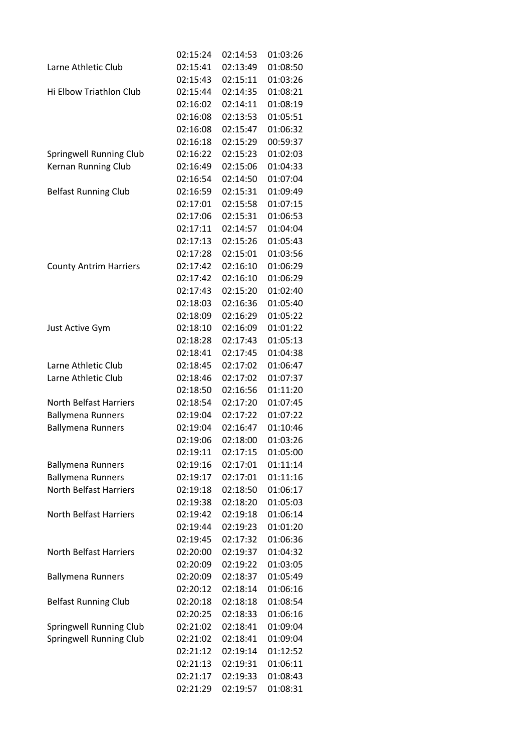| | | | |
|---|---|---|---|
| | 02:15:24 | 02:14:53 | 01:03:26 |
| Larne Athletic Club | 02:15:41 | 02:13:49 | 01:08:50 |
| | 02:15:43 | 02:15:11 | 01:03:26 |
| Hi Elbow Triathlon Club | 02:15:44 | 02:14:35 | 01:08:21 |
| | 02:16:02 | 02:14:11 | 01:08:19 |
| | 02:16:08 | 02:13:53 | 01:05:51 |
| | 02:16:08 | 02:15:47 | 01:06:32 |
| | 02:16:18 | 02:15:29 | 00:59:37 |
| Springwell Running Club | 02:16:22 | 02:15:23 | 01:02:03 |
| Kernan Running Club | 02:16:49 | 02:15:06 | 01:04:33 |
| | 02:16:54 | 02:14:50 | 01:07:04 |
| Belfast Running Club | 02:16:59 | 02:15:31 | 01:09:49 |
| | 02:17:01 | 02:15:58 | 01:07:15 |
| | 02:17:06 | 02:15:31 | 01:06:53 |
| | 02:17:11 | 02:14:57 | 01:04:04 |
| | 02:17:13 | 02:15:26 | 01:05:43 |
| | 02:17:28 | 02:15:01 | 01:03:56 |
| County Antrim Harriers | 02:17:42 | 02:16:10 | 01:06:29 |
| | 02:17:42 | 02:16:10 | 01:06:29 |
| | 02:17:43 | 02:15:20 | 01:02:40 |
| | 02:18:03 | 02:16:36 | 01:05:40 |
| | 02:18:09 | 02:16:29 | 01:05:22 |
| Just Active Gym | 02:18:10 | 02:16:09 | 01:01:22 |
| | 02:18:28 | 02:17:43 | 01:05:13 |
| | 02:18:41 | 02:17:45 | 01:04:38 |
| Larne Athletic Club | 02:18:45 | 02:17:02 | 01:06:47 |
| Larne Athletic Club | 02:18:46 | 02:17:02 | 01:07:37 |
| | 02:18:50 | 02:16:56 | 01:11:20 |
| North Belfast Harriers | 02:18:54 | 02:17:20 | 01:07:45 |
| Ballymena Runners | 02:19:04 | 02:17:22 | 01:07:22 |
| Ballymena Runners | 02:19:04 | 02:16:47 | 01:10:46 |
| | 02:19:06 | 02:18:00 | 01:03:26 |
| | 02:19:11 | 02:17:15 | 01:05:00 |
| Ballymena Runners | 02:19:16 | 02:17:01 | 01:11:14 |
| Ballymena Runners | 02:19:17 | 02:17:01 | 01:11:16 |
| North Belfast Harriers | 02:19:18 | 02:18:50 | 01:06:17 |
| | 02:19:38 | 02:18:20 | 01:05:03 |
| North Belfast Harriers | 02:19:42 | 02:19:18 | 01:06:14 |
| | 02:19:44 | 02:19:23 | 01:01:20 |
| | 02:19:45 | 02:17:32 | 01:06:36 |
| North Belfast Harriers | 02:20:00 | 02:19:37 | 01:04:32 |
| | 02:20:09 | 02:19:22 | 01:03:05 |
| Ballymena Runners | 02:20:09 | 02:18:37 | 01:05:49 |
| | 02:20:12 | 02:18:14 | 01:06:16 |
| Belfast Running Club | 02:20:18 | 02:18:18 | 01:08:54 |
| | 02:20:25 | 02:18:33 | 01:06:16 |
| Springwell Running Club | 02:21:02 | 02:18:41 | 01:09:04 |
| Springwell Running Club | 02:21:02 | 02:18:41 | 01:09:04 |
| | 02:21:12 | 02:19:14 | 01:12:52 |
| | 02:21:13 | 02:19:31 | 01:06:11 |
| | 02:21:17 | 02:19:33 | 01:08:43 |
| | 02:21:29 | 02:19:57 | 01:08:31 |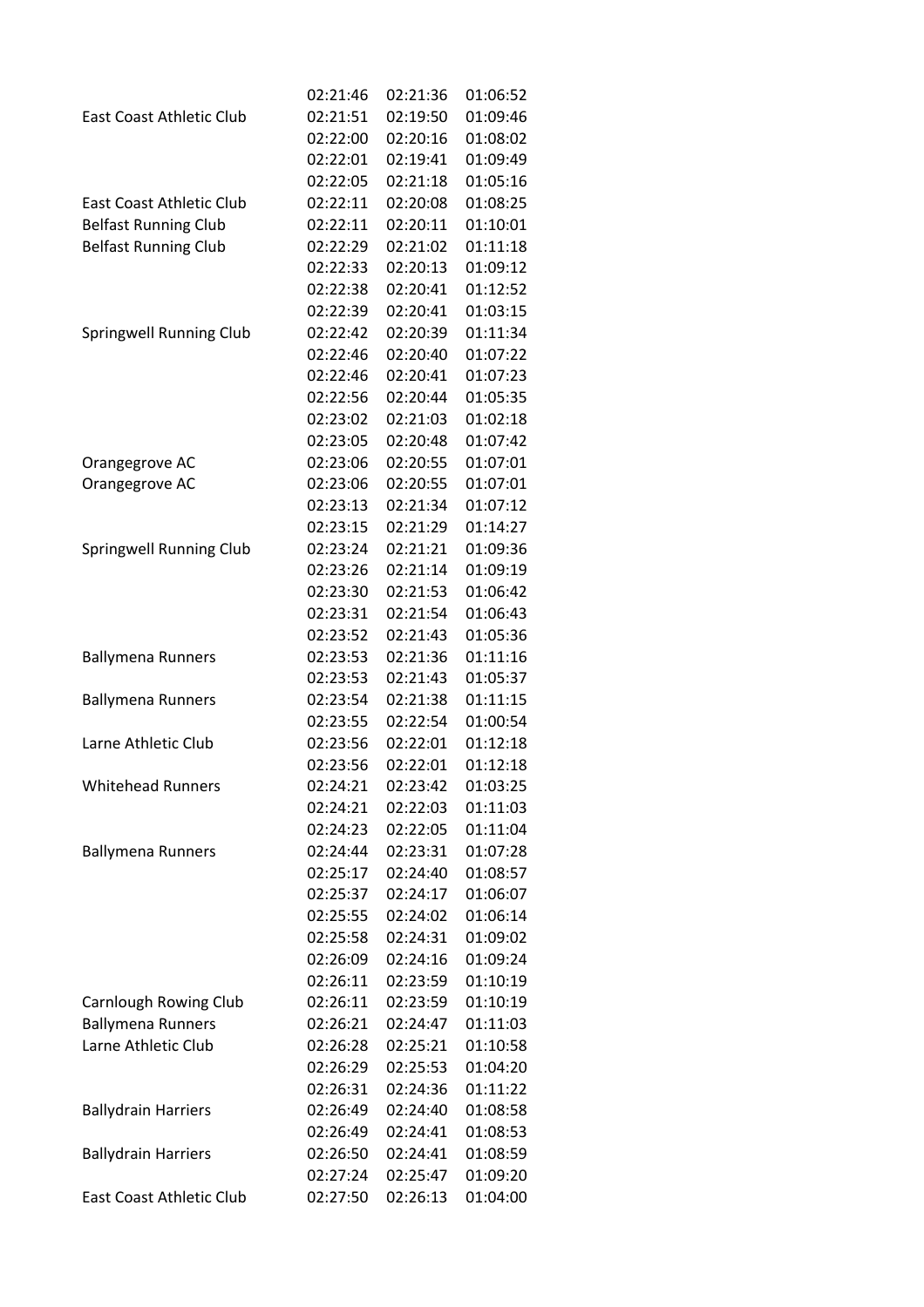| | | | |
|---|---|---|---|
| | 02:21:46 | 02:21:36 | 01:06:52 |
| East Coast Athletic Club | 02:21:51 | 02:19:50 | 01:09:46 |
| | 02:22:00 | 02:20:16 | 01:08:02 |
| | 02:22:01 | 02:19:41 | 01:09:49 |
| | 02:22:05 | 02:21:18 | 01:05:16 |
| East Coast Athletic Club | 02:22:11 | 02:20:08 | 01:08:25 |
| Belfast Running Club | 02:22:11 | 02:20:11 | 01:10:01 |
| Belfast Running Club | 02:22:29 | 02:21:02 | 01:11:18 |
| | 02:22:33 | 02:20:13 | 01:09:12 |
| | 02:22:38 | 02:20:41 | 01:12:52 |
| | 02:22:39 | 02:20:41 | 01:03:15 |
| Springwell Running Club | 02:22:42 | 02:20:39 | 01:11:34 |
| | 02:22:46 | 02:20:40 | 01:07:22 |
| | 02:22:46 | 02:20:41 | 01:07:23 |
| | 02:22:56 | 02:20:44 | 01:05:35 |
| | 02:23:02 | 02:21:03 | 01:02:18 |
| | 02:23:05 | 02:20:48 | 01:07:42 |
| Orangegrove AC | 02:23:06 | 02:20:55 | 01:07:01 |
| Orangegrove AC | 02:23:06 | 02:20:55 | 01:07:01 |
| | 02:23:13 | 02:21:34 | 01:07:12 |
| | 02:23:15 | 02:21:29 | 01:14:27 |
| Springwell Running Club | 02:23:24 | 02:21:21 | 01:09:36 |
| | 02:23:26 | 02:21:14 | 01:09:19 |
| | 02:23:30 | 02:21:53 | 01:06:42 |
| | 02:23:31 | 02:21:54 | 01:06:43 |
| | 02:23:52 | 02:21:43 | 01:05:36 |
| Ballymena Runners | 02:23:53 | 02:21:36 | 01:11:16 |
| | 02:23:53 | 02:21:43 | 01:05:37 |
| Ballymena Runners | 02:23:54 | 02:21:38 | 01:11:15 |
| | 02:23:55 | 02:22:54 | 01:00:54 |
| Larne Athletic Club | 02:23:56 | 02:22:01 | 01:12:18 |
| | 02:23:56 | 02:22:01 | 01:12:18 |
| Whitehead Runners | 02:24:21 | 02:23:42 | 01:03:25 |
| | 02:24:21 | 02:22:03 | 01:11:03 |
| | 02:24:23 | 02:22:05 | 01:11:04 |
| Ballymena Runners | 02:24:44 | 02:23:31 | 01:07:28 |
| | 02:25:17 | 02:24:40 | 01:08:57 |
| | 02:25:37 | 02:24:17 | 01:06:07 |
| | 02:25:55 | 02:24:02 | 01:06:14 |
| | 02:25:58 | 02:24:31 | 01:09:02 |
| | 02:26:09 | 02:24:16 | 01:09:24 |
| | 02:26:11 | 02:23:59 | 01:10:19 |
| Carnlough Rowing Club | 02:26:11 | 02:23:59 | 01:10:19 |
| Ballymena Runners | 02:26:21 | 02:24:47 | 01:11:03 |
| Larne Athletic Club | 02:26:28 | 02:25:21 | 01:10:58 |
| | 02:26:29 | 02:25:53 | 01:04:20 |
| | 02:26:31 | 02:24:36 | 01:11:22 |
| Ballydrain Harriers | 02:26:49 | 02:24:40 | 01:08:58 |
| | 02:26:49 | 02:24:41 | 01:08:53 |
| Ballydrain Harriers | 02:26:50 | 02:24:41 | 01:08:59 |
| | 02:27:24 | 02:25:47 | 01:09:20 |
| East Coast Athletic Club | 02:27:50 | 02:26:13 | 01:04:00 |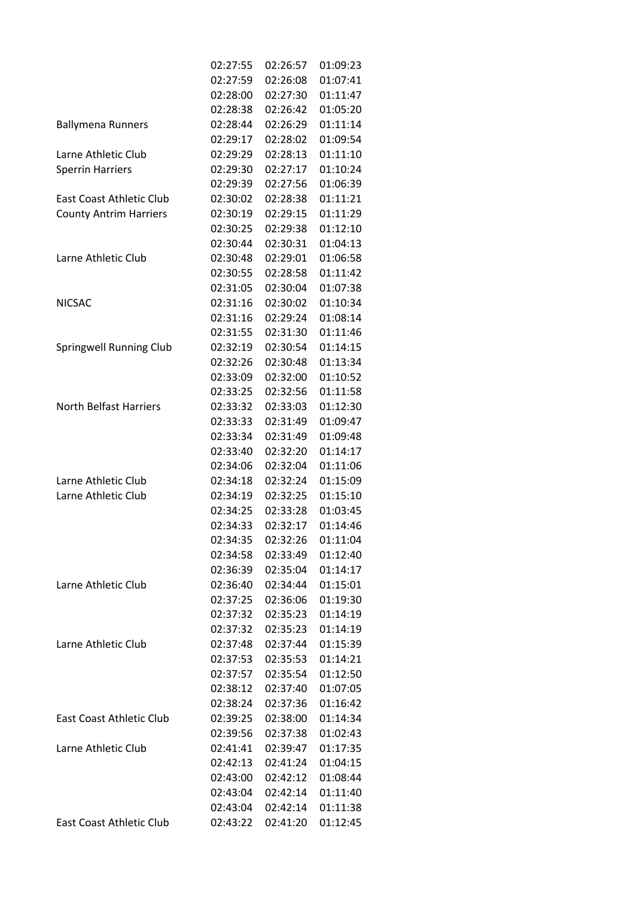| | | | |
|---|---|---|---|
| | 02:27:55 | 02:26:57 | 01:09:23 |
| | 02:27:59 | 02:26:08 | 01:07:41 |
| | 02:28:00 | 02:27:30 | 01:11:47 |
| | 02:28:38 | 02:26:42 | 01:05:20 |
| Ballymena Runners | 02:28:44 | 02:26:29 | 01:11:14 |
| | 02:29:17 | 02:28:02 | 01:09:54 |
| Larne Athletic Club | 02:29:29 | 02:28:13 | 01:11:10 |
| Sperrin Harriers | 02:29:30 | 02:27:17 | 01:10:24 |
| | 02:29:39 | 02:27:56 | 01:06:39 |
| East Coast Athletic Club | 02:30:02 | 02:28:38 | 01:11:21 |
| County Antrim Harriers | 02:30:19 | 02:29:15 | 01:11:29 |
| | 02:30:25 | 02:29:38 | 01:12:10 |
| | 02:30:44 | 02:30:31 | 01:04:13 |
| Larne Athletic Club | 02:30:48 | 02:29:01 | 01:06:58 |
| | 02:30:55 | 02:28:58 | 01:11:42 |
| | 02:31:05 | 02:30:04 | 01:07:38 |
| NICSAC | 02:31:16 | 02:30:02 | 01:10:34 |
| | 02:31:16 | 02:29:24 | 01:08:14 |
| | 02:31:55 | 02:31:30 | 01:11:46 |
| Springwell Running Club | 02:32:19 | 02:30:54 | 01:14:15 |
| | 02:32:26 | 02:30:48 | 01:13:34 |
| | 02:33:09 | 02:32:00 | 01:10:52 |
| | 02:33:25 | 02:32:56 | 01:11:58 |
| North Belfast Harriers | 02:33:32 | 02:33:03 | 01:12:30 |
| | 02:33:33 | 02:31:49 | 01:09:47 |
| | 02:33:34 | 02:31:49 | 01:09:48 |
| | 02:33:40 | 02:32:20 | 01:14:17 |
| | 02:34:06 | 02:32:04 | 01:11:06 |
| Larne Athletic Club | 02:34:18 | 02:32:24 | 01:15:09 |
| Larne Athletic Club | 02:34:19 | 02:32:25 | 01:15:10 |
| | 02:34:25 | 02:33:28 | 01:03:45 |
| | 02:34:33 | 02:32:17 | 01:14:46 |
| | 02:34:35 | 02:32:26 | 01:11:04 |
| | 02:34:58 | 02:33:49 | 01:12:40 |
| | 02:36:39 | 02:35:04 | 01:14:17 |
| Larne Athletic Club | 02:36:40 | 02:34:44 | 01:15:01 |
| | 02:37:25 | 02:36:06 | 01:19:30 |
| | 02:37:32 | 02:35:23 | 01:14:19 |
| | 02:37:32 | 02:35:23 | 01:14:19 |
| Larne Athletic Club | 02:37:48 | 02:37:44 | 01:15:39 |
| | 02:37:53 | 02:35:53 | 01:14:21 |
| | 02:37:57 | 02:35:54 | 01:12:50 |
| | 02:38:12 | 02:37:40 | 01:07:05 |
| | 02:38:24 | 02:37:36 | 01:16:42 |
| East Coast Athletic Club | 02:39:25 | 02:38:00 | 01:14:34 |
| | 02:39:56 | 02:37:38 | 01:02:43 |
| Larne Athletic Club | 02:41:41 | 02:39:47 | 01:17:35 |
| | 02:42:13 | 02:41:24 | 01:04:15 |
| | 02:43:00 | 02:42:12 | 01:08:44 |
| | 02:43:04 | 02:42:14 | 01:11:40 |
| | 02:43:04 | 02:42:14 | 01:11:38 |
| East Coast Athletic Club | 02:43:22 | 02:41:20 | 01:12:45 |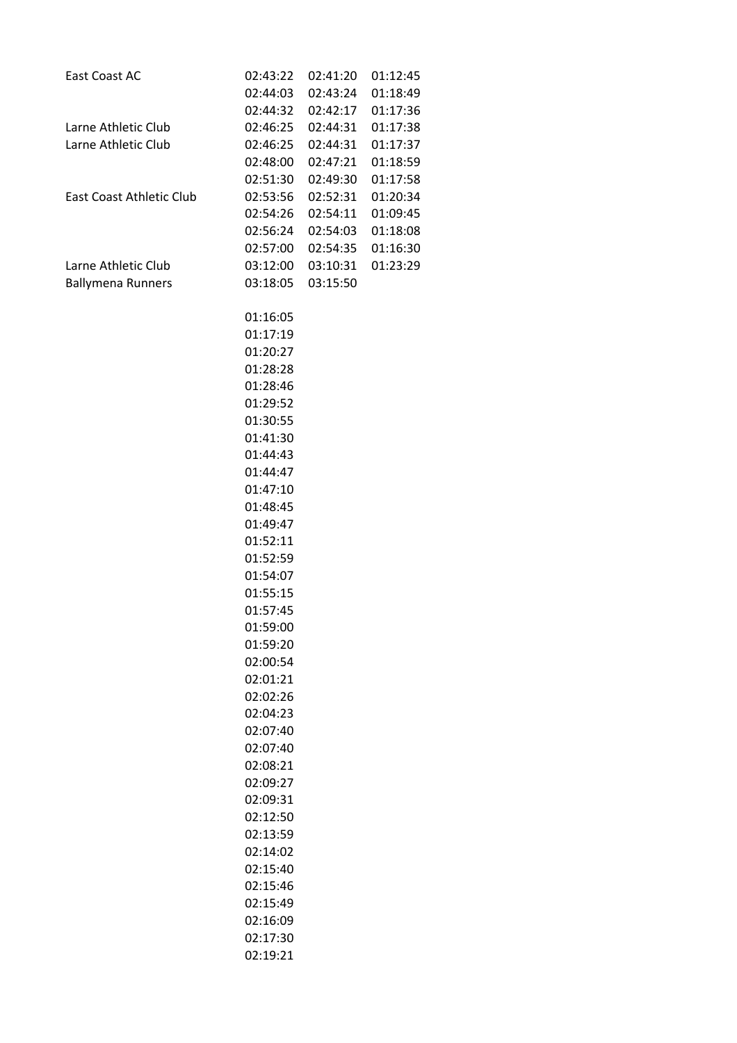| | | | |
|---|---|---|---|
| East Coast AC | 02:43:22 | 02:41:20 | 01:12:45 |
| | 02:44:03 | 02:43:24 | 01:18:49 |
| | 02:44:32 | 02:42:17 | 01:17:36 |
| Larne Athletic Club | 02:46:25 | 02:44:31 | 01:17:38 |
| Larne Athletic Club | 02:46:25 | 02:44:31 | 01:17:37 |
| | 02:48:00 | 02:47:21 | 01:18:59 |
| | 02:51:30 | 02:49:30 | 01:17:58 |
| East Coast Athletic Club | 02:53:56 | 02:52:31 | 01:20:34 |
| | 02:54:26 | 02:54:11 | 01:09:45 |
| | 02:56:24 | 02:54:03 | 01:18:08 |
| | 02:57:00 | 02:54:35 | 01:16:30 |
| Larne Athletic Club | 03:12:00 | 03:10:31 | 01:23:29 |
| Ballymena Runners | 03:18:05 | 03:15:50 | |
| | | | |
| | 01:16:05 | | |
| | 01:17:19 | | |
| | 01:20:27 | | |
| | 01:28:28 | | |
| | 01:28:46 | | |
| | 01:29:52 | | |
| | 01:30:55 | | |
| | 01:41:30 | | |
| | 01:44:43 | | |
| | 01:44:47 | | |
| | 01:47:10 | | |
| | 01:48:45 | | |
| | 01:49:47 | | |
| | 01:52:11 | | |
| | 01:52:59 | | |
| | 01:54:07 | | |
| | 01:55:15 | | |
| | 01:57:45 | | |
| | 01:59:00 | | |
| | 01:59:20 | | |
| | 02:00:54 | | |
| | 02:01:21 | | |
| | 02:02:26 | | |
| | 02:04:23 | | |
| | 02:07:40 | | |
| | 02:07:40 | | |
| | 02:08:21 | | |
| | 02:09:27 | | |
| | 02:09:31 | | |
| | 02:12:50 | | |
| | 02:13:59 | | |
| | 02:14:02 | | |
| | 02:15:40 | | |
| | 02:15:46 | | |
| | 02:15:49 | | |
| | 02:16:09 | | |
| | 02:17:30 | | |
| | 02:19:21 | | |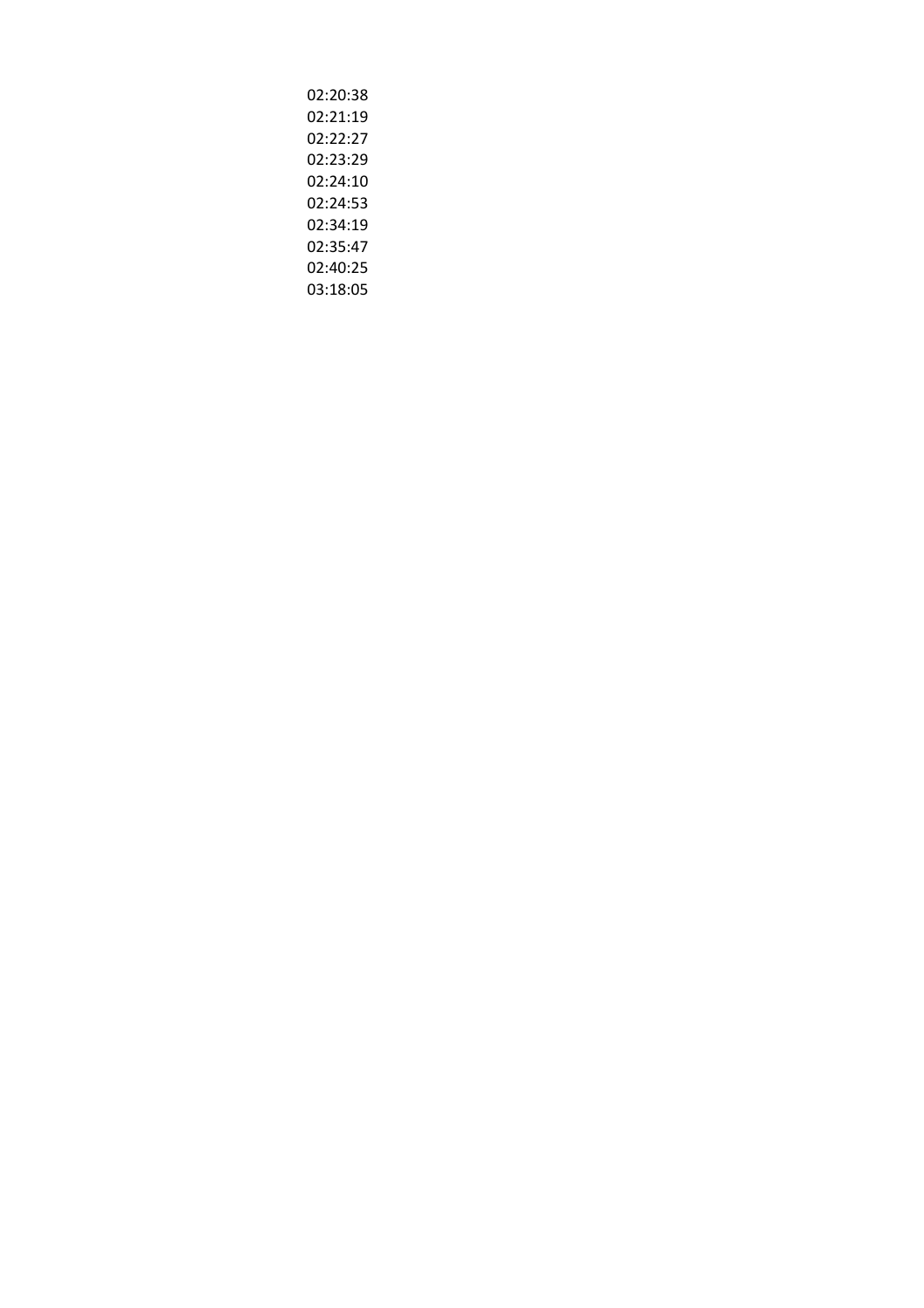02:20:38
02:21:19
02:22:27
02:23:29
02:24:10
02:24:53
02:34:19
02:35:47
02:40:25
03:18:05